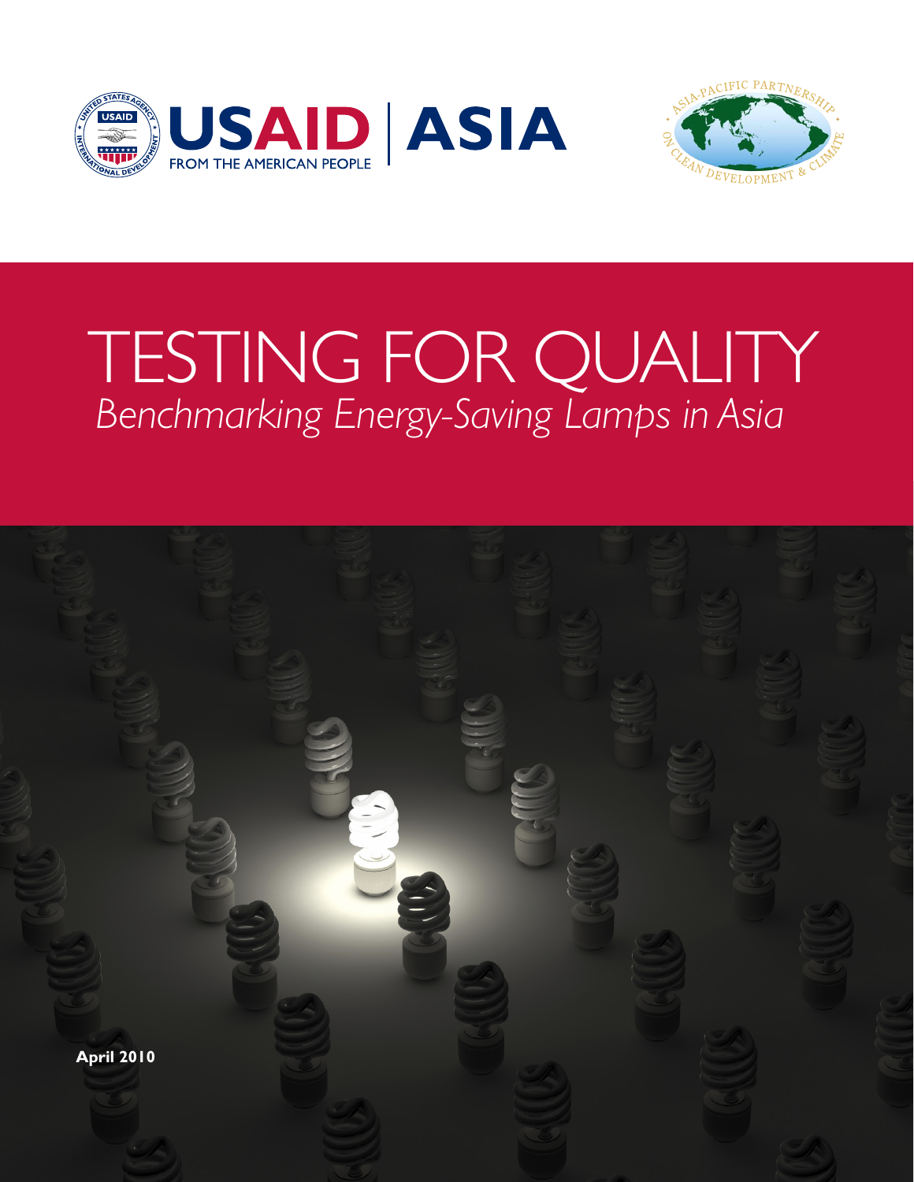USAID | ASIA

FROM THE AMERICAN PEOPLE

ASIA-PACIFIC PARTNERSHIP ON CLEAN DEVELOPMENT & CLIMATE

# TESTING FOR QUALITY

*Benchmarking Energy-Saving Lamps in Asia*

**April 2010**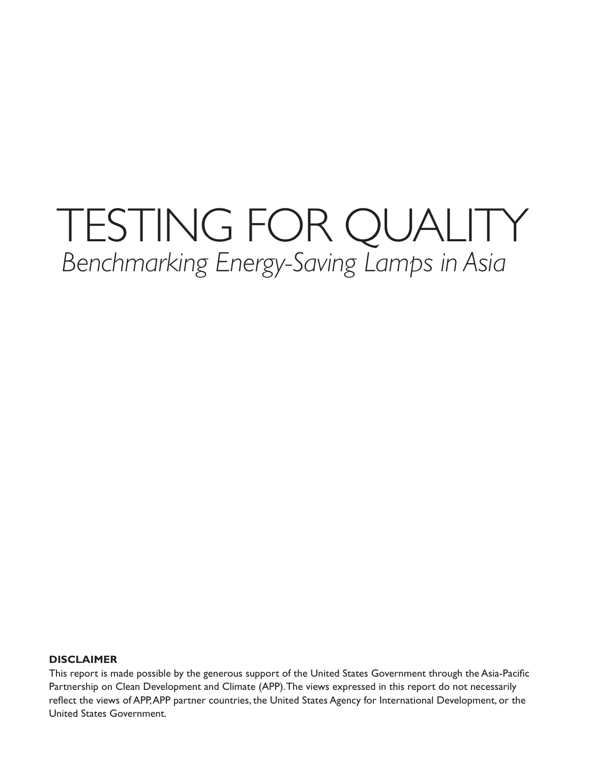# TESTING FOR QUALITY

*Benchmarking Energy-Saving Lamps in Asia*

**DISCLAIMER**

This report is made possible by the generous support of the United States Government through the Asia-Pacific Partnership on Clean Development and Climate (APP). The views expressed in this report do not necessarily reflect the views of APP, APP partner countries, the United States Agency for International Development, or the United States Government.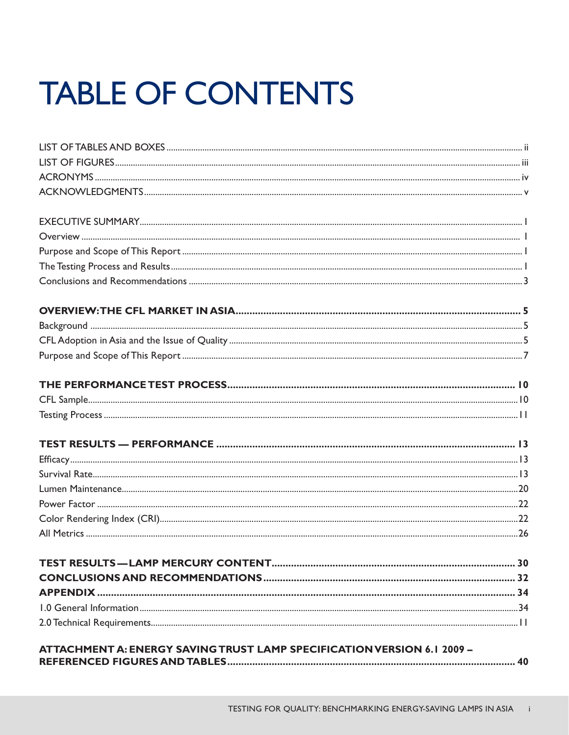# TABLE OF CONTENTS

| | |
|---|---|
| LIST OF TABLES AND BOXES | ii |
| LIST OF FIGURES | iii |
| ACRONYMS | iv |
| ACKNOWLEDGMENTS | v |
| | |
| EXECUTIVE SUMMARY | 1 |
| Overview | 1 |
| Purpose and Scope of This Report | 1 |
| The Testing Process and Results | 1 |
| Conclusions and Recommendations | 3 |
| | |
| **OVERVIEW: THE CFL MARKET IN ASIA** | **5** |
| Background | 5 |
| CFL Adoption in Asia and the Issue of Quality | 5 |
| Purpose and Scope of This Report | 7 |
| | |
| **THE PERFORMANCE TEST PROCESS** | **10** |
| CFL Sample | 10 |
| Testing Process | 11 |
| | |
| **TEST RESULTS — PERFORMANCE** | **13** |
| Efficacy | 13 |
| Survival Rate | 13 |
| Lumen Maintenance | 20 |
| Power Factor | 22 |
| Color Rendering Index (CRI) | 22 |
| All Metrics | 26 |
| | |
| **TEST RESULTS — LAMP MERCURY CONTENT** | **30** |
| **CONCLUSIONS AND RECOMMENDATIONS** | **32** |
| **APPENDIX** | **34** |
| 1.0 General Information | 34 |
| 2.0 Technical Requirements | 11 |
| | |
| **ATTACHMENT A: ENERGY SAVING TRUST LAMP SPECIFICATION VERSION 6.1 2009 – REFERENCED FIGURES AND TABLES** | **40** |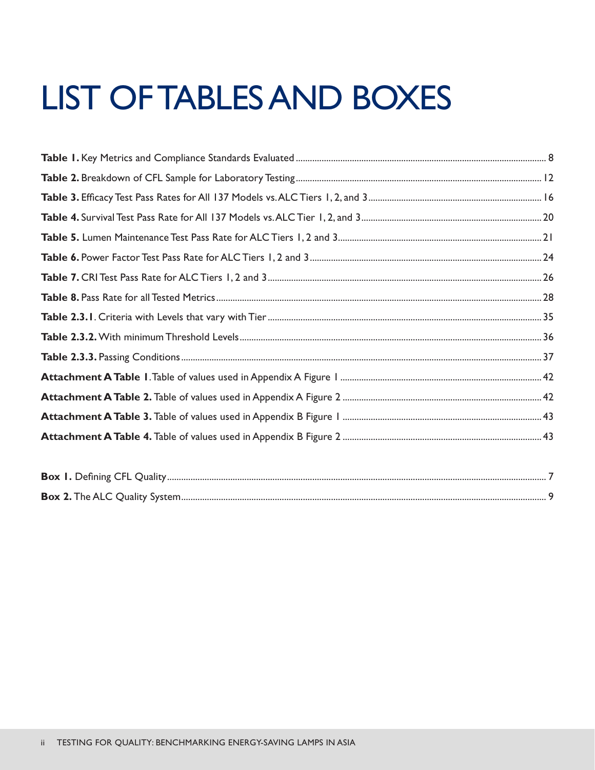# LIST OF TABLES AND BOXES

**Table 1.** Key Metrics and Compliance Standards Evaluated .......... 8

**Table 2.** Breakdown of CFL Sample for Laboratory Testing .......... 12

**Table 3.** Efficacy Test Pass Rates for All 137 Models vs. ALC Tiers 1, 2, and 3 .......... 16

**Table 4.** Survival Test Pass Rate for All 137 Models vs. ALC Tier 1, 2, and 3 .......... 20

**Table 5.** Lumen Maintenance Test Pass Rate for ALC Tiers 1, 2 and 3 .......... 21

**Table 6.** Power Factor Test Pass Rate for ALC Tiers 1, 2 and 3 .......... 24

**Table 7.** CRI Test Pass Rate for ALC Tiers 1, 2 and 3 .......... 26

**Table 8.** Pass Rate for all Tested Metrics .......... 28

**Table 2.3.1**. Criteria with Levels that vary with Tier .......... 35

**Table 2.3.2.** With minimum Threshold Levels .......... 36

**Table 2.3.3.** Passing Conditions .......... 37

**Attachment A Table 1**. Table of values used in Appendix A Figure 1 .......... 42

**Attachment A Table 2.** Table of values used in Appendix A Figure 2 .......... 42

**Attachment A Table 3.** Table of values used in Appendix B Figure 1 .......... 43

**Attachment A Table 4.** Table of values used in Appendix B Figure 2 .......... 43

**Box 1.** Defining CFL Quality .......... 7

**Box 2.** The ALC Quality System .......... 9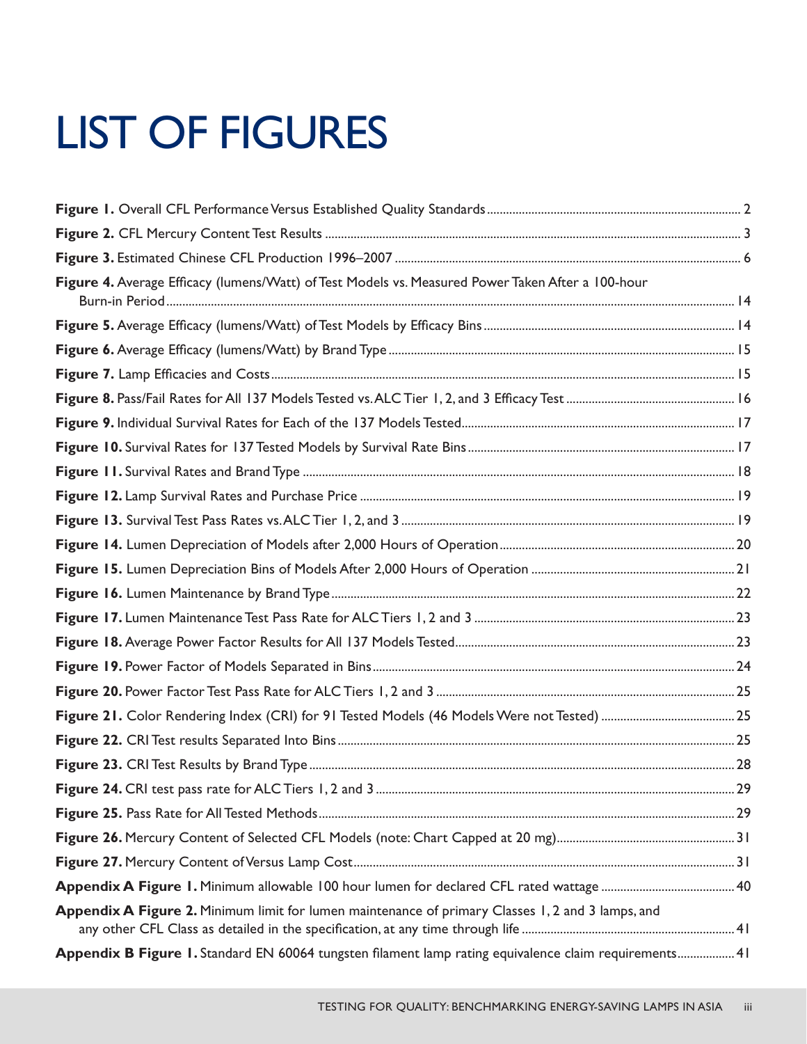# LIST OF FIGURES

**Figure 1.** Overall CFL Performance Versus Established Quality Standards ............ 2

**Figure 2.** CFL Mercury Content Test Results ............ 3

**Figure 3.** Estimated Chinese CFL Production 1996–2007 ............ 6

**Figure 4.** Average Efficacy (lumens/Watt) of Test Models vs. Measured Power Taken After a 100-hour Burn-in Period ............ 14

**Figure 5.** Average Efficacy (lumens/Watt) of Test Models by Efficacy Bins ............ 14

**Figure 6.** Average Efficacy (lumens/Watt) by Brand Type ............ 15

**Figure 7.** Lamp Efficacies and Costs ............ 15

**Figure 8.** Pass/Fail Rates for All 137 Models Tested vs. ALC Tier 1, 2, and 3 Efficacy Test ............ 16

**Figure 9.** Individual Survival Rates for Each of the 137 Models Tested ............ 17

**Figure 10.** Survival Rates for 137 Tested Models by Survival Rate Bins ............ 17

**Figure 11.** Survival Rates and Brand Type ............ 18

**Figure 12.** Lamp Survival Rates and Purchase Price ............ 19

**Figure 13.** Survival Test Pass Rates vs. ALC Tier 1, 2, and 3 ............ 19

**Figure 14.** Lumen Depreciation of Models after 2,000 Hours of Operation ............ 20

**Figure 15.** Lumen Depreciation Bins of Models After 2,000 Hours of Operation ............ 21

**Figure 16.** Lumen Maintenance by Brand Type ............ 22

**Figure 17.** Lumen Maintenance Test Pass Rate for ALC Tiers 1, 2 and 3 ............ 23

**Figure 18.** Average Power Factor Results for All 137 Models Tested ............ 23

**Figure 19.** Power Factor of Models Separated in Bins ............ 24

**Figure 20.** Power Factor Test Pass Rate for ALC Tiers 1, 2 and 3 ............ 25

**Figure 21.** Color Rendering Index (CRI) for 91 Tested Models (46 Models Were not Tested) ............ 25

**Figure 22.** CRI Test results Separated Into Bins ............ 25

**Figure 23.** CRI Test Results by Brand Type ............ 28

**Figure 24.** CRI test pass rate for ALC Tiers 1, 2 and 3 ............ 29

**Figure 25.** Pass Rate for All Tested Methods ............ 29

**Figure 26.** Mercury Content of Selected CFL Models (note: Chart Capped at 20 mg) ............ 31

**Figure 27.** Mercury Content of Versus Lamp Cost ............ 31

**Appendix A Figure 1.** Minimum allowable 100 hour lumen for declared CFL rated wattage ............ 40

**Appendix A Figure 2.** Minimum limit for lumen maintenance of primary Classes 1, 2 and 3 lamps, and any other CFL Class as detailed in the specification, at any time through life ............ 41

**Appendix B Figure 1.** Standard EN 60064 tungsten filament lamp rating equivalence claim requirements ............ 41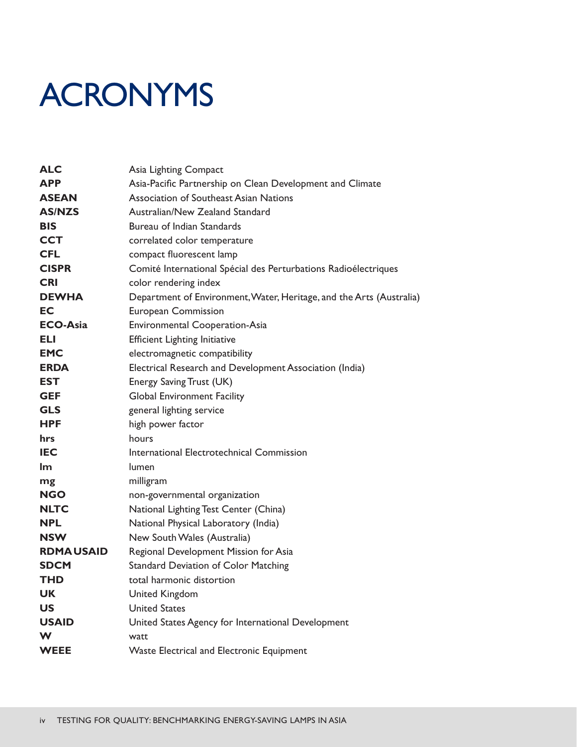# ACRONYMS

| | |
|---|---|
| **ALC** | Asia Lighting Compact |
| **APP** | Asia-Pacific Partnership on Clean Development and Climate |
| **ASEAN** | Association of Southeast Asian Nations |
| **AS/NZS** | Australian/New Zealand Standard |
| **BIS** | Bureau of Indian Standards |
| **CCT** | correlated color temperature |
| **CFL** | compact fluorescent lamp |
| **CISPR** | Comité International Spécial des Perturbations Radioélectriques |
| **CRI** | color rendering index |
| **DEWHA** | Department of Environment, Water, Heritage, and the Arts (Australia) |
| **EC** | European Commission |
| **ECO-Asia** | Environmental Cooperation-Asia |
| **ELI** | Efficient Lighting Initiative |
| **EMC** | electromagnetic compatibility |
| **ERDA** | Electrical Research and Development Association (India) |
| **EST** | Energy Saving Trust (UK) |
| **GEF** | Global Environment Facility |
| **GLS** | general lighting service |
| **HPF** | high power factor |
| **hrs** | hours |
| **IEC** | International Electrotechnical Commission |
| **lm** | lumen |
| **mg** | milligram |
| **NGO** | non-governmental organization |
| **NLTC** | National Lighting Test Center (China) |
| **NPL** | National Physical Laboratory (India) |
| **NSW** | New South Wales (Australia) |
| **RDMA USAID** | Regional Development Mission for Asia |
| **SDCM** | Standard Deviation of Color Matching |
| **THD** | total harmonic distortion |
| **UK** | United Kingdom |
| **US** | United States |
| **USAID** | United States Agency for International Development |
| **W** | watt |
| **WEEE** | Waste Electrical and Electronic Equipment |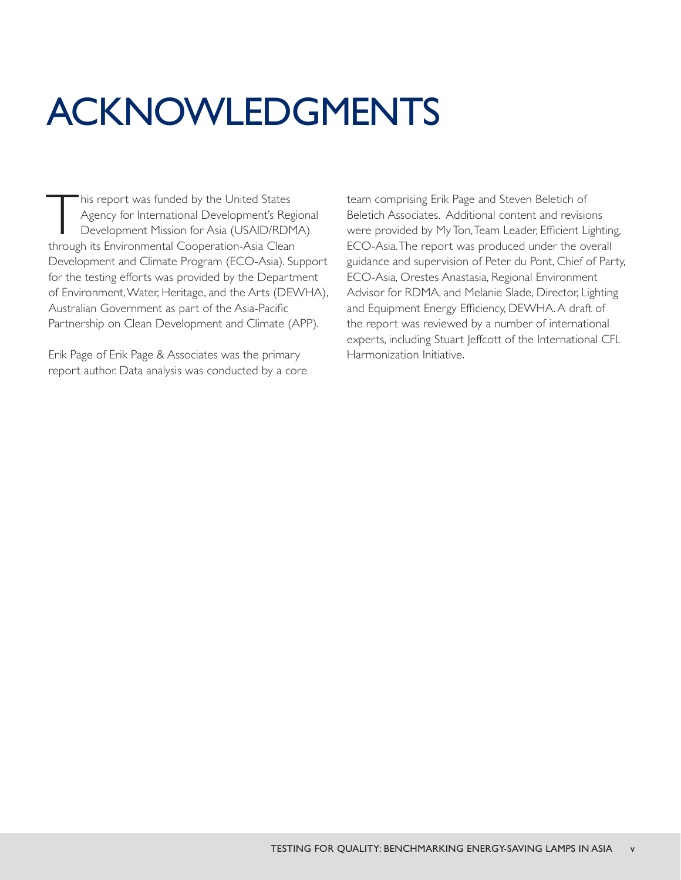# ACKNOWLEDGMENTS

This report was funded by the United States Agency for International Development's Regional Development Mission for Asia (USAID/RDMA) through its Environmental Cooperation-Asia Clean Development and Climate Program (ECO-Asia). Support for the testing efforts was provided by the Department of Environment, Water, Heritage, and the Arts (DEWHA), Australian Government as part of the Asia-Pacific Partnership on Clean Development and Climate (APP).

Erik Page of Erik Page & Associates was the primary report author. Data analysis was conducted by a core team comprising Erik Page and Steven Beletich of Beletich Associates. Additional content and revisions were provided by My Ton, Team Leader, Efficient Lighting, ECO-Asia. The report was produced under the overall guidance and supervision of Peter du Pont, Chief of Party, ECO-Asia, Orestes Anastasia, Regional Environment Advisor for RDMA, and Melanie Slade, Director, Lighting and Equipment Energy Efficiency, DEWHA. A draft of the report was reviewed by a number of international experts, including Stuart Jeffcott of the International CFL Harmonization Initiative.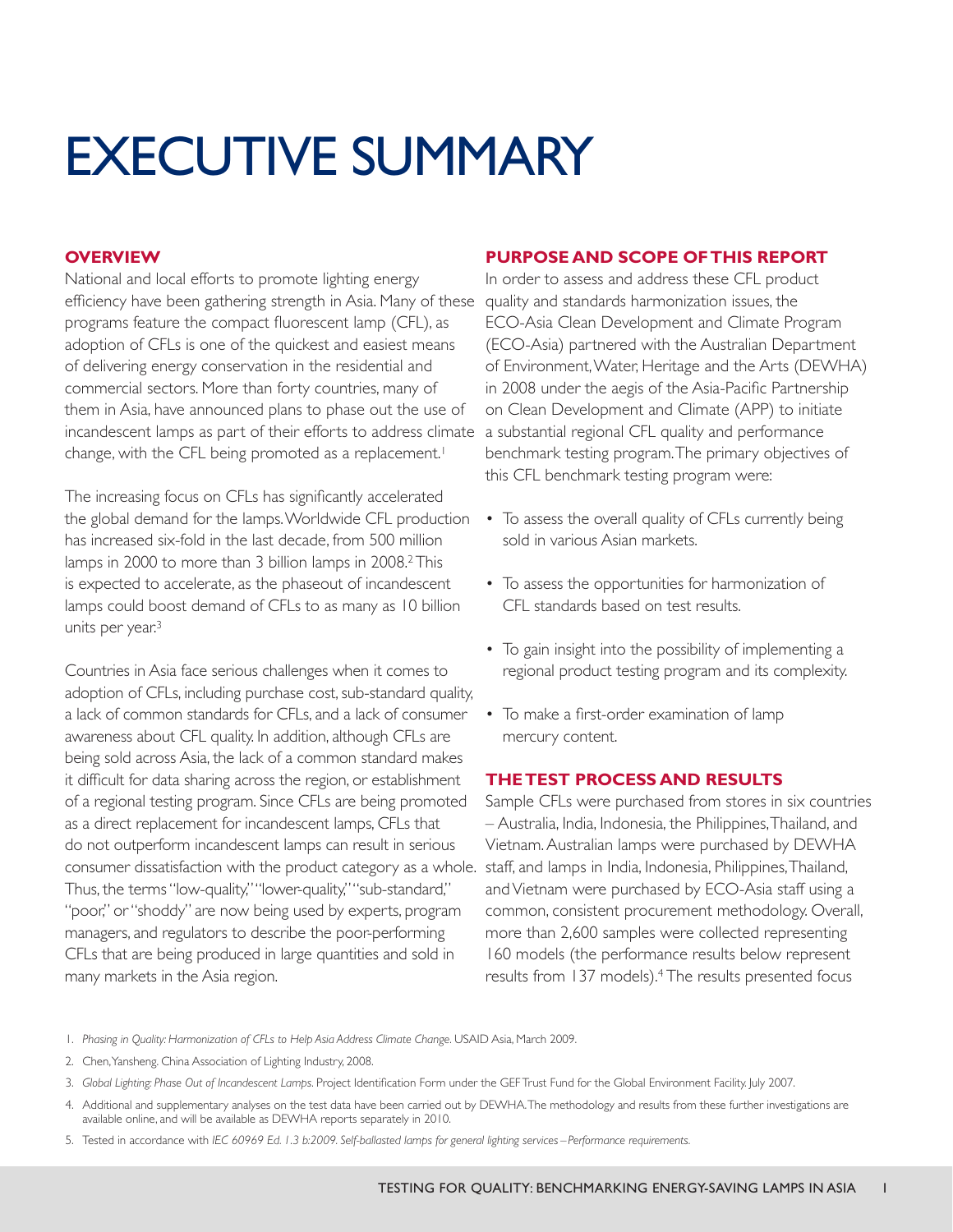# EXECUTIVE SUMMARY

## OVERVIEW

National and local efforts to promote lighting energy efficiency have been gathering strength in Asia. Many of these programs feature the compact fluorescent lamp (CFL), as adoption of CFLs is one of the quickest and easiest means of delivering energy conservation in the residential and commercial sectors. More than forty countries, many of them in Asia, have announced plans to phase out the use of incandescent lamps as part of their efforts to address climate change, with the CFL being promoted as a replacement.[1]

The increasing focus on CFLs has significantly accelerated the global demand for the lamps. Worldwide CFL production has increased six-fold in the last decade, from 500 million lamps in 2000 to more than 3 billion lamps in 2008.[2] This is expected to accelerate, as the phaseout of incandescent lamps could boost demand of CFLs to as many as 10 billion units per year.[3]

Countries in Asia face serious challenges when it comes to adoption of CFLs, including purchase cost, sub-standard quality, a lack of common standards for CFLs, and a lack of consumer awareness about CFL quality. In addition, although CFLs are being sold across Asia, the lack of a common standard makes it difficult for data sharing across the region, or establishment of a regional testing program. Since CFLs are being promoted as a direct replacement for incandescent lamps, CFLs that do not outperform incandescent lamps can result in serious consumer dissatisfaction with the product category as a whole. Thus, the terms "low-quality," "lower-quality," "sub-standard," "poor," or "shoddy" are now being used by experts, program managers, and regulators to describe the poor-performing CFLs that are being produced in large quantities and sold in many markets in the Asia region.

## PURPOSE AND SCOPE OF THIS REPORT

In order to assess and address these CFL product quality and standards harmonization issues, the ECO-Asia Clean Development and Climate Program (ECO-Asia) partnered with the Australian Department of Environment, Water, Heritage and the Arts (DEWHA) in 2008 under the aegis of the Asia-Pacific Partnership on Clean Development and Climate (APP) to initiate a substantial regional CFL quality and performance benchmark testing program. The primary objectives of this CFL benchmark testing program were:

- To assess the overall quality of CFLs currently being sold in various Asian markets.
- To assess the opportunities for harmonization of CFL standards based on test results.
- To gain insight into the possibility of implementing a regional product testing program and its complexity.
- To make a first-order examination of lamp mercury content.

## THE TEST PROCESS AND RESULTS

Sample CFLs were purchased from stores in six countries – Australia, India, Indonesia, the Philippines, Thailand, and Vietnam. Australian lamps were purchased by DEWHA staff, and lamps in India, Indonesia, Philippines, Thailand, and Vietnam were purchased by ECO-Asia staff using a common, consistent procurement methodology. Overall, more than 2,600 samples were collected representing 160 models (the performance results below represent results from 137 models).[4] The results presented focus

1. *Phasing in Quality: Harmonization of CFLs to Help Asia Address Climate Change*. USAID Asia, March 2009.
2. Chen, Yansheng. China Association of Lighting Industry, 2008.
3. *Global Lighting: Phase Out of Incandescent Lamps*. Project Identification Form under the GEF Trust Fund for the Global Environment Facility. July 2007.
4. Additional and supplementary analyses on the test data have been carried out by DEWHA. The methodology and results from these further investigations are available online, and will be available as DEWHA reports separately in 2010.
5. Tested in accordance with *IEC 60969 Ed. 1.3 b:2009. Self-ballasted lamps for general lighting services – Performance requirements.*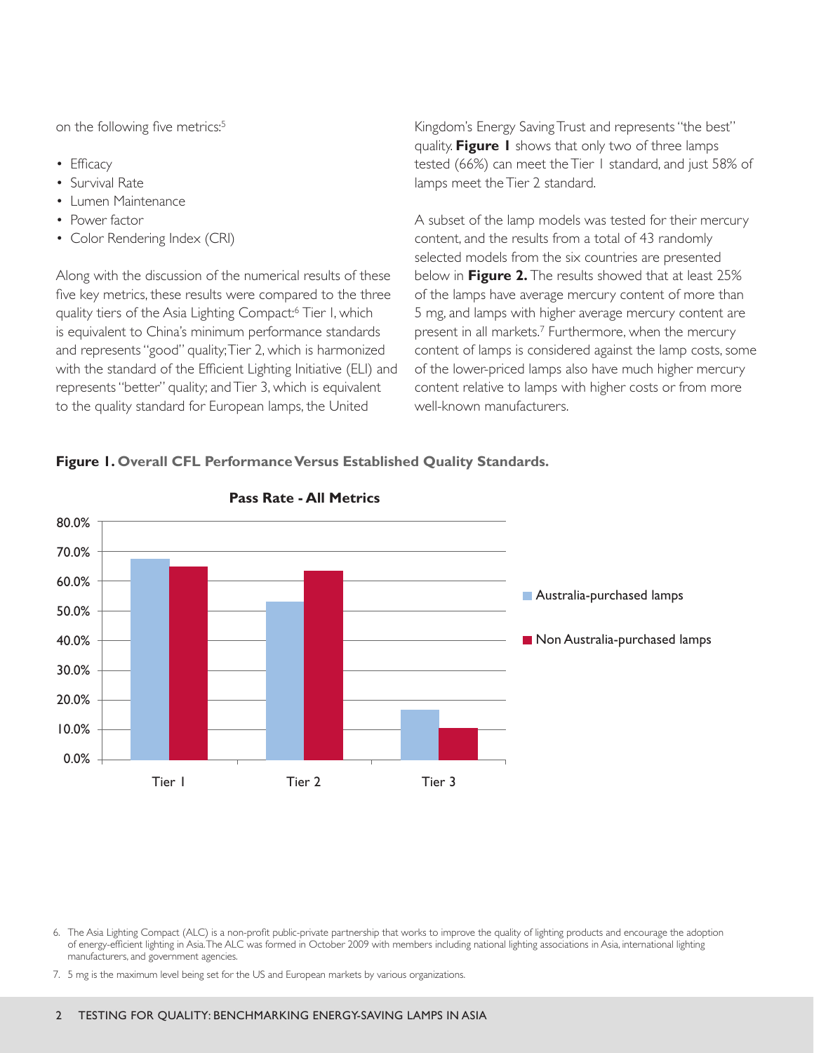on the following five metrics:[5]

- Efficacy
- Survival Rate
- Lumen Maintenance
- Power factor
- Color Rendering Index (CRI)

Along with the discussion of the numerical results of these five key metrics, these results were compared to the three quality tiers of the Asia Lighting Compact:[6] Tier I, which is equivalent to China's minimum performance standards and represents "good" quality; Tier 2, which is harmonized with the standard of the Efficient Lighting Initiative (ELI) and represents "better" quality; and Tier 3, which is equivalent to the quality standard for European lamps, the United Kingdom's Energy Saving Trust and represents "the best" quality. **Figure 1** shows that only two of three lamps tested (66%) can meet the Tier 1 standard, and just 58% of lamps meet the Tier 2 standard.

A subset of the lamp models was tested for their mercury content, and the results from a total of 43 randomly selected models from the six countries are presented below in **Figure 2.** The results showed that at least 25% of the lamps have average mercury content of more than 5 mg, and lamps with higher average mercury content are present in all markets.[7] Furthermore, when the mercury content of lamps is considered against the lamp costs, some of the lower-priced lamps also have much higher mercury content relative to lamps with higher costs or from more well-known manufacturers.

**Figure 1. Overall CFL Performance Versus Established Quality Standards.**

**Pass Rate - All Metrics**

| | Tier 1 | Tier 2 | Tier 3 |
|---|---|---|---|
| Australia-purchased lamps | ~67.5% | ~53% | ~16.5% |
| Non Australia-purchased lamps | ~65% | ~63.5% | ~10.5% |

6. The Asia Lighting Compact (ALC) is a non-profit public-private partnership that works to improve the quality of lighting products and encourage the adoption of energy-efficient lighting in Asia. The ALC was formed in October 2009 with members including national lighting associations in Asia, international lighting manufacturers, and government agencies.

7. 5 mg is the maximum level being set for the US and European markets by various organizations.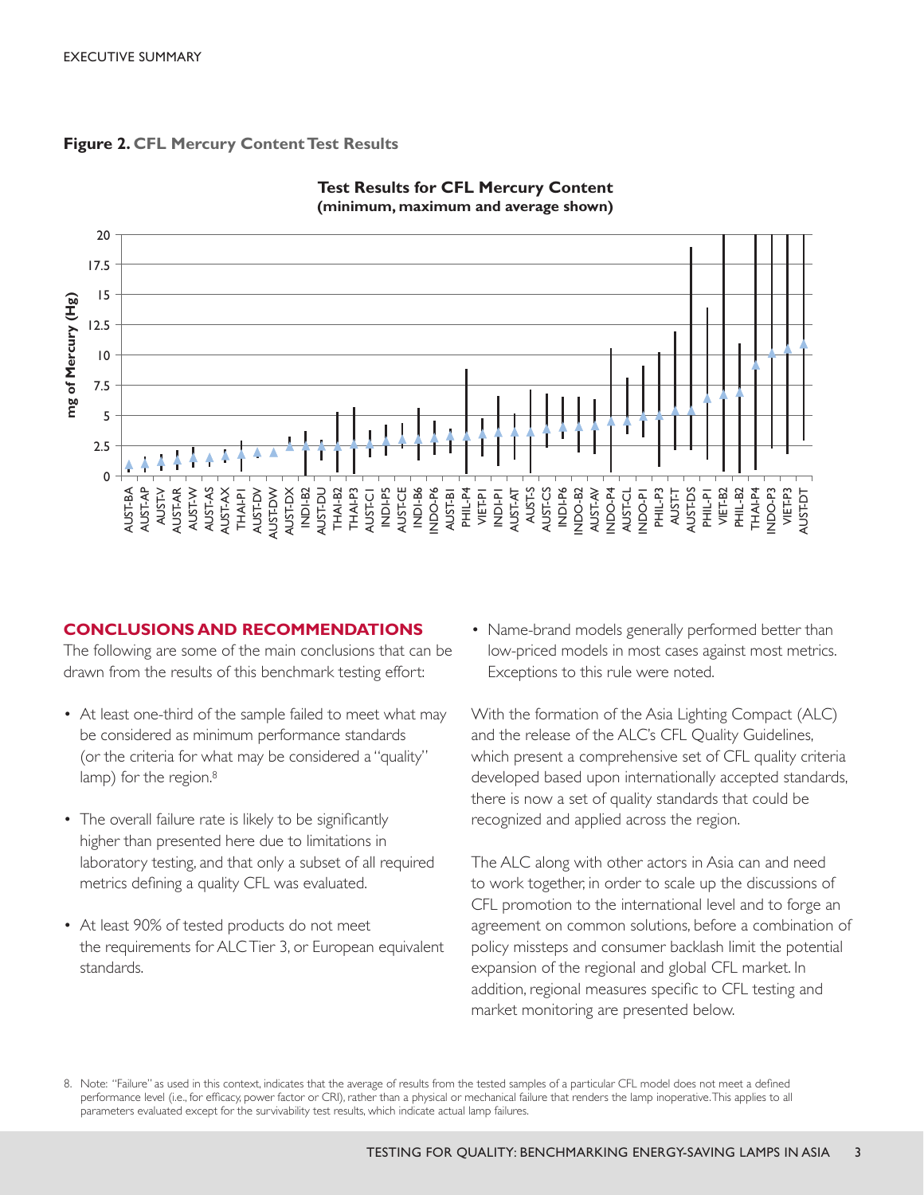**Figure 2.** CFL Mercury Content Test Results

**Test Results for CFL Mercury Content (minimum, maximum and average shown)**

## CONCLUSIONS AND RECOMMENDATIONS

The following are some of the main conclusions that can be drawn from the results of this benchmark testing effort:

- At least one-third of the sample failed to meet what may be considered as minimum performance standards (or the criteria for what may be considered a "quality" lamp) for the region.[8]
- The overall failure rate is likely to be significantly higher than presented here due to limitations in laboratory testing, and that only a subset of all required metrics defining a quality CFL was evaluated.
- At least 90% of tested products do not meet the requirements for ALC Tier 3, or European equivalent standards.
- Name-brand models generally performed better than low-priced models in most cases against most metrics. Exceptions to this rule were noted.

With the formation of the Asia Lighting Compact (ALC) and the release of the ALC's CFL Quality Guidelines, which present a comprehensive set of CFL quality criteria developed based upon internationally accepted standards, there is now a set of quality standards that could be recognized and applied across the region.

The ALC along with other actors in Asia can and need to work together, in order to scale up the discussions of CFL promotion to the international level and to forge an agreement on common solutions, before a combination of policy missteps and consumer backlash limit the potential expansion of the regional and global CFL market. In addition, regional measures specific to CFL testing and market monitoring are presented below.

8. Note: "Failure" as used in this context, indicates that the average of results from the tested samples of a particular CFL model does not meet a defined performance level (i.e., for efficacy, power factor or CRI), rather than a physical or mechanical failure that renders the lamp inoperative. This applies to all parameters evaluated except for the survivability test results, which indicate actual lamp failures.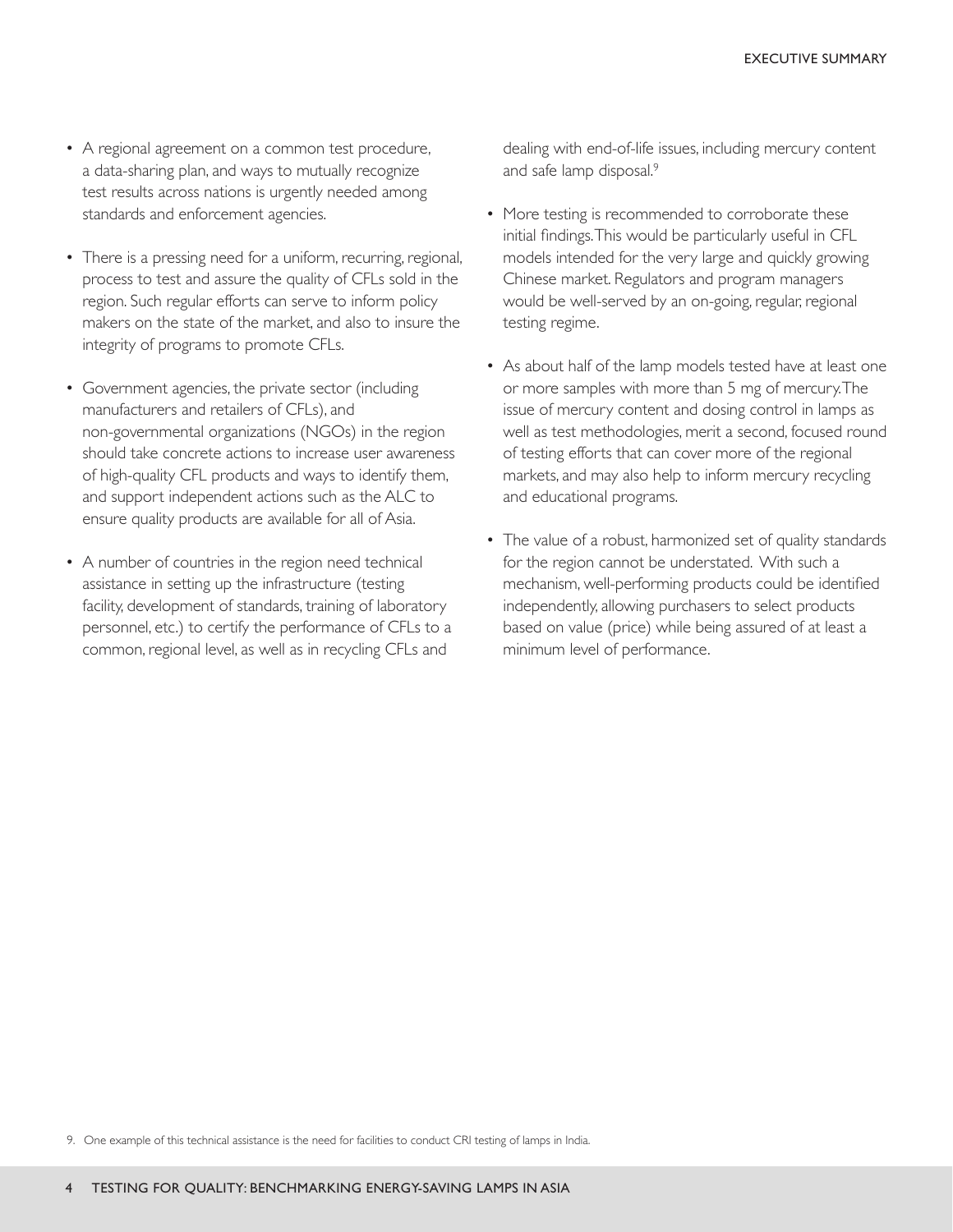- A regional agreement on a common test procedure, a data-sharing plan, and ways to mutually recognize test results across nations is urgently needed among standards and enforcement agencies.

- There is a pressing need for a uniform, recurring, regional, process to test and assure the quality of CFLs sold in the region. Such regular efforts can serve to inform policy makers on the state of the market, and also to insure the integrity of programs to promote CFLs.

- Government agencies, the private sector (including manufacturers and retailers of CFLs), and non-governmental organizations (NGOs) in the region should take concrete actions to increase user awareness of high-quality CFL products and ways to identify them, and support independent actions such as the ALC to ensure quality products are available for all of Asia.

- A number of countries in the region need technical assistance in setting up the infrastructure (testing facility, development of standards, training of laboratory personnel, etc.) to certify the performance of CFLs to a common, regional level, as well as in recycling CFLs and dealing with end-of-life issues, including mercury content and safe lamp disposal.[9]

- More testing is recommended to corroborate these initial findings. This would be particularly useful in CFL models intended for the very large and quickly growing Chinese market. Regulators and program managers would be well-served by an on-going, regular, regional testing regime.

- As about half of the lamp models tested have at least one or more samples with more than 5 mg of mercury. The issue of mercury content and dosing control in lamps as well as test methodologies, merit a second, focused round of testing efforts that can cover more of the regional markets, and may also help to inform mercury recycling and educational programs.

- The value of a robust, harmonized set of quality standards for the region cannot be understated. With such a mechanism, well-performing products could be identified independently, allowing purchasers to select products based on value (price) while being assured of at least a minimum level of performance.

9. One example of this technical assistance is the need for facilities to conduct CRI testing of lamps in India.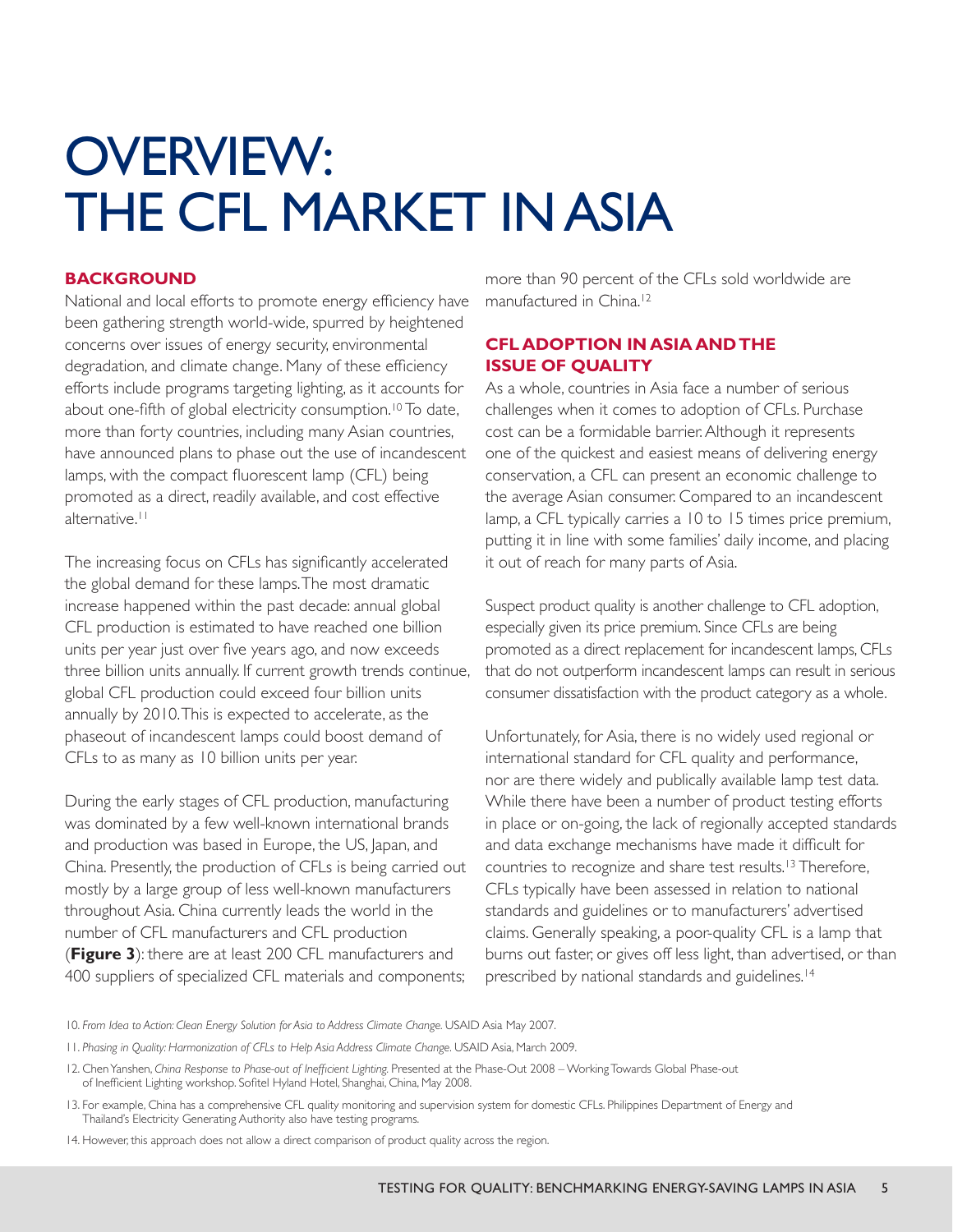# OVERVIEW: THE CFL MARKET IN ASIA

## BACKGROUND

National and local efforts to promote energy efficiency have been gathering strength world-wide, spurred by heightened concerns over issues of energy security, environmental degradation, and climate change. Many of these efficiency efforts include programs targeting lighting, as it accounts for about one-fifth of global electricity consumption.[10] To date, more than forty countries, including many Asian countries, have announced plans to phase out the use of incandescent lamps, with the compact fluorescent lamp (CFL) being promoted as a direct, readily available, and cost effective alternative.[11]

The increasing focus on CFLs has significantly accelerated the global demand for these lamps. The most dramatic increase happened within the past decade: annual global CFL production is estimated to have reached one billion units per year just over five years ago, and now exceeds three billion units annually. If current growth trends continue, global CFL production could exceed four billion units annually by 2010. This is expected to accelerate, as the phaseout of incandescent lamps could boost demand of CFLs to as many as 10 billion units per year.

During the early stages of CFL production, manufacturing was dominated by a few well-known international brands and production was based in Europe, the US, Japan, and China. Presently, the production of CFLs is being carried out mostly by a large group of less well-known manufacturers throughout Asia. China currently leads the world in the number of CFL manufacturers and CFL production (**Figure 3**): there are at least 200 CFL manufacturers and 400 suppliers of specialized CFL materials and components; more than 90 percent of the CFLs sold worldwide are manufactured in China.[12]

## CFL ADOPTION IN ASIA AND THE ISSUE OF QUALITY

As a whole, countries in Asia face a number of serious challenges when it comes to adoption of CFLs. Purchase cost can be a formidable barrier. Although it represents one of the quickest and easiest means of delivering energy conservation, a CFL can present an economic challenge to the average Asian consumer. Compared to an incandescent lamp, a CFL typically carries a 10 to 15 times price premium, putting it in line with some families' daily income, and placing it out of reach for many parts of Asia.

Suspect product quality is another challenge to CFL adoption, especially given its price premium. Since CFLs are being promoted as a direct replacement for incandescent lamps, CFLs that do not outperform incandescent lamps can result in serious consumer dissatisfaction with the product category as a whole.

Unfortunately, for Asia, there is no widely used regional or international standard for CFL quality and performance, nor are there widely and publically available lamp test data. While there have been a number of product testing efforts in place or on-going, the lack of regionally accepted standards and data exchange mechanisms have made it difficult for countries to recognize and share test results.[13] Therefore, CFLs typically have been assessed in relation to national standards and guidelines or to manufacturers' advertised claims. Generally speaking, a poor-quality CFL is a lamp that burns out faster, or gives off less light, than advertised, or than prescribed by national standards and guidelines.[14]

10. *From Idea to Action: Clean Energy Solution for Asia to Address Climate Change.* USAID Asia May 2007.

11. *Phasing in Quality: Harmonization of CFLs to Help Asia Address Climate Change.* USAID Asia, March 2009.

12. Chen Yanshen, *China Response to Phase-out of Inefficient Lighting.* Presented at the Phase-Out 2008 – Working Towards Global Phase-out of Inefficient Lighting workshop. Sofitel Hyland Hotel, Shanghai, China, May 2008.

13. For example, China has a comprehensive CFL quality monitoring and supervision system for domestic CFLs. Philippines Department of Energy and Thailand's Electricity Generating Authority also have testing programs.

14. However, this approach does not allow a direct comparison of product quality across the region.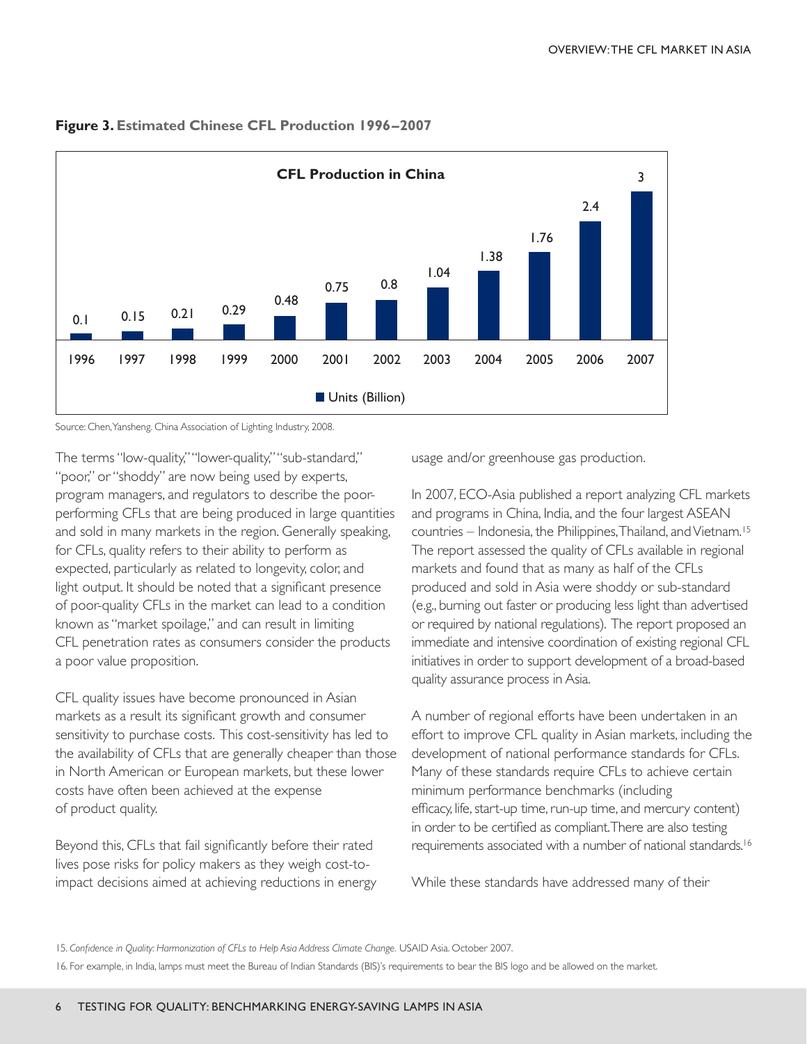**Figure 3.** **Estimated Chinese CFL Production 1996–2007**

| Year | 1996 | 1997 | 1998 | 1999 | 2000 | 2001 | 2002 | 2003 | 2004 | 2005 | 2006 | 2007 |
|---|---|---|---|---|---|---|---|---|---|---|---|---|
| Units (Billion) | 0.1 | 0.15 | 0.21 | 0.29 | 0.48 | 0.75 | 0.8 | 1.04 | 1.38 | 1.76 | 2.4 | 3 |

Source: Chen, Yansheng. China Association of Lighting Industry, 2008.

The terms "low-quality," "lower-quality," "sub-standard," "poor," or "shoddy" are now being used by experts, program managers, and regulators to describe the poor-performing CFLs that are being produced in large quantities and sold in many markets in the region. Generally speaking, for CFLs, quality refers to their ability to perform as expected, particularly as related to longevity, color, and light output. It should be noted that a significant presence of poor-quality CFLs in the market can lead to a condition known as "market spoilage," and can result in limiting CFL penetration rates as consumers consider the products a poor value proposition.

CFL quality issues have become pronounced in Asian markets as a result its significant growth and consumer sensitivity to purchase costs. This cost-sensitivity has led to the availability of CFLs that are generally cheaper than those in North American or European markets, but these lower costs have often been achieved at the expense of product quality.

Beyond this, CFLs that fail significantly before their rated lives pose risks for policy makers as they weigh cost-to-impact decisions aimed at achieving reductions in energy usage and/or greenhouse gas production.

In 2007, ECO-Asia published a report analyzing CFL markets and programs in China, India, and the four largest ASEAN countries – Indonesia, the Philippines, Thailand, and Vietnam.[15] The report assessed the quality of CFLs available in regional markets and found that as many as half of the CFLs produced and sold in Asia were shoddy or sub-standard (e.g., burning out faster or producing less light than advertised or required by national regulations). The report proposed an immediate and intensive coordination of existing regional CFL initiatives in order to support development of a broad-based quality assurance process in Asia.

A number of regional efforts have been undertaken in an effort to improve CFL quality in Asian markets, including the development of national performance standards for CFLs. Many of these standards require CFLs to achieve certain minimum performance benchmarks (including efficacy, life, start-up time, run-up time, and mercury content) in order to be certified as compliant. There are also testing requirements associated with a number of national standards.[16]

While these standards have addressed many of their

15. *Confidence in Quality: Harmonization of CFLs to Help Asia Address Climate Change.* USAID Asia. October 2007.

16. For example, in India, lamps must meet the Bureau of Indian Standards (BIS)'s requirements to bear the BIS logo and be allowed on the market.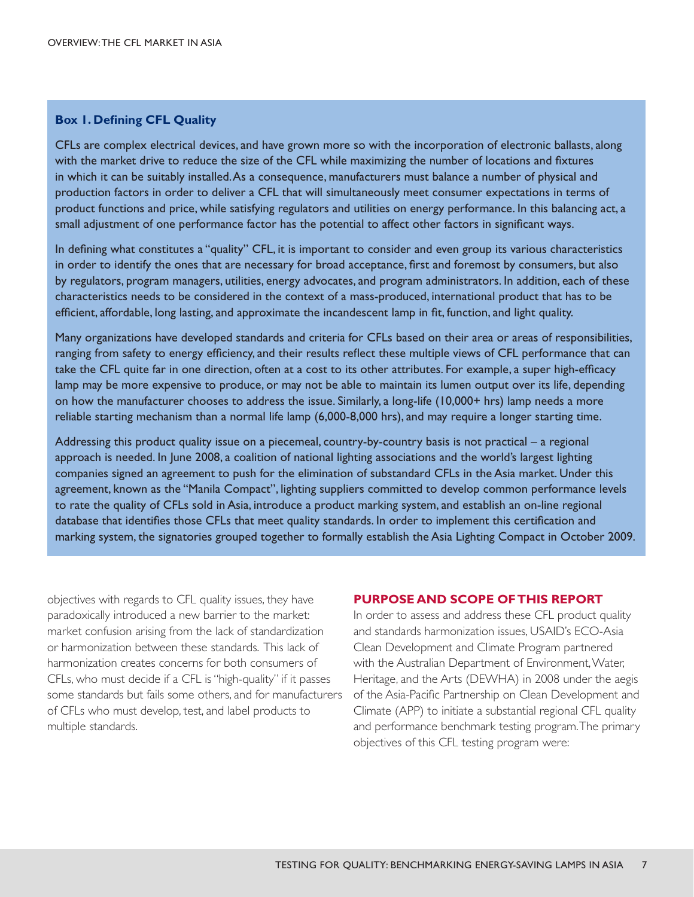### Box 1. Defining CFL Quality

CFLs are complex electrical devices, and have grown more so with the incorporation of electronic ballasts, along with the market drive to reduce the size of the CFL while maximizing the number of locations and fixtures in which it can be suitably installed. As a consequence, manufacturers must balance a number of physical and production factors in order to deliver a CFL that will simultaneously meet consumer expectations in terms of product functions and price, while satisfying regulators and utilities on energy performance. In this balancing act, a small adjustment of one performance factor has the potential to affect other factors in significant ways.

In defining what constitutes a "quality" CFL, it is important to consider and even group its various characteristics in order to identify the ones that are necessary for broad acceptance, first and foremost by consumers, but also by regulators, program managers, utilities, energy advocates, and program administrators. In addition, each of these characteristics needs to be considered in the context of a mass-produced, international product that has to be efficient, affordable, long lasting, and approximate the incandescent lamp in fit, function, and light quality.

Many organizations have developed standards and criteria for CFLs based on their area or areas of responsibilities, ranging from safety to energy efficiency, and their results reflect these multiple views of CFL performance that can take the CFL quite far in one direction, often at a cost to its other attributes. For example, a super high-efficacy lamp may be more expensive to produce, or may not be able to maintain its lumen output over its life, depending on how the manufacturer chooses to address the issue. Similarly, a long-life (10,000+ hrs) lamp needs a more reliable starting mechanism than a normal life lamp (6,000-8,000 hrs), and may require a longer starting time.

Addressing this product quality issue on a piecemeal, country-by-country basis is not practical – a regional approach is needed. In June 2008, a coalition of national lighting associations and the world's largest lighting companies signed an agreement to push for the elimination of substandard CFLs in the Asia market. Under this agreement, known as the "Manila Compact", lighting suppliers committed to develop common performance levels to rate the quality of CFLs sold in Asia, introduce a product marking system, and establish an on-line regional database that identifies those CFLs that meet quality standards. In order to implement this certification and marking system, the signatories grouped together to formally establish the Asia Lighting Compact in October 2009.

objectives with regards to CFL quality issues, they have paradoxically introduced a new barrier to the market: market confusion arising from the lack of standardization or harmonization between these standards. This lack of harmonization creates concerns for both consumers of CFLs, who must decide if a CFL is "high-quality" if it passes some standards but fails some others, and for manufacturers of CFLs who must develop, test, and label products to multiple standards.

## PURPOSE AND SCOPE OF THIS REPORT

In order to assess and address these CFL product quality and standards harmonization issues, USAID's ECO-Asia Clean Development and Climate Program partnered with the Australian Department of Environment, Water, Heritage, and the Arts (DEWHA) in 2008 under the aegis of the Asia-Pacific Partnership on Clean Development and Climate (APP) to initiate a substantial regional CFL quality and performance benchmark testing program. The primary objectives of this CFL testing program were: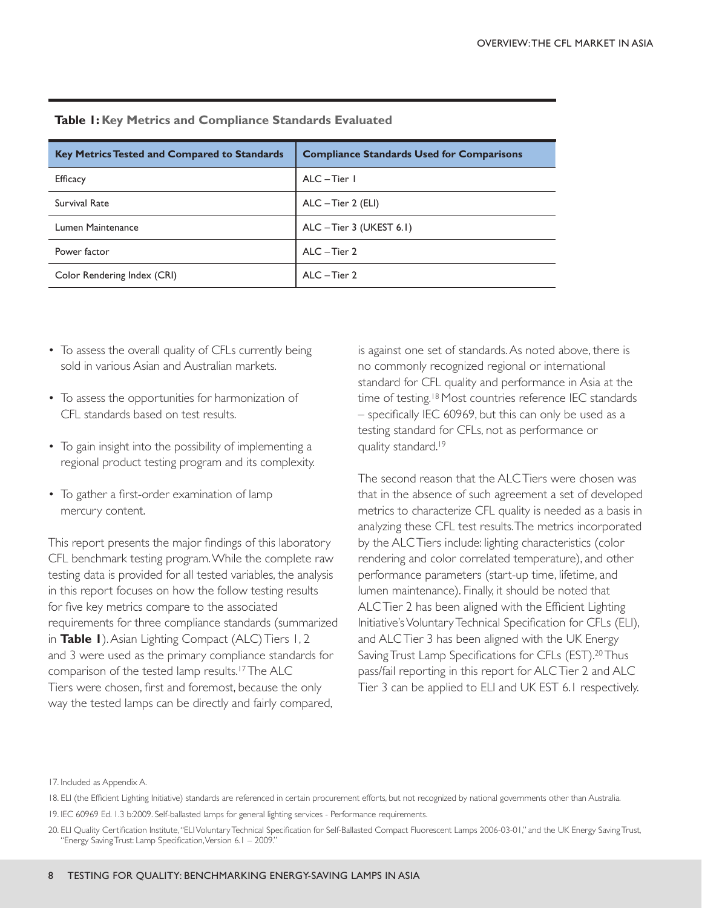**Table 1: Key Metrics and Compliance Standards Evaluated**

| Key Metrics Tested and Compared to Standards | Compliance Standards Used for Comparisons |
| --- | --- |
| Efficacy | ALC – Tier 1 |
| Survival Rate | ALC – Tier 2 (ELI) |
| Lumen Maintenance | ALC – Tier 3 (UKEST 6.1) |
| Power factor | ALC – Tier 2 |
| Color Rendering Index (CRI) | ALC – Tier 2 |

- To assess the overall quality of CFLs currently being sold in various Asian and Australian markets.
- To assess the opportunities for harmonization of CFL standards based on test results.
- To gain insight into the possibility of implementing a regional product testing program and its complexity.
- To gather a first-order examination of lamp mercury content.

This report presents the major findings of this laboratory CFL benchmark testing program. While the complete raw testing data is provided for all tested variables, the analysis in this report focuses on how the follow testing results for five key metrics compare to the associated requirements for three compliance standards (summarized in **Table 1**). Asian Lighting Compact (ALC) Tiers 1, 2 and 3 were used as the primary compliance standards for comparison of the tested lamp results.[17] The ALC Tiers were chosen, first and foremost, because the only way the tested lamps can be directly and fairly compared, is against one set of standards. As noted above, there is no commonly recognized regional or international standard for CFL quality and performance in Asia at the time of testing.[18] Most countries reference IEC standards – specifically IEC 60969, but this can only be used as a testing standard for CFLs, not as performance or quality standard.[19]

The second reason that the ALC Tiers were chosen was that in the absence of such agreement a set of developed metrics to characterize CFL quality is needed as a basis in analyzing these CFL test results. The metrics incorporated by the ALC Tiers include: lighting characteristics (color rendering and color correlated temperature), and other performance parameters (start-up time, lifetime, and lumen maintenance). Finally, it should be noted that ALC Tier 2 has been aligned with the Efficient Lighting Initiative's Voluntary Technical Specification for CFLs (ELI), and ALC Tier 3 has been aligned with the UK Energy Saving Trust Lamp Specifications for CFLs (EST).[20] Thus pass/fail reporting in this report for ALC Tier 2 and ALC Tier 3 can be applied to ELI and UK EST 6.1 respectively.

17. Included as Appendix A.

18. ELI (the Efficient Lighting Initiative) standards are referenced in certain procurement efforts, but not recognized by national governments other than Australia.

19. IEC 60969 Ed. 1.3 b:2009. Self-ballasted lamps for general lighting services - Performance requirements.

20. ELI Quality Certification Institute, "ELI Voluntary Technical Specification for Self-Ballasted Compact Fluorescent Lamps 2006-03-01," and the UK Energy Saving Trust, "Energy Saving Trust: Lamp Specification, Version 6.1 – 2009."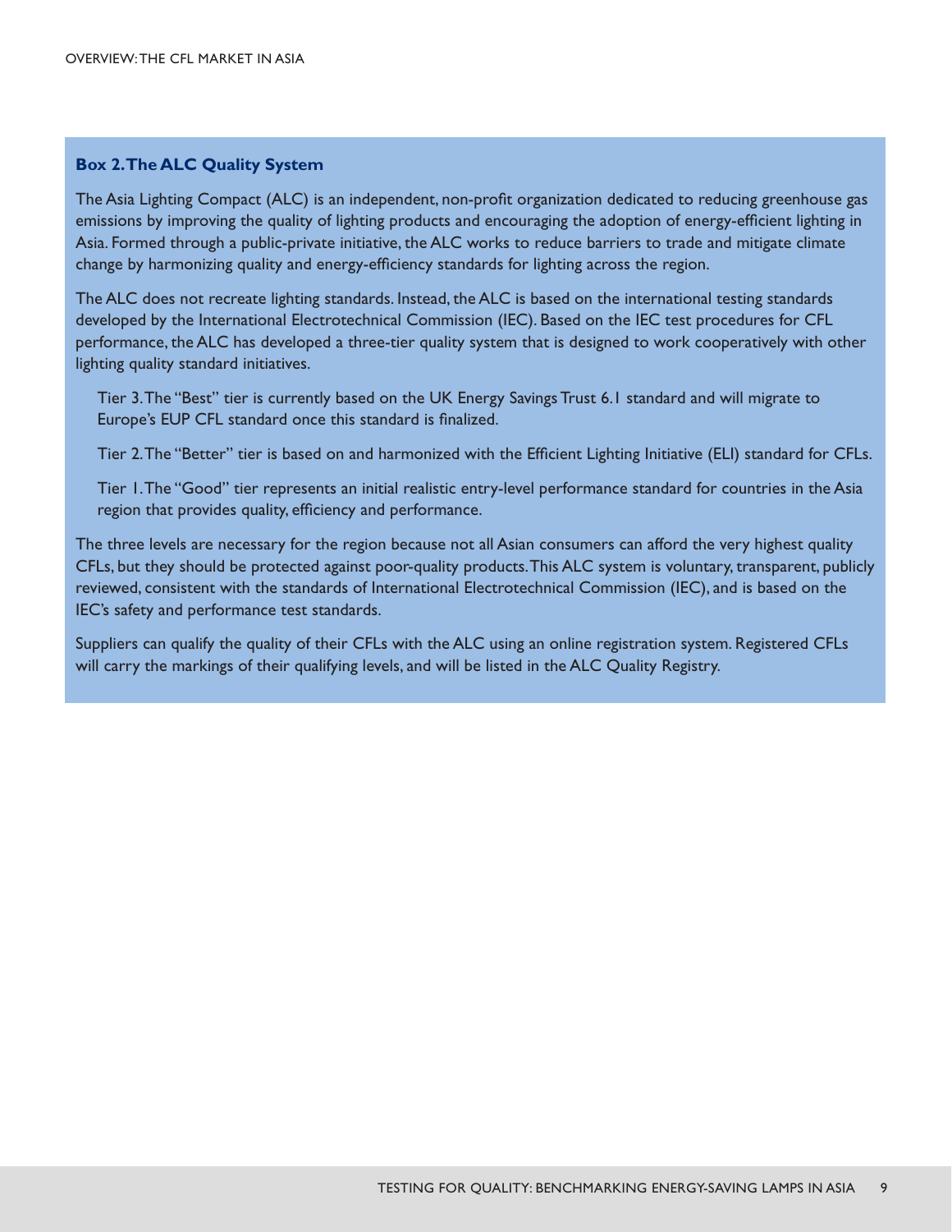### Box 2. The ALC Quality System

The Asia Lighting Compact (ALC) is an independent, non-profit organization dedicated to reducing greenhouse gas emissions by improving the quality of lighting products and encouraging the adoption of energy-efficient lighting in Asia. Formed through a public-private initiative, the ALC works to reduce barriers to trade and mitigate climate change by harmonizing quality and energy-efficiency standards for lighting across the region.

The ALC does not recreate lighting standards. Instead, the ALC is based on the international testing standards developed by the International Electrotechnical Commission (IEC). Based on the IEC test procedures for CFL performance, the ALC has developed a three-tier quality system that is designed to work cooperatively with other lighting quality standard initiatives.

Tier 3. The "Best" tier is currently based on the UK Energy Savings Trust 6.1 standard and will migrate to Europe's EUP CFL standard once this standard is finalized.

Tier 2. The "Better" tier is based on and harmonized with the Efficient Lighting Initiative (ELI) standard for CFLs.

Tier 1. The "Good" tier represents an initial realistic entry-level performance standard for countries in the Asia region that provides quality, efficiency and performance.

The three levels are necessary for the region because not all Asian consumers can afford the very highest quality CFLs, but they should be protected against poor-quality products. This ALC system is voluntary, transparent, publicly reviewed, consistent with the standards of International Electrotechnical Commission (IEC), and is based on the IEC's safety and performance test standards.

Suppliers can qualify the quality of their CFLs with the ALC using an online registration system. Registered CFLs will carry the markings of their qualifying levels, and will be listed in the ALC Quality Registry.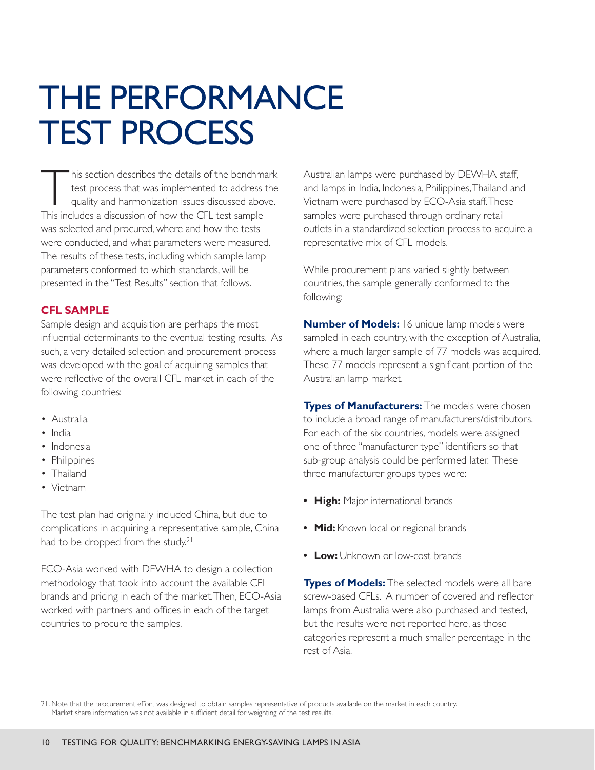# THE PERFORMANCE TEST PROCESS

This section describes the details of the benchmark test process that was implemented to address the quality and harmonization issues discussed above. This includes a discussion of how the CFL test sample was selected and procured, where and how the tests were conducted, and what parameters were measured. The results of these tests, including which sample lamp parameters conformed to which standards, will be presented in the "Test Results" section that follows.

## CFL SAMPLE

Sample design and acquisition are perhaps the most influential determinants to the eventual testing results. As such, a very detailed selection and procurement process was developed with the goal of acquiring samples that were reflective of the overall CFL market in each of the following countries:

- Australia
- India
- Indonesia
- Philippines
- Thailand
- Vietnam

The test plan had originally included China, but due to complications in acquiring a representative sample, China had to be dropped from the study.[21]

ECO-Asia worked with DEWHA to design a collection methodology that took into account the available CFL brands and pricing in each of the market. Then, ECO-Asia worked with partners and offices in each of the target countries to procure the samples.

Australian lamps were purchased by DEWHA staff, and lamps in India, Indonesia, Philippines, Thailand and Vietnam were purchased by ECO-Asia staff. These samples were purchased through ordinary retail outlets in a standardized selection process to acquire a representative mix of CFL models.

While procurement plans varied slightly between countries, the sample generally conformed to the following:

**Number of Models:** 16 unique lamp models were sampled in each country, with the exception of Australia, where a much larger sample of 77 models was acquired. These 77 models represent a significant portion of the Australian lamp market.

**Types of Manufacturers:** The models were chosen to include a broad range of manufacturers/distributors. For each of the six countries, models were assigned one of three "manufacturer type" identifiers so that sub-group analysis could be performed later. These three manufacturer groups types were:

- **High:** Major international brands
- **Mid:** Known local or regional brands
- **Low:** Unknown or low-cost brands

**Types of Models:** The selected models were all bare screw-based CFLs. A number of covered and reflector lamps from Australia were also purchased and tested, but the results were not reported here, as those categories represent a much smaller percentage in the rest of Asia.

21. Note that the procurement effort was designed to obtain samples representative of products available on the market in each country. Market share information was not available in sufficient detail for weighting of the test results.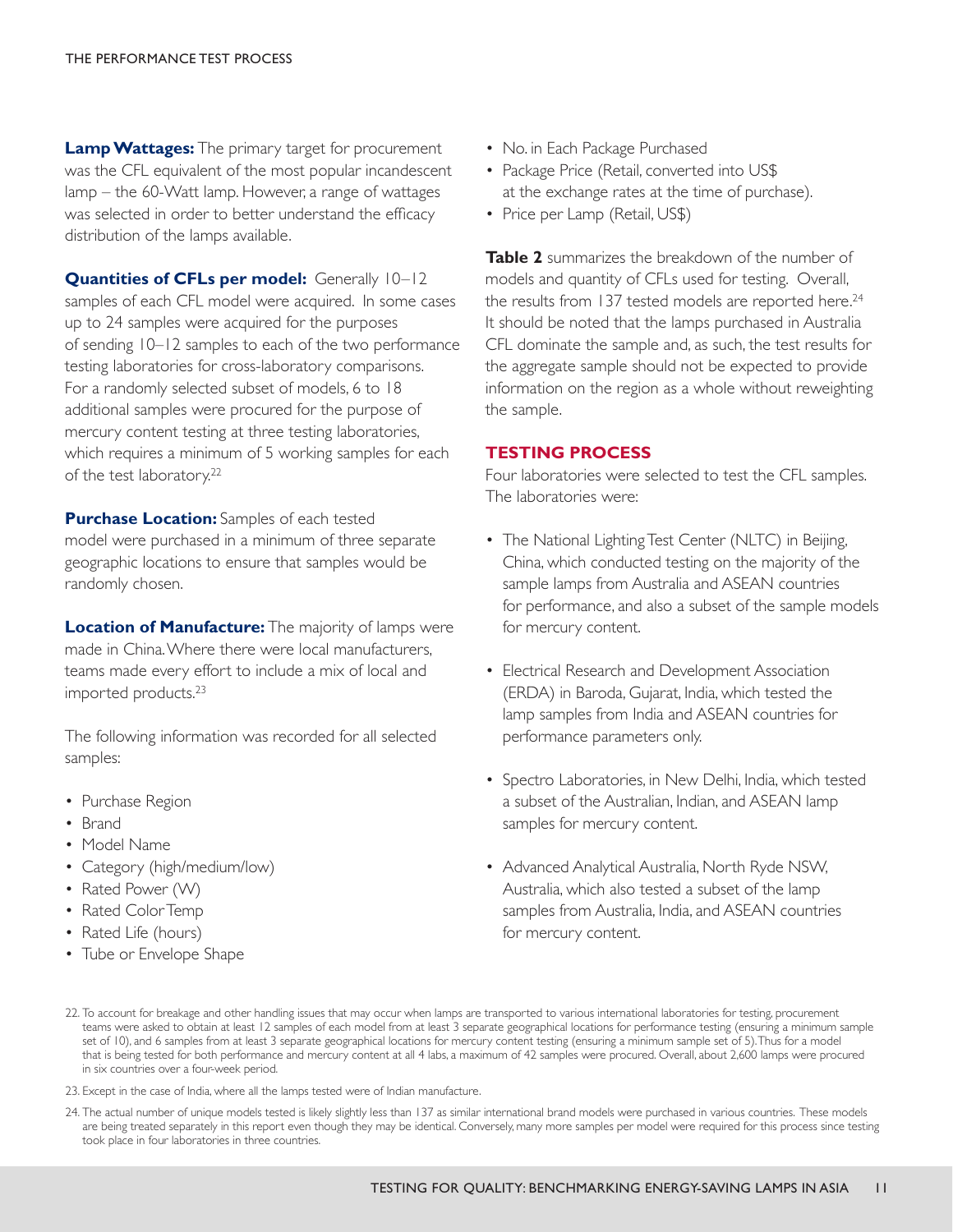**Lamp Wattages:** The primary target for procurement was the CFL equivalent of the most popular incandescent lamp – the 60-Watt lamp. However, a range of wattages was selected in order to better understand the efficacy distribution of the lamps available.

**Quantities of CFLs per model:** Generally 10–12 samples of each CFL model were acquired. In some cases up to 24 samples were acquired for the purposes of sending 10–12 samples to each of the two performance testing laboratories for cross-laboratory comparisons. For a randomly selected subset of models, 6 to 18 additional samples were procured for the purpose of mercury content testing at three testing laboratories, which requires a minimum of 5 working samples for each of the test laboratory.[22]

**Purchase Location:** Samples of each tested model were purchased in a minimum of three separate geographic locations to ensure that samples would be randomly chosen.

**Location of Manufacture:** The majority of lamps were made in China. Where there were local manufacturers, teams made every effort to include a mix of local and imported products.[23]

The following information was recorded for all selected samples:

- Purchase Region
- Brand
- Model Name
- Category (high/medium/low)
- Rated Power (W)
- Rated Color Temp
- Rated Life (hours)
- Tube or Envelope Shape
- No. in Each Package Purchased
- Package Price (Retail, converted into US$ at the exchange rates at the time of purchase).
- Price per Lamp (Retail, US$)

**Table 2** summarizes the breakdown of the number of models and quantity of CFLs used for testing. Overall, the results from 137 tested models are reported here.[24] It should be noted that the lamps purchased in Australia CFL dominate the sample and, as such, the test results for the aggregate sample should not be expected to provide information on the region as a whole without reweighting the sample.

## TESTING PROCESS

Four laboratories were selected to test the CFL samples. The laboratories were:

- The National Lighting Test Center (NLTC) in Beijing, China, which conducted testing on the majority of the sample lamps from Australia and ASEAN countries for performance, and also a subset of the sample models for mercury content.
- Electrical Research and Development Association (ERDA) in Baroda, Gujarat, India, which tested the lamp samples from India and ASEAN countries for performance parameters only.
- Spectro Laboratories, in New Delhi, India, which tested a subset of the Australian, Indian, and ASEAN lamp samples for mercury content.
- Advanced Analytical Australia, North Ryde NSW, Australia, which also tested a subset of the lamp samples from Australia, India, and ASEAN countries for mercury content.

22. To account for breakage and other handling issues that may occur when lamps are transported to various international laboratories for testing, procurement teams were asked to obtain at least 12 samples of each model from at least 3 separate geographical locations for performance testing (ensuring a minimum sample set of 10), and 6 samples from at least 3 separate geographical locations for mercury content testing (ensuring a minimum sample set of 5). Thus for a model that is being tested for both performance and mercury content at all 4 labs, a maximum of 42 samples were procured. Overall, about 2,600 lamps were procured in six countries over a four-week period.

23. Except in the case of India, where all the lamps tested were of Indian manufacture.

24. The actual number of unique models tested is likely slightly less than 137 as similar international brand models were purchased in various countries. These models are being treated separately in this report even though they may be identical. Conversely, many more samples per model were required for this process since testing took place in four laboratories in three countries.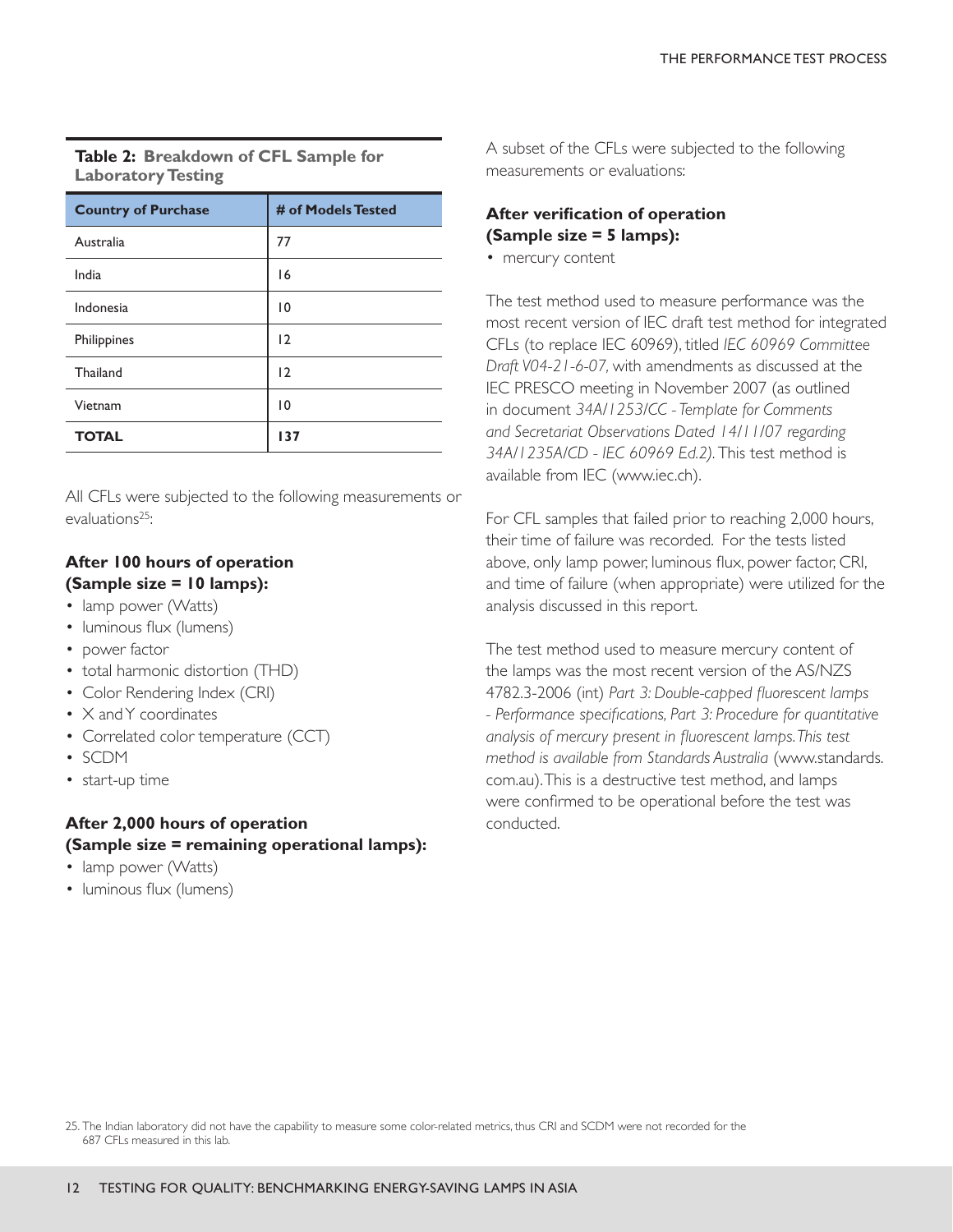**Table 2: Breakdown of CFL Sample for Laboratory Testing**

| Country of Purchase | # of Models Tested |
|---|---|
| Australia | 77 |
| India | 16 |
| Indonesia | 10 |
| Philippines | 12 |
| Thailand | 12 |
| Vietnam | 10 |
| **TOTAL** | **137** |

All CFLs were subjected to the following measurements or evaluations[25]:

**After 100 hours of operation (Sample size = 10 lamps):**

- lamp power (Watts)
- luminous flux (lumens)
- power factor
- total harmonic distortion (THD)
- Color Rendering Index (CRI)
- X and Y coordinates
- Correlated color temperature (CCT)
- SCDM
- start-up time

**After 2,000 hours of operation (Sample size = remaining operational lamps):**

- lamp power (Watts)
- luminous flux (lumens)

A subset of the CFLs were subjected to the following measurements or evaluations:

**After verification of operation (Sample size = 5 lamps):**

- mercury content

The test method used to measure performance was the most recent version of IEC draft test method for integrated CFLs (to replace IEC 60969), titled *IEC 60969 Committee Draft V04-21-6-07,* with amendments as discussed at the IEC PRESCO meeting in November 2007 (as outlined in document *34A/1253/CC - Template for Comments and Secretariat Observations Dated 14/11/07 regarding 34A/1235A/CD - IEC 60969 Ed.2).* This test method is available from IEC (www.iec.ch).

For CFL samples that failed prior to reaching 2,000 hours, their time of failure was recorded. For the tests listed above, only lamp power, luminous flux, power factor, CRI, and time of failure (when appropriate) were utilized for the analysis discussed in this report.

The test method used to measure mercury content of the lamps was the most recent version of the AS/NZS 4782.3-2006 (int) *Part 3: Double-capped fluorescent lamps - Performance specifications, Part 3: Procedure for quantitative analysis of mercury present in fluorescent lamps. This test method is available from Standards Australia* (www.standards.com.au). This is a destructive test method, and lamps were confirmed to be operational before the test was conducted.

25. The Indian laboratory did not have the capability to measure some color-related metrics, thus CRI and SCDM were not recorded for the 687 CFLs measured in this lab.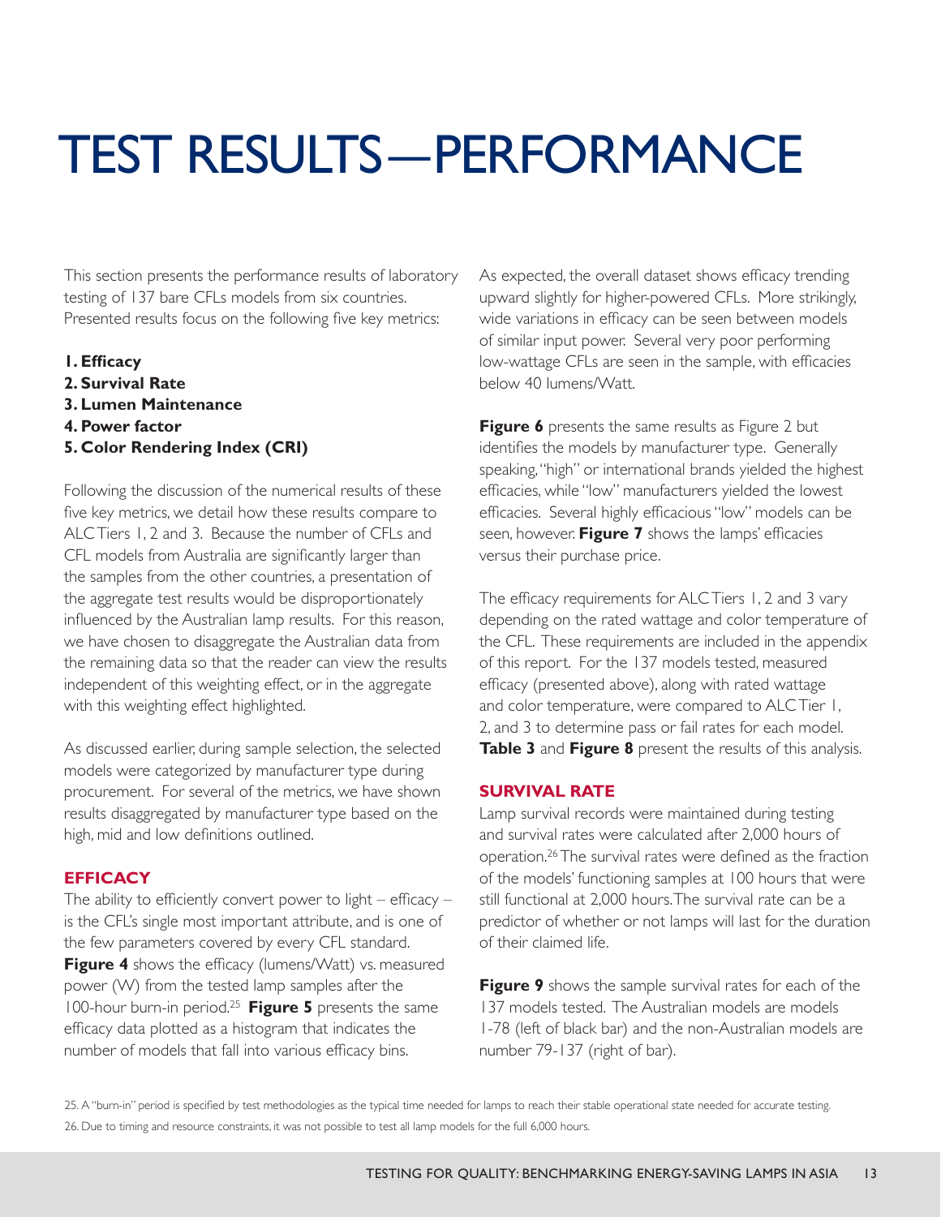# TEST RESULTS—PERFORMANCE

This section presents the performance results of laboratory testing of 137 bare CFLs models from six countries. Presented results focus on the following five key metrics:

1. **Efficacy**
2. **Survival Rate**
3. **Lumen Maintenance**
4. **Power factor**
5. **Color Rendering Index (CRI)**

Following the discussion of the numerical results of these five key metrics, we detail how these results compare to ALC Tiers 1, 2 and 3. Because the number of CFLs and CFL models from Australia are significantly larger than the samples from the other countries, a presentation of the aggregate test results would be disproportionately influenced by the Australian lamp results. For this reason, we have chosen to disaggregate the Australian data from the remaining data so that the reader can view the results independent of this weighting effect, or in the aggregate with this weighting effect highlighted.

As discussed earlier, during sample selection, the selected models were categorized by manufacturer type during procurement. For several of the metrics, we have shown results disaggregated by manufacturer type based on the high, mid and low definitions outlined.

## EFFICACY

The ability to efficiently convert power to light – efficacy – is the CFL's single most important attribute, and is one of the few parameters covered by every CFL standard. **Figure 4** shows the efficacy (lumens/Watt) vs. measured power (W) from the tested lamp samples after the 100-hour burn-in period.[25] **Figure 5** presents the same efficacy data plotted as a histogram that indicates the number of models that fall into various efficacy bins.

As expected, the overall dataset shows efficacy trending upward slightly for higher-powered CFLs. More strikingly, wide variations in efficacy can be seen between models of similar input power. Several very poor performing low-wattage CFLs are seen in the sample, with efficacies below 40 lumens/Watt.

**Figure 6** presents the same results as Figure 2 but identifies the models by manufacturer type. Generally speaking, "high" or international brands yielded the highest efficacies, while "low" manufacturers yielded the lowest efficacies. Several highly efficacious "low" models can be seen, however. **Figure 7** shows the lamps' efficacies versus their purchase price.

The efficacy requirements for ALC Tiers 1, 2 and 3 vary depending on the rated wattage and color temperature of the CFL. These requirements are included in the appendix of this report. For the 137 models tested, measured efficacy (presented above), along with rated wattage and color temperature, were compared to ALC Tier 1, 2, and 3 to determine pass or fail rates for each model. **Table 3** and **Figure 8** present the results of this analysis.

## SURVIVAL RATE

Lamp survival records were maintained during testing and survival rates were calculated after 2,000 hours of operation.[26] The survival rates were defined as the fraction of the models' functioning samples at 100 hours that were still functional at 2,000 hours. The survival rate can be a predictor of whether or not lamps will last for the duration of their claimed life.

**Figure 9** shows the sample survival rates for each of the 137 models tested. The Australian models are models 1-78 (left of black bar) and the non-Australian models are number 79-137 (right of bar).

25. A "burn-in" period is specified by test methodologies as the typical time needed for lamps to reach their stable operational state needed for accurate testing.

26. Due to timing and resource constraints, it was not possible to test all lamp models for the full 6,000 hours.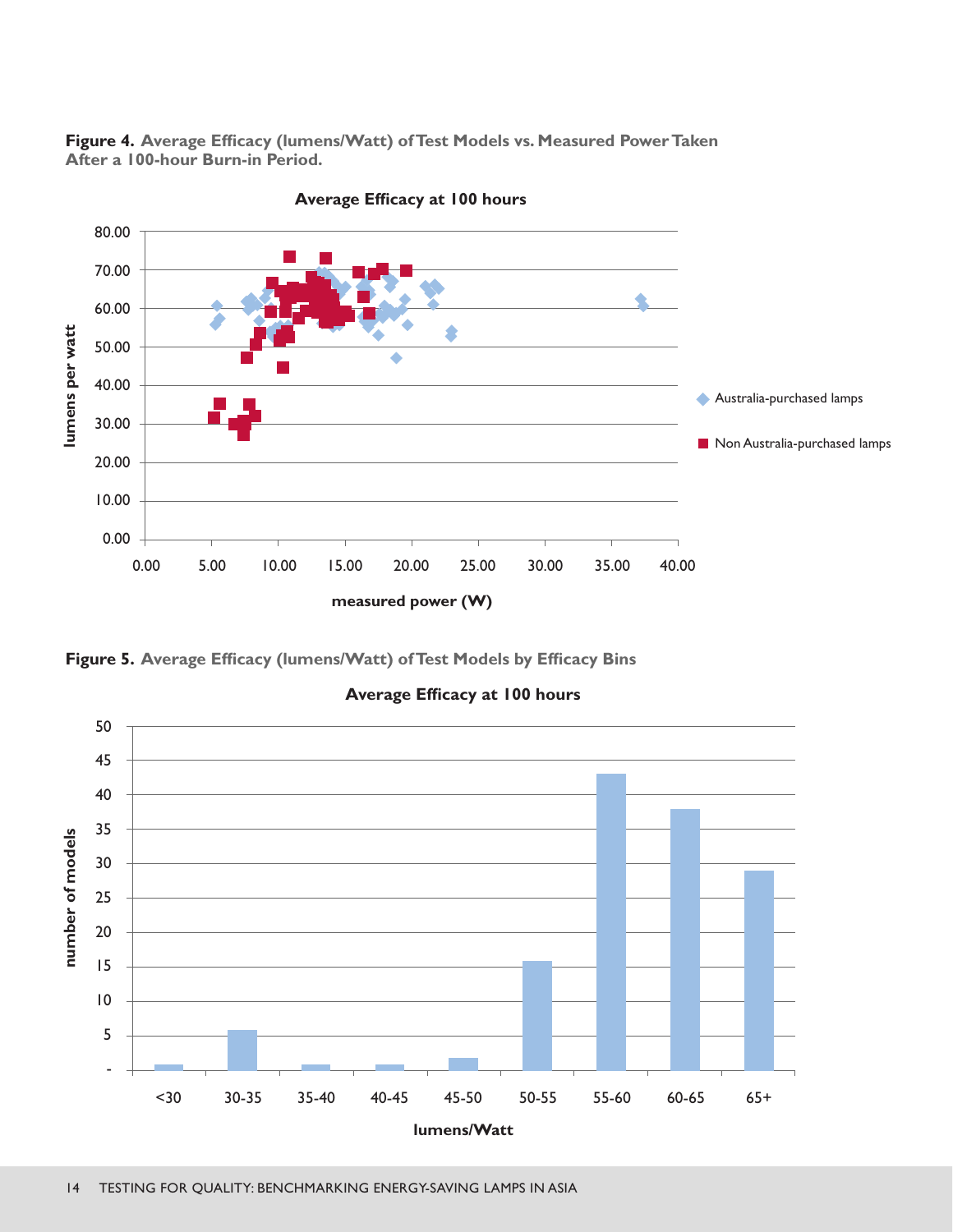**Figure 4.** Average Efficacy (lumens/Watt) of Test Models vs. Measured Power Taken After a 100-hour Burn-in Period.

**Figure 5.** Average Efficacy (lumens/Watt) of Test Models by Efficacy Bins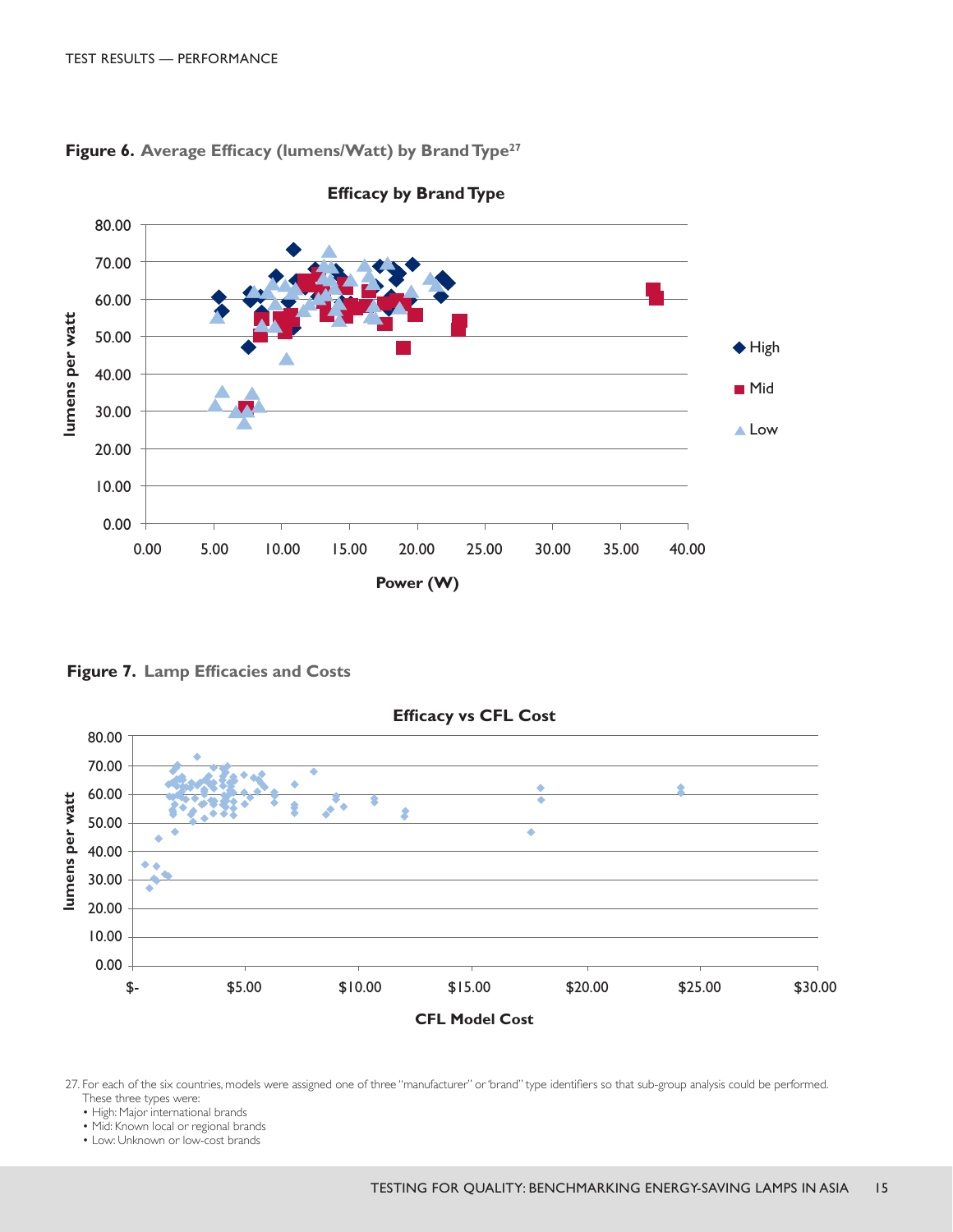**Figure 6.** Average Efficacy (lumens/Watt) by Brand Type[27]

**Figure 7.** Lamp Efficacies and Costs

27. For each of the six countries, models were assigned one of three "manufacturer" or 'brand" type identifiers so that sub-group analysis could be performed. These three types were:
- High: Major international brands
- Mid: Known local or regional brands
- Low: Unknown or low-cost brands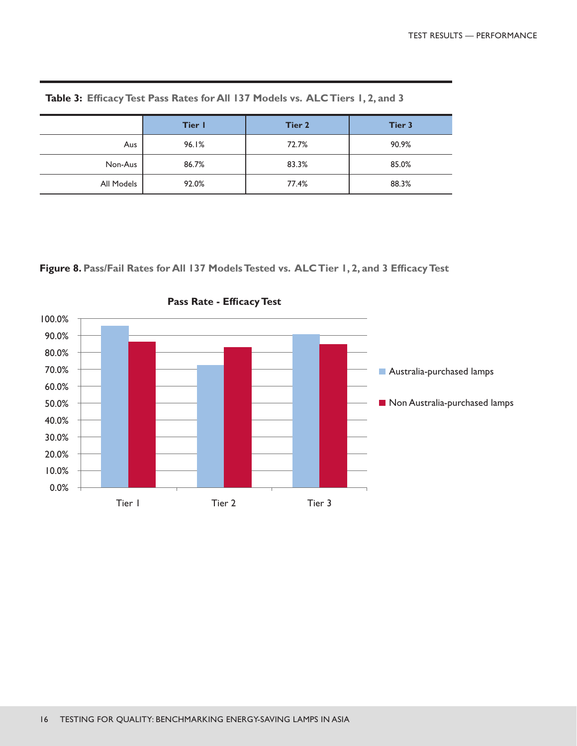**Table 3: Efficacy Test Pass Rates for All 137 Models vs. ALC Tiers 1, 2, and 3**

| | Tier 1 | Tier 2 | Tier 3 |
|---|---|---|---|
| Aus | 96.1% | 72.7% | 90.9% |
| Non-Aus | 86.7% | 83.3% | 85.0% |
| All Models | 92.0% | 77.4% | 88.3% |

**Figure 8. Pass/Fail Rates for All 137 Models Tested vs. ALC Tier 1, 2, and 3 Efficacy Test**

**Pass Rate - Efficacy Test**

| | Australia-purchased lamps | Non Australia-purchased lamps |
|---|---|---|
| Tier 1 | 96.1% | 86.7% |
| Tier 2 | 72.7% | 83.3% |
| Tier 3 | 90.9% | 85.0% |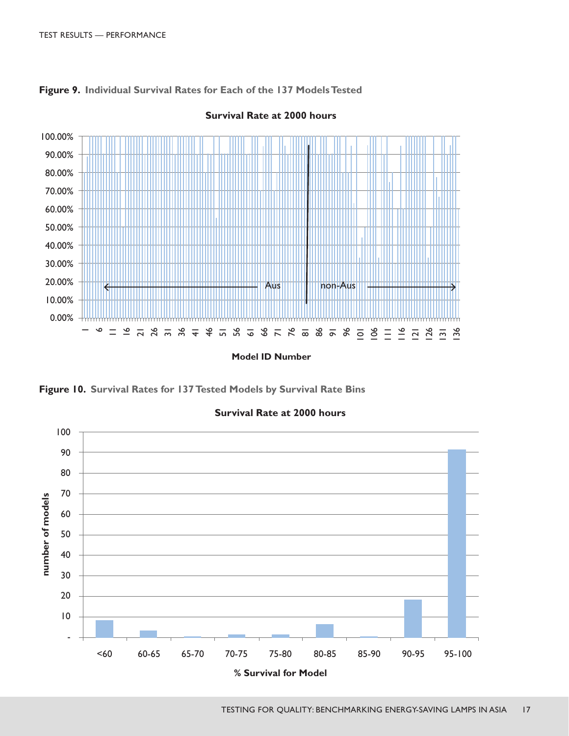**Figure 9. Individual Survival Rates for Each of the 137 Models Tested**

**Figure 10. Survival Rates for 137 Tested Models by Survival Rate Bins**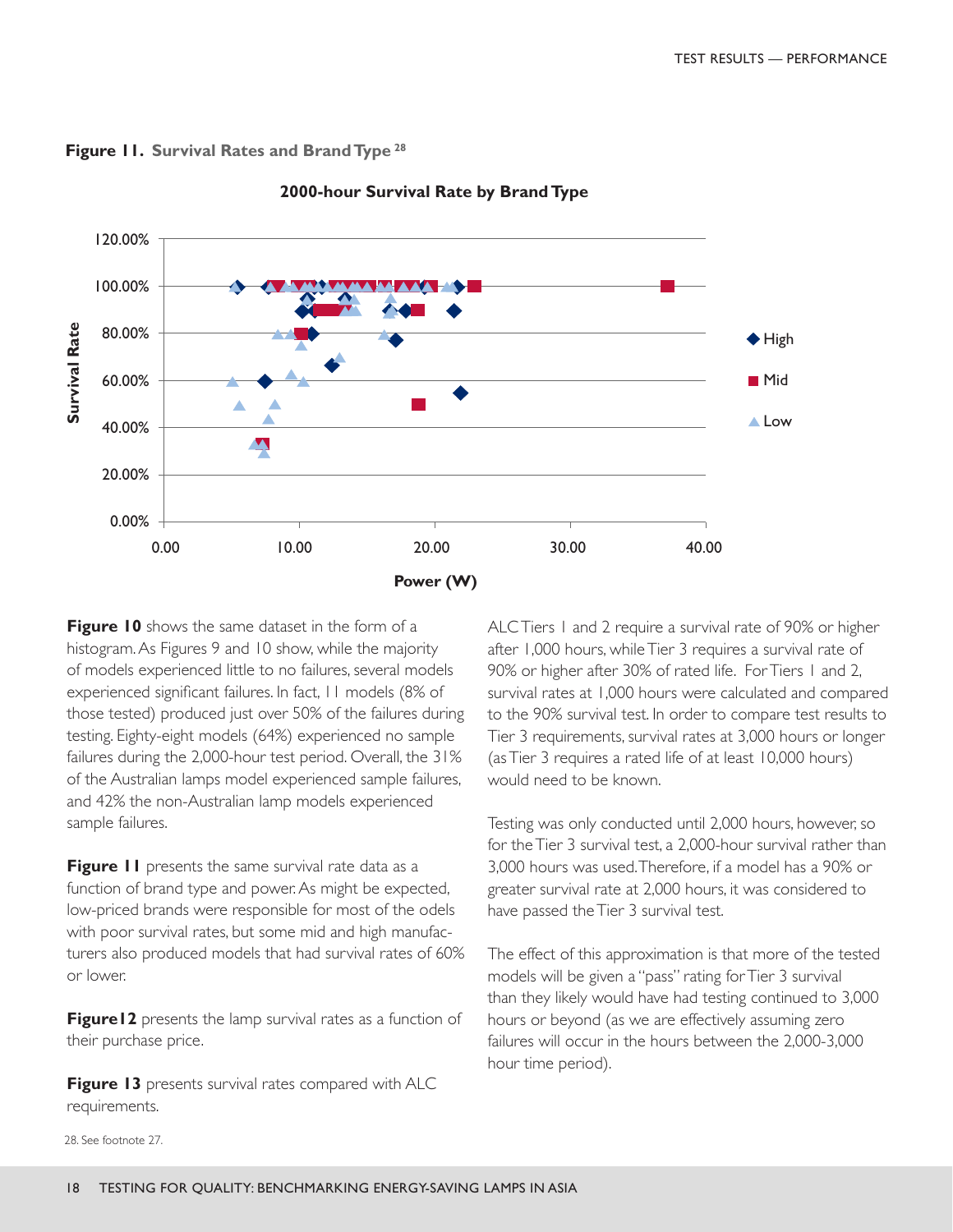**Figure 11. Survival Rates and Brand Type** [28]

**2000-hour Survival Rate by Brand Type**

**Figure 10** shows the same dataset in the form of a histogram. As Figures 9 and 10 show, while the majority of models experienced little to no failures, several models experienced significant failures. In fact, 11 models (8% of those tested) produced just over 50% of the failures during testing. Eighty-eight models (64%) experienced no sample failures during the 2,000-hour test period. Overall, the 31% of the Australian lamps model experienced sample failures, and 42% the non-Australian lamp models experienced sample failures.

**Figure 11** presents the same survival rate data as a function of brand type and power. As might be expected, low-priced brands were responsible for most of the odels with poor survival rates, but some mid and high manufacturers also produced models that had survival rates of 60% or lower.

**Figure12** presents the lamp survival rates as a function of their purchase price.

**Figure 13** presents survival rates compared with ALC requirements.

ALC Tiers 1 and 2 require a survival rate of 90% or higher after 1,000 hours, while Tier 3 requires a survival rate of 90% or higher after 30% of rated life. For Tiers 1 and 2, survival rates at 1,000 hours were calculated and compared to the 90% survival test. In order to compare test results to Tier 3 requirements, survival rates at 3,000 hours or longer (as Tier 3 requires a rated life of at least 10,000 hours) would need to be known.

Testing was only conducted until 2,000 hours, however, so for the Tier 3 survival test, a 2,000-hour survival rather than 3,000 hours was used. Therefore, if a model has a 90% or greater survival rate at 2,000 hours, it was considered to have passed the Tier 3 survival test.

The effect of this approximation is that more of the tested models will be given a "pass" rating for Tier 3 survival than they likely would have had testing continued to 3,000 hours or beyond (as we are effectively assuming zero failures will occur in the hours between the 2,000-3,000 hour time period).

28. See footnote 27.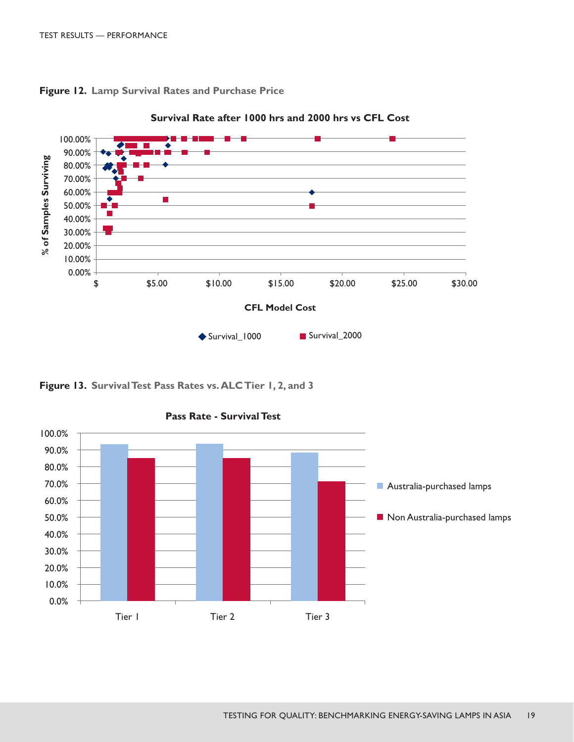**Figure 12.** Lamp Survival Rates and Purchase Price

**Figure 13.** Survival Test Pass Rates vs. ALC Tier 1, 2, and 3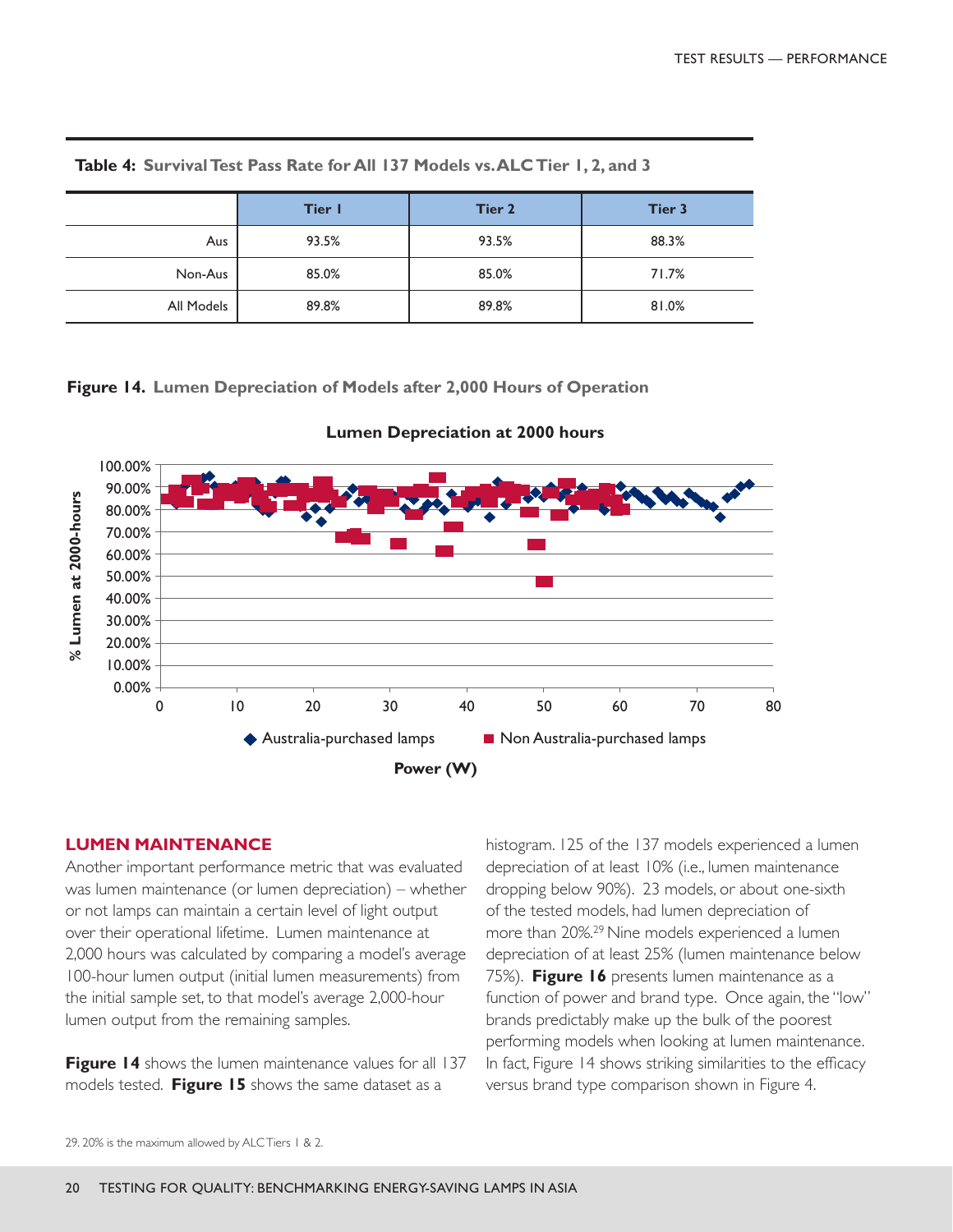**Table 4: Survival Test Pass Rate for All 137 Models vs. ALC Tier 1, 2, and 3**

| | Tier 1 | Tier 2 | Tier 3 |
|---|---|---|---|
| Aus | 93.5% | 93.5% | 88.3% |
| Non-Aus | 85.0% | 85.0% | 71.7% |
| All Models | 89.8% | 89.8% | 81.0% |

**Figure 14. Lumen Depreciation of Models after 2,000 Hours of Operation**

## LUMEN MAINTENANCE

Another important performance metric that was evaluated was lumen maintenance (or lumen depreciation) – whether or not lamps can maintain a certain level of light output over their operational lifetime. Lumen maintenance at 2,000 hours was calculated by comparing a model's average 100-hour lumen output (initial lumen measurements) from the initial sample set, to that model's average 2,000-hour lumen output from the remaining samples.

**Figure 14** shows the lumen maintenance values for all 137 models tested. **Figure 15** shows the same dataset as a histogram. 125 of the 137 models experienced a lumen depreciation of at least 10% (i.e., lumen maintenance dropping below 90%). 23 models, or about one-sixth of the tested models, had lumen depreciation of more than 20%.[29] Nine models experienced a lumen depreciation of at least 25% (lumen maintenance below 75%). **Figure 16** presents lumen maintenance as a function of power and brand type. Once again, the "low" brands predictably make up the bulk of the poorest performing models when looking at lumen maintenance. In fact, Figure 14 shows striking similarities to the efficacy versus brand type comparison shown in Figure 4.

29. 20% is the maximum allowed by ALC Tiers 1 & 2.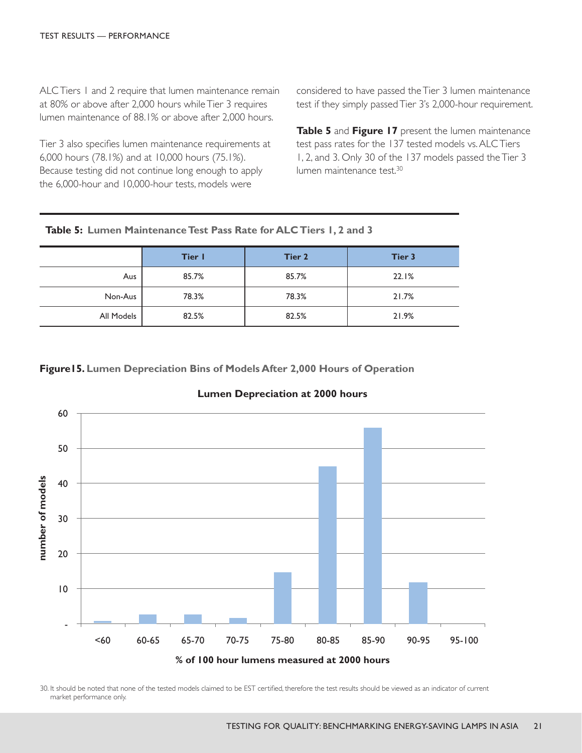ALC Tiers 1 and 2 require that lumen maintenance remain at 80% or above after 2,000 hours while Tier 3 requires lumen maintenance of 88.1% or above after 2,000 hours.

Tier 3 also specifies lumen maintenance requirements at 6,000 hours (78.1%) and at 10,000 hours (75.1%). Because testing did not continue long enough to apply the 6,000-hour and 10,000-hour tests, models were considered to have passed the Tier 3 lumen maintenance test if they simply passed Tier 3's 2,000-hour requirement.

**Table 5** and **Figure 17** present the lumen maintenance test pass rates for the 137 tested models vs. ALC Tiers 1, 2, and 3. Only 30 of the 137 models passed the Tier 3 lumen maintenance test.[30]

**Table 5: Lumen Maintenance Test Pass Rate for ALC Tiers 1, 2 and 3**

| | Tier 1 | Tier 2 | Tier 3 |
|---|---|---|---|
| Aus | 85.7% | 85.7% | 22.1% |
| Non-Aus | 78.3% | 78.3% | 21.7% |
| All Models | 82.5% | 82.5% | 21.9% |

**Figure15. Lumen Depreciation Bins of Models After 2,000 Hours of Operation**

**Lumen Depreciation at 2000 hours**

| % of 100 hour lumens measured at 2000 hours | number of models |
|---|---|
| <60 | 1 |
| 60-65 | 3 |
| 65-70 | 3 |
| 70-75 | 2 |
| 75-80 | 15 |
| 80-85 | 45 |
| 85-90 | 56 |
| 90-95 | 12 |
| 95-100 | 0 |

30. It should be noted that none of the tested models claimed to be EST certified, therefore the test results should be viewed as an indicator of current market performance only.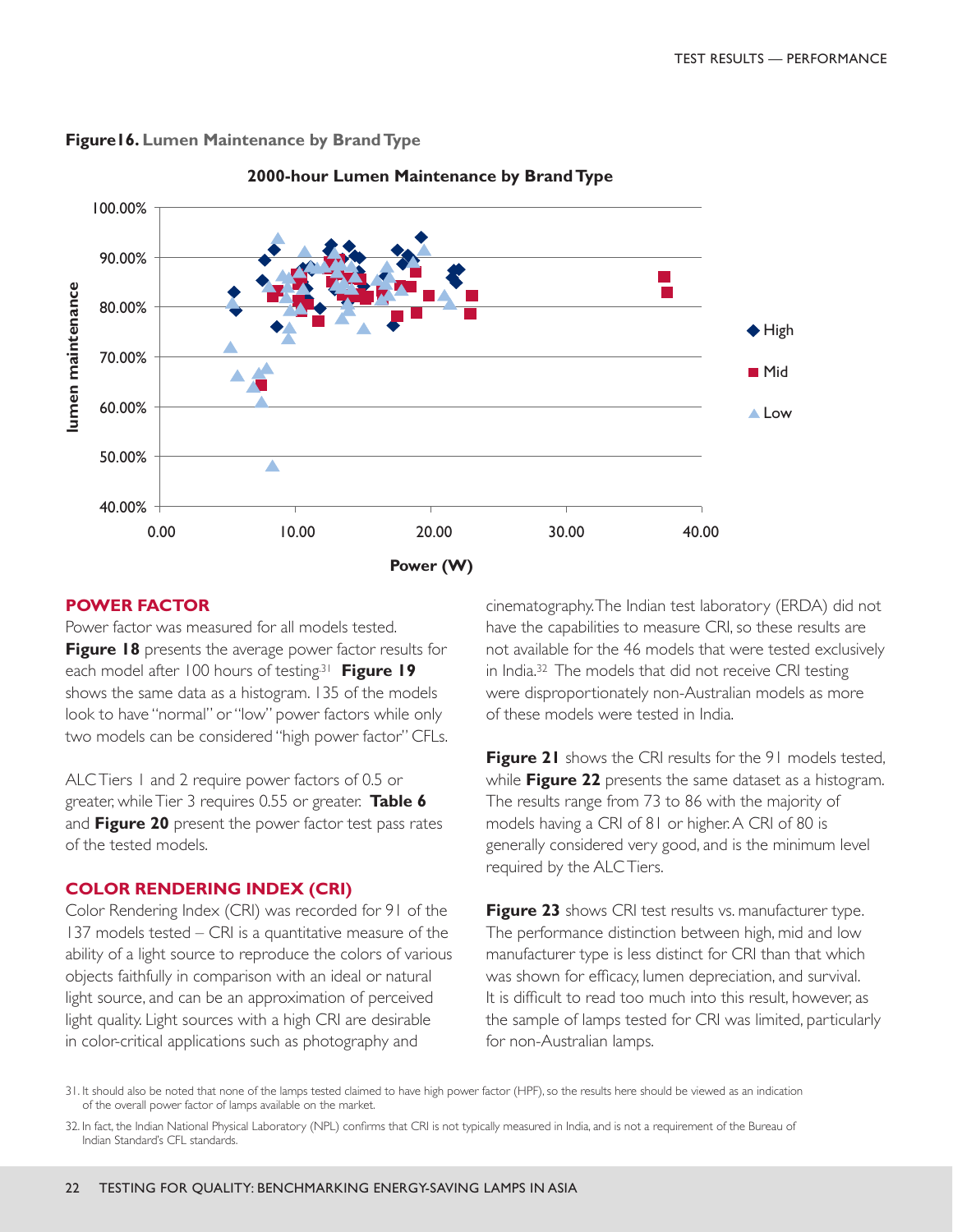**Figure16. Lumen Maintenance by Brand Type**

## POWER FACTOR

Power factor was measured for all models tested. **Figure 18** presents the average power factor results for each model after 100 hours of testing.[31] **Figure 19** shows the same data as a histogram. 135 of the models look to have "normal" or "low" power factors while only two models can be considered "high power factor" CFLs.

ALC Tiers 1 and 2 require power factors of 0.5 or greater, while Tier 3 requires 0.55 or greater. **Table 6** and **Figure 20** present the power factor test pass rates of the tested models.

## COLOR RENDERING INDEX (CRI)

Color Rendering Index (CRI) was recorded for 91 of the 137 models tested – CRI is a quantitative measure of the ability of a light source to reproduce the colors of various objects faithfully in comparison with an ideal or natural light source, and can be an approximation of perceived light quality. Light sources with a high CRI are desirable in color-critical applications such as photography and cinematography. The Indian test laboratory (ERDA) did not have the capabilities to measure CRI, so these results are not available for the 46 models that were tested exclusively in India.[32] The models that did not receive CRI testing were disproportionately non-Australian models as more of these models were tested in India.

**Figure 21** shows the CRI results for the 91 models tested, while **Figure 22** presents the same dataset as a histogram. The results range from 73 to 86 with the majority of models having a CRI of 81 or higher. A CRI of 80 is generally considered very good, and is the minimum level required by the ALC Tiers.

**Figure 23** shows CRI test results vs. manufacturer type. The performance distinction between high, mid and low manufacturer type is less distinct for CRI than that which was shown for efficacy, lumen depreciation, and survival. It is difficult to read too much into this result, however, as the sample of lamps tested for CRI was limited, particularly for non-Australian lamps.

---

31. It should also be noted that none of the lamps tested claimed to have high power factor (HPF), so the results here should be viewed as an indication of the overall power factor of lamps available on the market.

32. In fact, the Indian National Physical Laboratory (NPL) confirms that CRI is not typically measured in India, and is not a requirement of the Bureau of Indian Standard's CFL standards.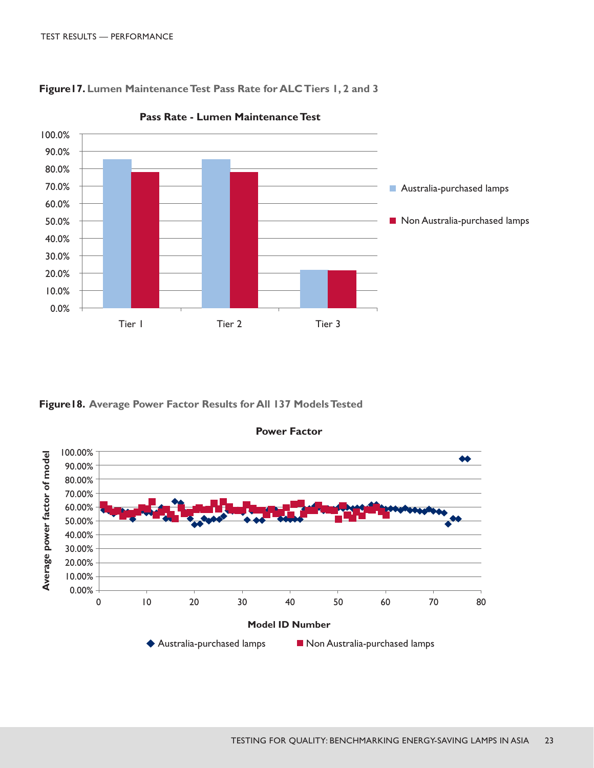**Figure17.** Lumen Maintenance Test Pass Rate for ALC Tiers 1, 2 and 3

**Figure18.** Average Power Factor Results for All 137 Models Tested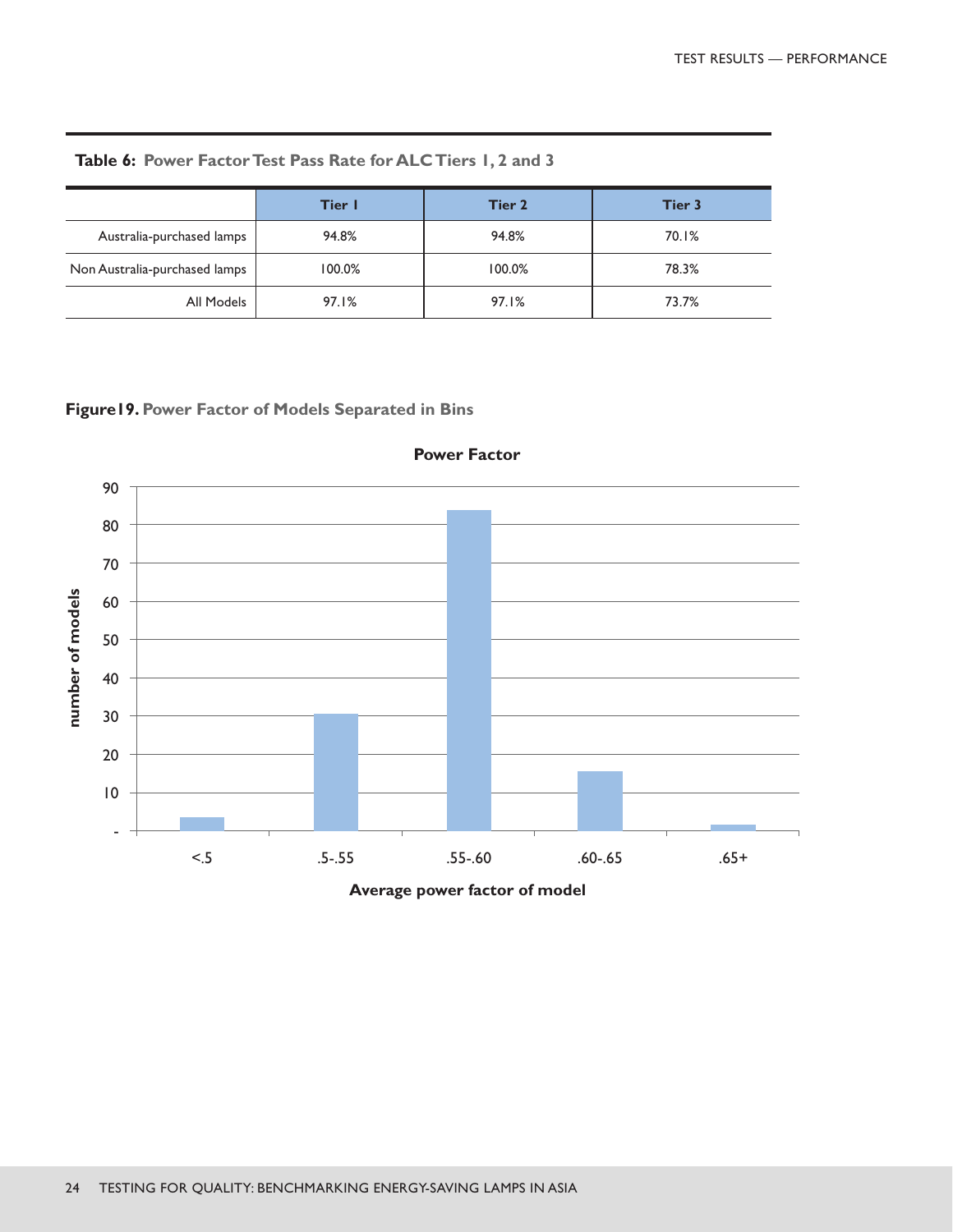**Table 6: Power Factor Test Pass Rate for ALC Tiers 1, 2 and 3**

| | Tier 1 | Tier 2 | Tier 3 |
|---|---|---|---|
| Australia-purchased lamps | 94.8% | 94.8% | 70.1% |
| Non Australia-purchased lamps | 100.0% | 100.0% | 78.3% |
| All Models | 97.1% | 97.1% | 73.7% |

**Figure19. Power Factor of Models Separated in Bins**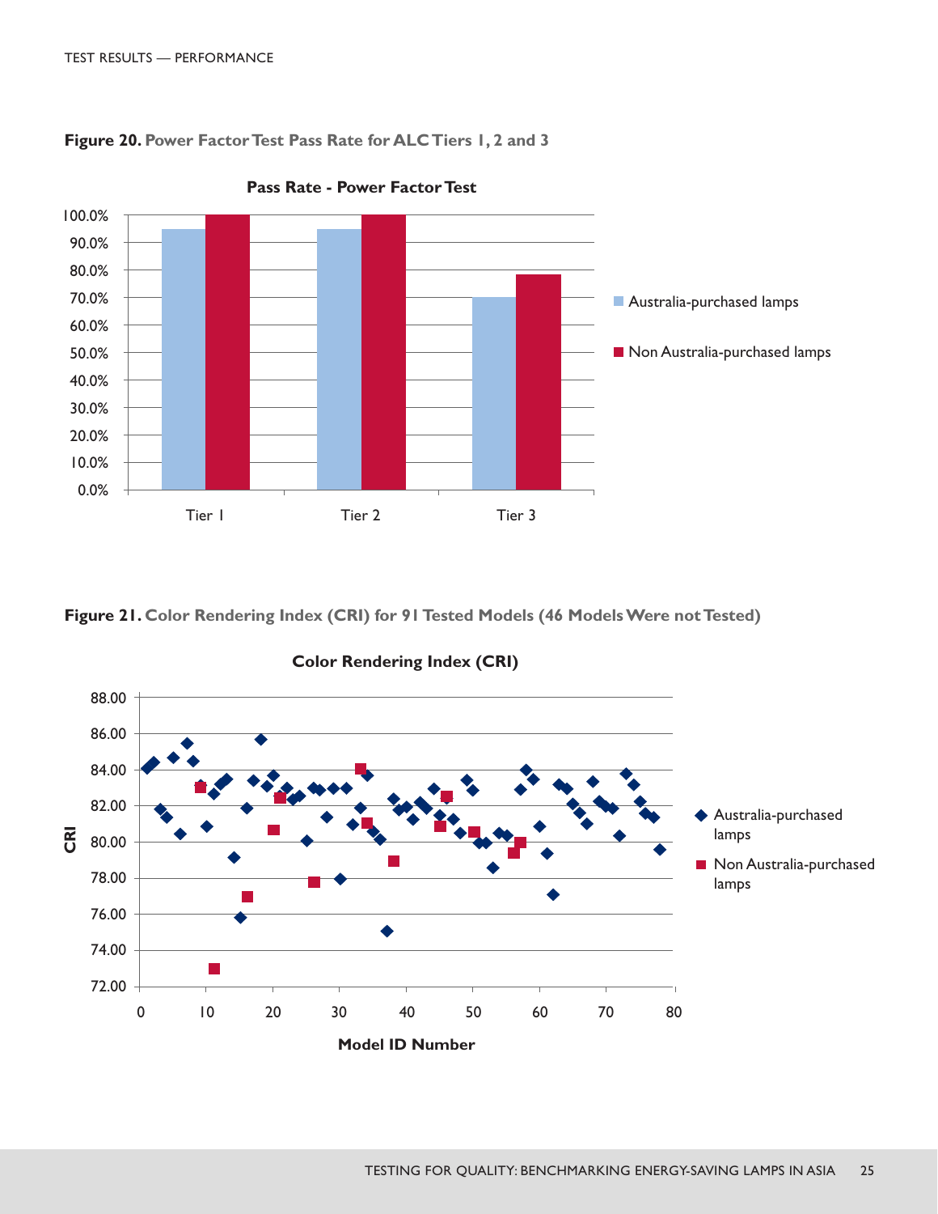**Figure 20.** Power Factor Test Pass Rate for ALC Tiers 1, 2 and 3

**Figure 21.** Color Rendering Index (CRI) for 91 Tested Models (46 Models Were not Tested)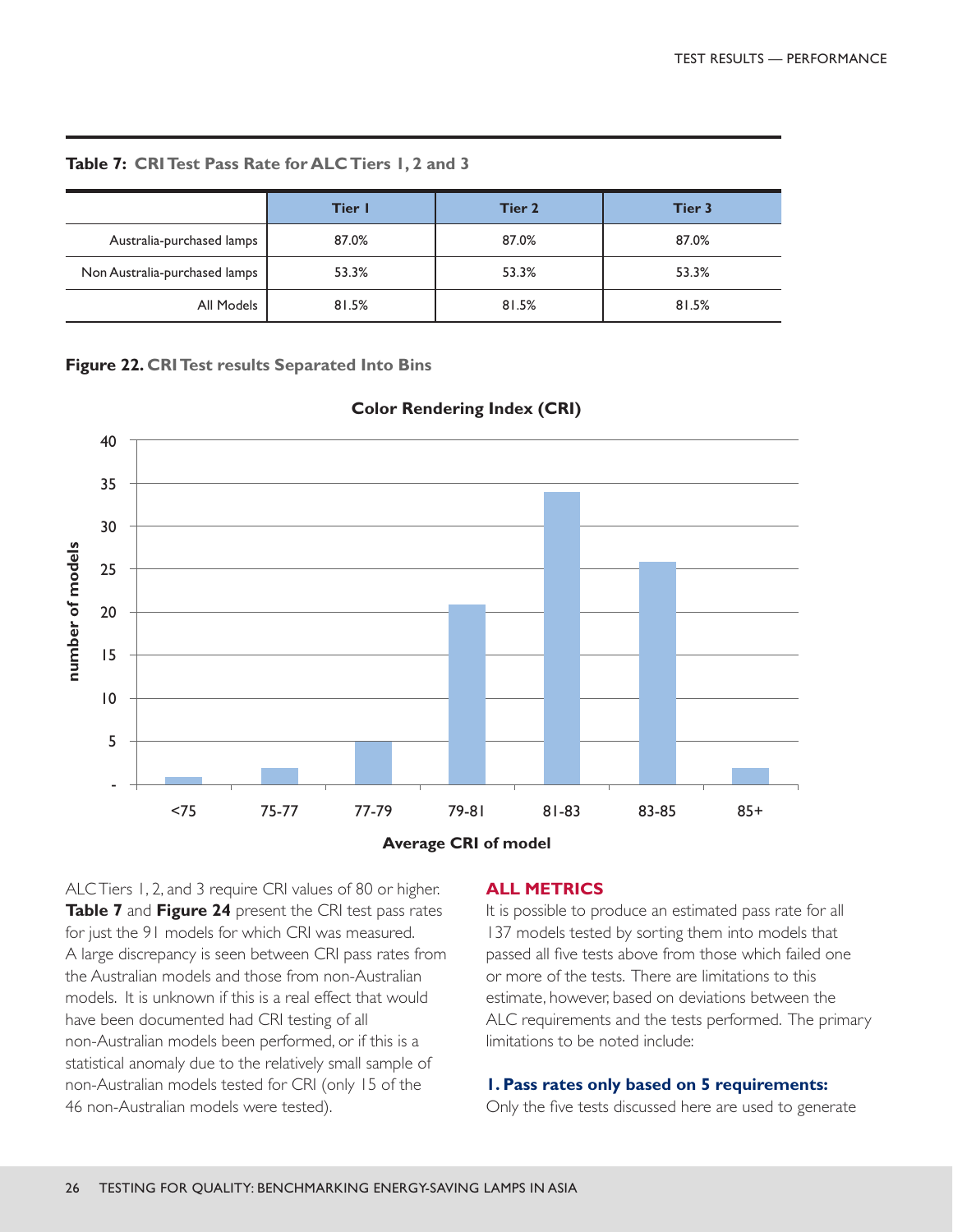**Table 7: CRI Test Pass Rate for ALC Tiers 1, 2 and 3**

| | Tier 1 | Tier 2 | Tier 3 |
|---|---|---|---|
| Australia-purchased lamps | 87.0% | 87.0% | 87.0% |
| Non Australia-purchased lamps | 53.3% | 53.3% | 53.3% |
| All Models | 81.5% | 81.5% | 81.5% |

**Figure 22. CRI Test results Separated Into Bins**

ALC Tiers 1, 2, and 3 require CRI values of 80 or higher. **Table 7** and **Figure 24** present the CRI test pass rates for just the 91 models for which CRI was measured. A large discrepancy is seen between CRI pass rates from the Australian models and those from non-Australian models. It is unknown if this is a real effect that would have been documented had CRI testing of all non-Australian models been performed, or if this is a statistical anomaly due to the relatively small sample of non-Australian models tested for CRI (only 15 of the 46 non-Australian models were tested).

## ALL METRICS

It is possible to produce an estimated pass rate for all 137 models tested by sorting them into models that passed all five tests above from those which failed one or more of the tests. There are limitations to this estimate, however, based on deviations between the ALC requirements and the tests performed. The primary limitations to be noted include:

**1. Pass rates only based on 5 requirements:**
Only the five tests discussed here are used to generate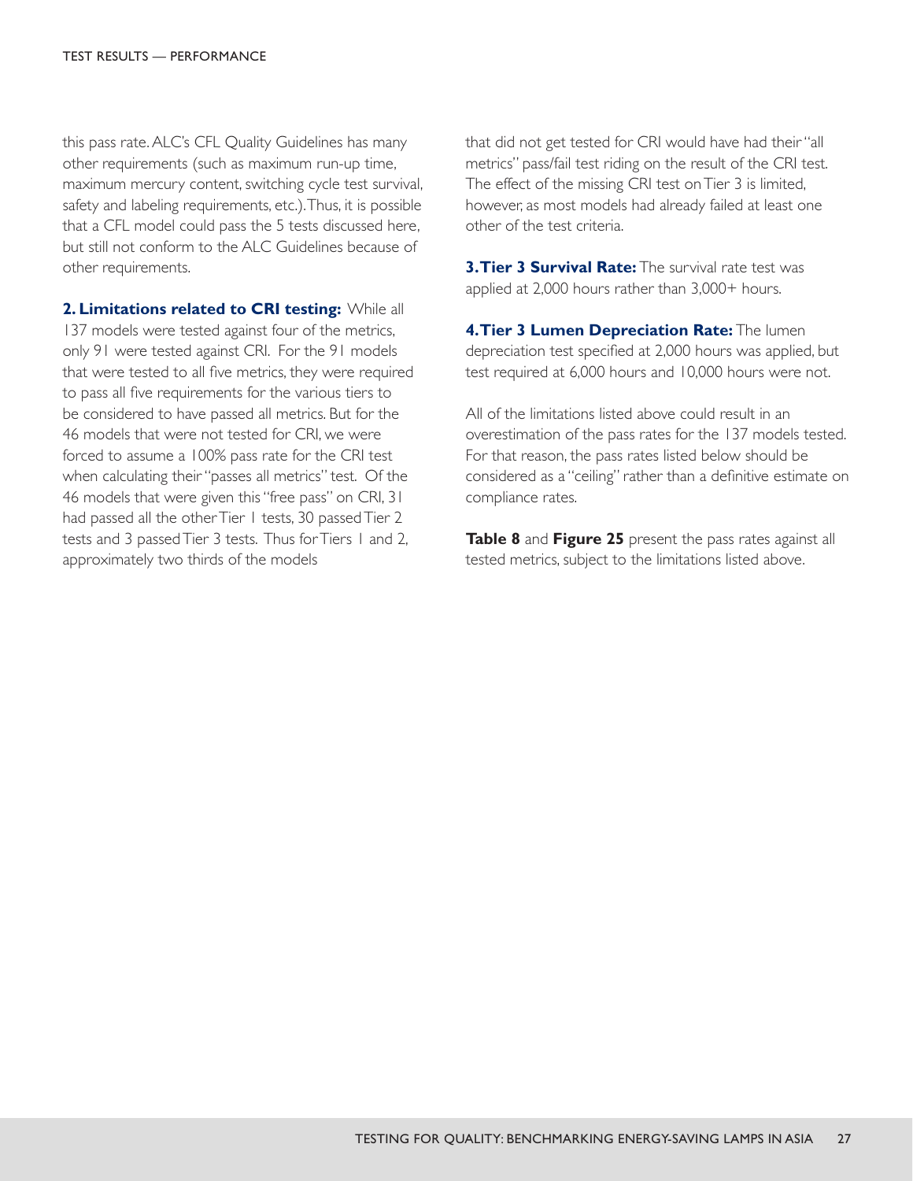this pass rate. ALC's CFL Quality Guidelines has many other requirements (such as maximum run-up time, maximum mercury content, switching cycle test survival, safety and labeling requirements, etc.). Thus, it is possible that a CFL model could pass the 5 tests discussed here, but still not conform to the ALC Guidelines because of other requirements.

**2. Limitations related to CRI testing:** While all 137 models were tested against four of the metrics, only 91 were tested against CRI. For the 91 models that were tested to all five metrics, they were required to pass all five requirements for the various tiers to be considered to have passed all metrics. But for the 46 models that were not tested for CRI, we were forced to assume a 100% pass rate for the CRI test when calculating their "passes all metrics" test. Of the 46 models that were given this "free pass" on CRI, 31 had passed all the other Tier 1 tests, 30 passed Tier 2 tests and 3 passed Tier 3 tests. Thus for Tiers 1 and 2, approximately two thirds of the models that did not get tested for CRI would have had their "all metrics" pass/fail test riding on the result of the CRI test. The effect of the missing CRI test on Tier 3 is limited, however, as most models had already failed at least one other of the test criteria.

**3. Tier 3 Survival Rate:** The survival rate test was applied at 2,000 hours rather than 3,000+ hours.

**4. Tier 3 Lumen Depreciation Rate:** The lumen depreciation test specified at 2,000 hours was applied, but test required at 6,000 hours and 10,000 hours were not.

All of the limitations listed above could result in an overestimation of the pass rates for the 137 models tested. For that reason, the pass rates listed below should be considered as a "ceiling" rather than a definitive estimate on compliance rates.

**Table 8** and **Figure 25** present the pass rates against all tested metrics, subject to the limitations listed above.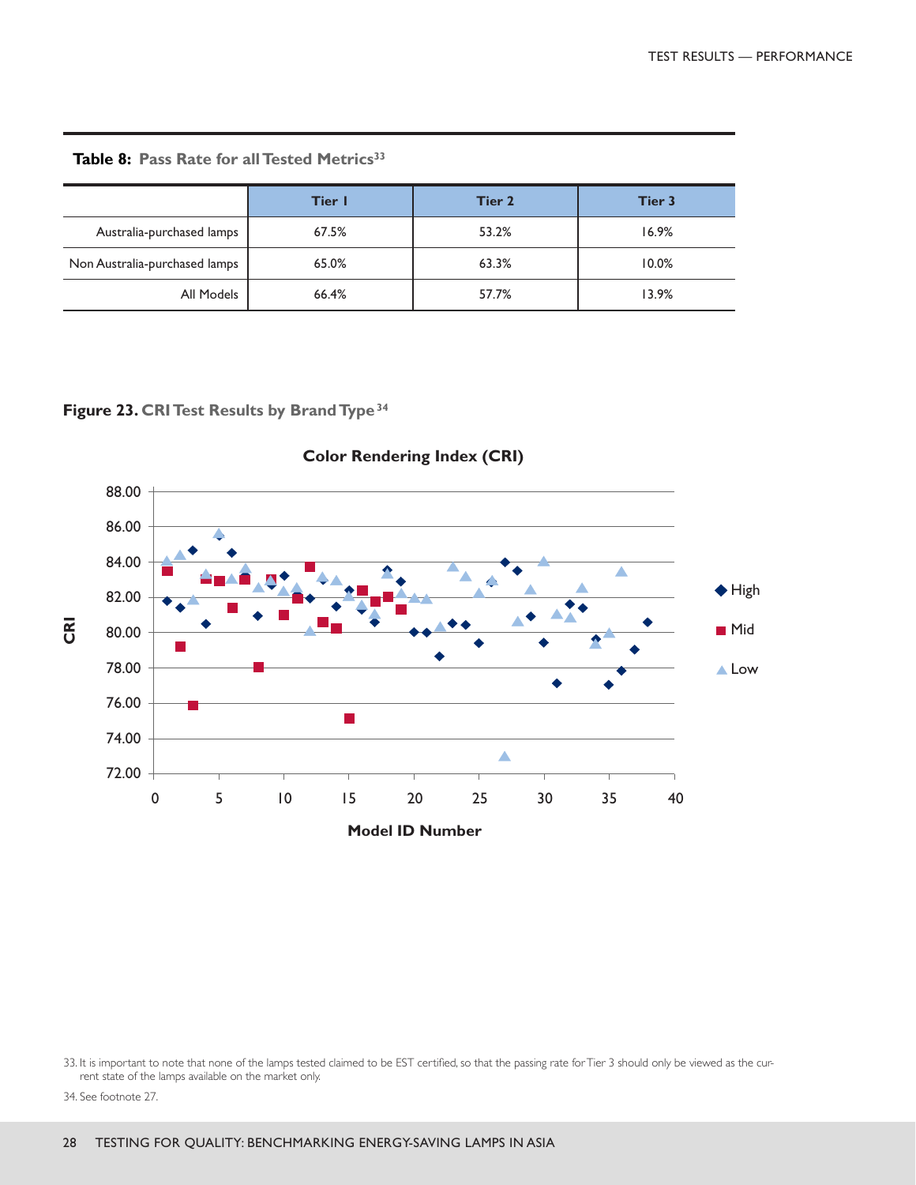**Table 8: Pass Rate for all Tested Metrics[33]**

| | Tier 1 | Tier 2 | Tier 3 |
|---|---|---|---|
| Australia-purchased lamps | 67.5% | 53.2% | 16.9% |
| Non Australia-purchased lamps | 65.0% | 63.3% | 10.0% |
| All Models | 66.4% | 57.7% | 13.9% |

**Figure 23. CRI Test Results by Brand Type[34]**

33. It is important to note that none of the lamps tested claimed to be EST certified, so that the passing rate for Tier 3 should only be viewed as the current state of the lamps available on the market only.

34. See footnote 27.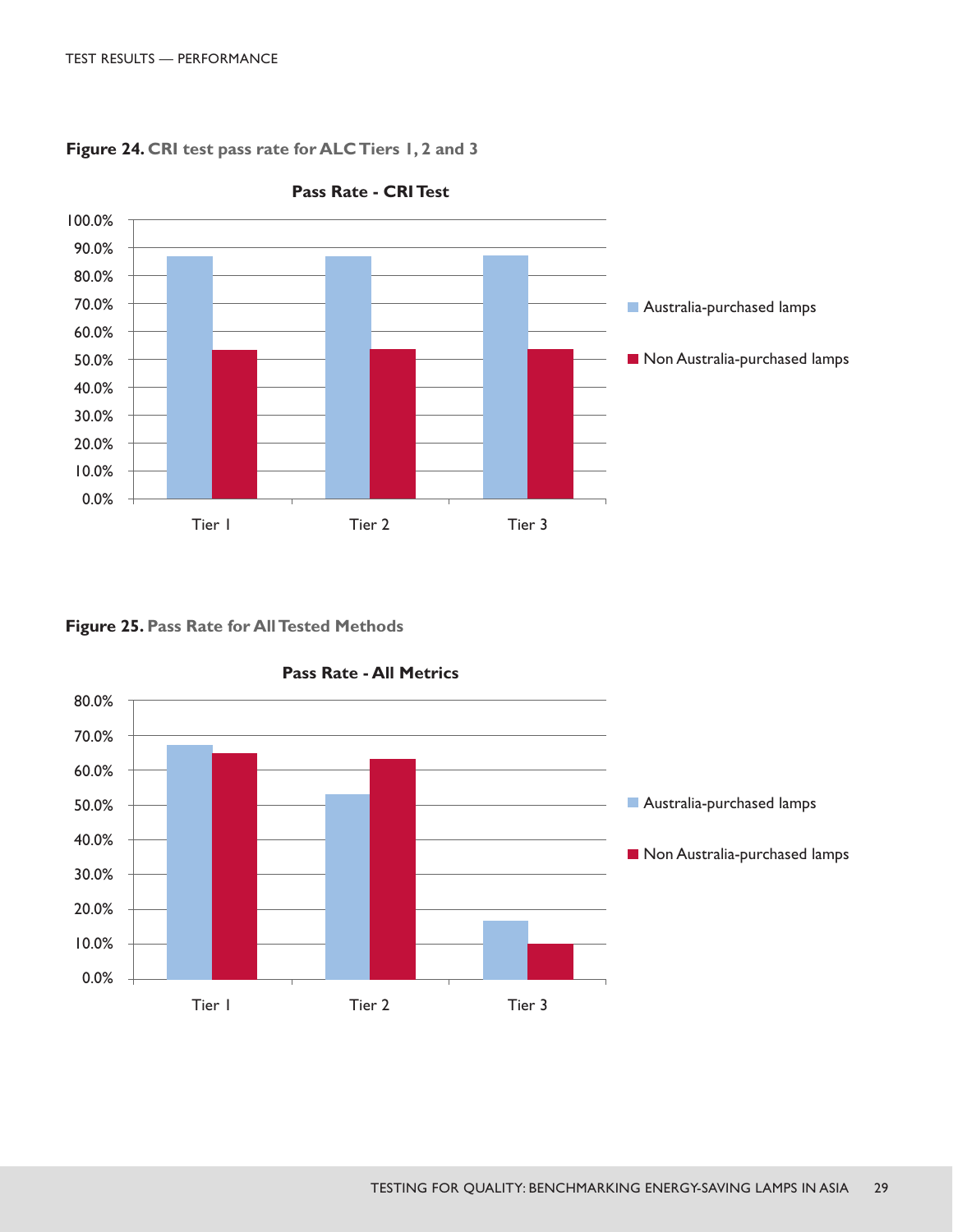**Figure 24.** CRI test pass rate for ALC Tiers 1, 2 and 3

**Pass Rate - CRI Test**

**Figure 25.** Pass Rate for All Tested Methods

**Pass Rate - All Metrics**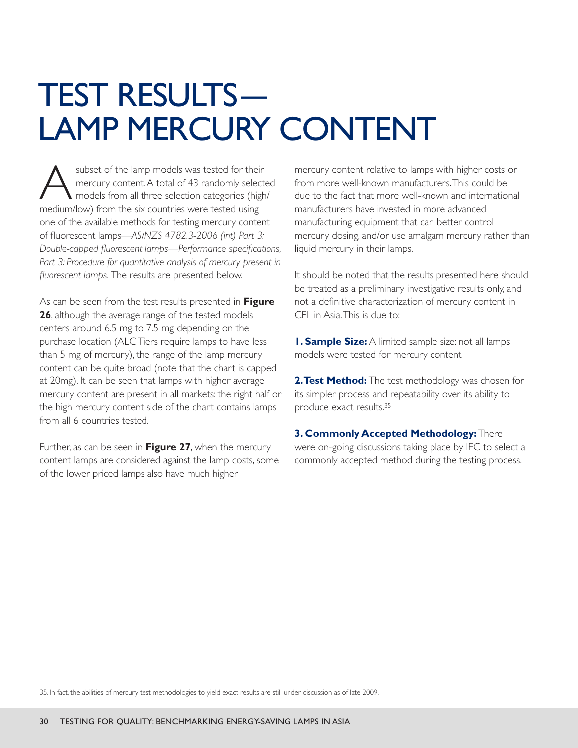# TEST RESULTS— LAMP MERCURY CONTENT

A subset of the lamp models was tested for their mercury content. A total of 43 randomly selected models from all three selection categories (high/medium/low) from the six countries were tested using one of the available methods for testing mercury content of fluorescent lamps—*AS/NZS 4782.3-2006 (int) Part 3: Double-capped fluorescent lamps—Performance specifications, Part 3: Procedure for quantitative analysis of mercury present in fluorescent lamps.* The results are presented below.

As can be seen from the test results presented in **Figure 26**, although the average range of the tested models centers around 6.5 mg to 7.5 mg depending on the purchase location (ALC Tiers require lamps to have less than 5 mg of mercury), the range of the lamp mercury content can be quite broad (note that the chart is capped at 20mg). It can be seen that lamps with higher average mercury content are present in all markets: the right half or the high mercury content side of the chart contains lamps from all 6 countries tested.

Further, as can be seen in **Figure 27**, when the mercury content lamps are considered against the lamp costs, some of the lower priced lamps also have much higher mercury content relative to lamps with higher costs or from more well-known manufacturers. This could be due to the fact that more well-known and international manufacturers have invested in more advanced manufacturing equipment that can better control mercury dosing, and/or use amalgam mercury rather than liquid mercury in their lamps.

It should be noted that the results presented here should be treated as a preliminary investigative results only, and not a definitive characterization of mercury content in CFL in Asia. This is due to:

**1. Sample Size:** A limited sample size: not all lamps models were tested for mercury content

**2. Test Method:** The test methodology was chosen for its simpler process and repeatability over its ability to produce exact results.[35]

**3. Commonly Accepted Methodology:** There were on-going discussions taking place by IEC to select a commonly accepted method during the testing process.

35. In fact, the abilities of mercury test methodologies to yield exact results are still under discussion as of late 2009.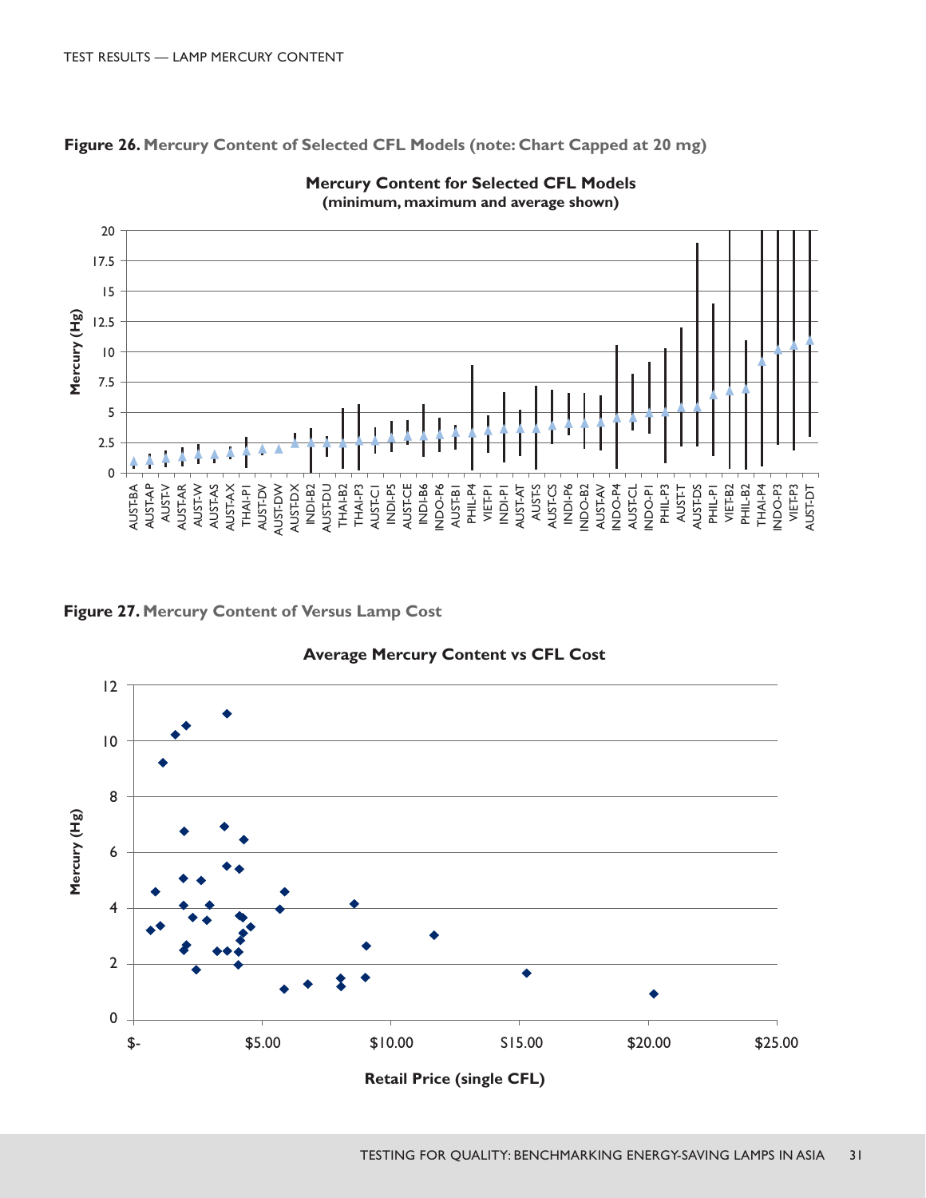Figure 26. Mercury Content of Selected CFL Models (note: Chart Capped at 20 mg)

Figure 27. Mercury Content of Versus Lamp Cost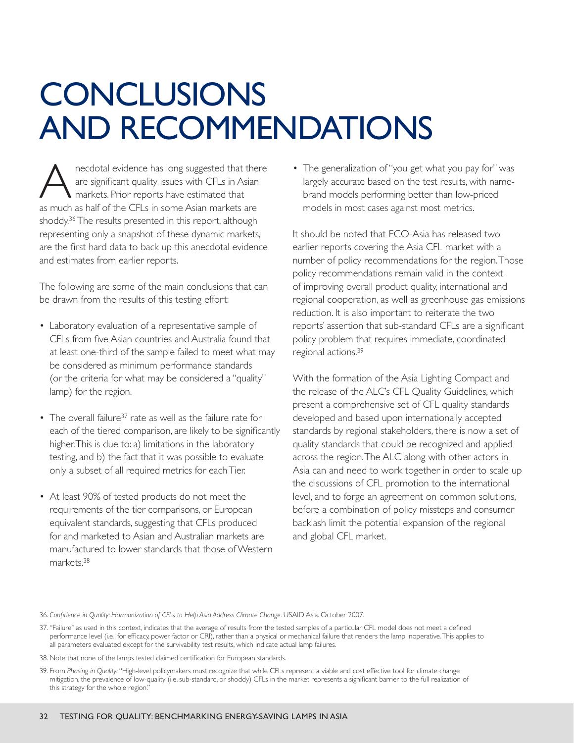# CONCLUSIONS AND RECOMMENDATIONS

Anecdotal evidence has long suggested that there are significant quality issues with CFLs in Asian markets. Prior reports have estimated that as much as half of the CFLs in some Asian markets are shoddy.[36] The results presented in this report, although representing only a snapshot of these dynamic markets, are the first hard data to back up this anecdotal evidence and estimates from earlier reports.

The following are some of the main conclusions that can be drawn from the results of this testing effort:

- Laboratory evaluation of a representative sample of CFLs from five Asian countries and Australia found that at least one-third of the sample failed to meet what may be considered as minimum performance standards (or the criteria for what may be considered a "quality" lamp) for the region.
- The overall failure[37] rate as well as the failure rate for each of the tiered comparison, are likely to be significantly higher. This is due to: a) limitations in the laboratory testing, and b) the fact that it was possible to evaluate only a subset of all required metrics for each Tier.
- At least 90% of tested products do not meet the requirements of the tier comparisons, or European equivalent standards, suggesting that CFLs produced for and marketed to Asian and Australian markets are manufactured to lower standards that those of Western markets.[38]
- The generalization of "you get what you pay for" was largely accurate based on the test results, with name-brand models performing better than low-priced models in most cases against most metrics.

It should be noted that ECO-Asia has released two earlier reports covering the Asia CFL market with a number of policy recommendations for the region. Those policy recommendations remain valid in the context of improving overall product quality, international and regional cooperation, as well as greenhouse gas emissions reduction. It is also important to reiterate the two reports' assertion that sub-standard CFLs are a significant policy problem that requires immediate, coordinated regional actions.[39]

With the formation of the Asia Lighting Compact and the release of the ALC's CFL Quality Guidelines, which present a comprehensive set of CFL quality standards developed and based upon internationally accepted standards by regional stakeholders, there is now a set of quality standards that could be recognized and applied across the region. The ALC along with other actors in Asia can and need to work together in order to scale up the discussions of CFL promotion to the international level, and to forge an agreement on common solutions, before a combination of policy missteps and consumer backlash limit the potential expansion of the regional and global CFL market.

36. *Confidence in Quality: Harmonization of CFLs to Help Asia Address Climate Change.* USAID Asia. October 2007.

37. "Failure" as used in this context, indicates that the average of results from the tested samples of a particular CFL model does not meet a defined performance level (i.e., for efficacy, power factor or CRI), rather than a physical or mechanical failure that renders the lamp inoperative. This applies to all parameters evaluated except for the survivability test results, which indicate actual lamp failures.

38. Note that none of the lamps tested claimed certification for European standards.

39. From *Phasing in Quality:* "High-level policymakers must recognize that while CFLs represent a viable and cost effective tool for climate change mitigation, the prevalence of low-quality (i.e. sub-standard, or shoddy) CFLs in the market represents a significant barrier to the full realization of this strategy for the whole region."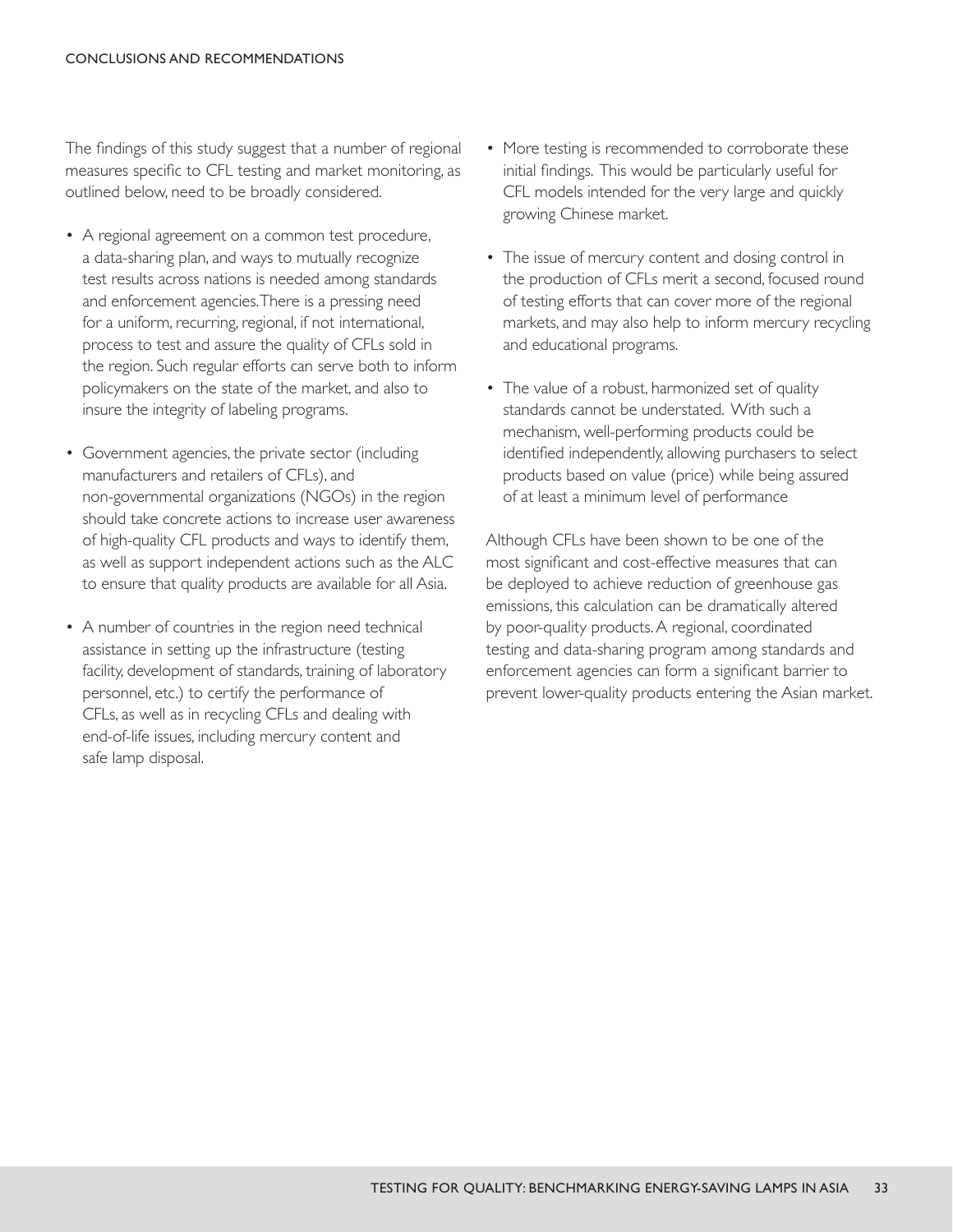The findings of this study suggest that a number of regional measures specific to CFL testing and market monitoring, as outlined below, need to be broadly considered.

- A regional agreement on a common test procedure, a data-sharing plan, and ways to mutually recognize test results across nations is needed among standards and enforcement agencies. There is a pressing need for a uniform, recurring, regional, if not international, process to test and assure the quality of CFLs sold in the region. Such regular efforts can serve both to inform policymakers on the state of the market, and also to insure the integrity of labeling programs.
- Government agencies, the private sector (including manufacturers and retailers of CFLs), and non-governmental organizations (NGOs) in the region should take concrete actions to increase user awareness of high-quality CFL products and ways to identify them, as well as support independent actions such as the ALC to ensure that quality products are available for all Asia.
- A number of countries in the region need technical assistance in setting up the infrastructure (testing facility, development of standards, training of laboratory personnel, etc.) to certify the performance of CFLs, as well as in recycling CFLs and dealing with end-of-life issues, including mercury content and safe lamp disposal.
- More testing is recommended to corroborate these initial findings. This would be particularly useful for CFL models intended for the very large and quickly growing Chinese market.
- The issue of mercury content and dosing control in the production of CFLs merit a second, focused round of testing efforts that can cover more of the regional markets, and may also help to inform mercury recycling and educational programs.
- The value of a robust, harmonized set of quality standards cannot be understated. With such a mechanism, well-performing products could be identified independently, allowing purchasers to select products based on value (price) while being assured of at least a minimum level of performance

Although CFLs have been shown to be one of the most significant and cost-effective measures that can be deployed to achieve reduction of greenhouse gas emissions, this calculation can be dramatically altered by poor-quality products. A regional, coordinated testing and data-sharing program among standards and enforcement agencies can form a significant barrier to prevent lower-quality products entering the Asian market.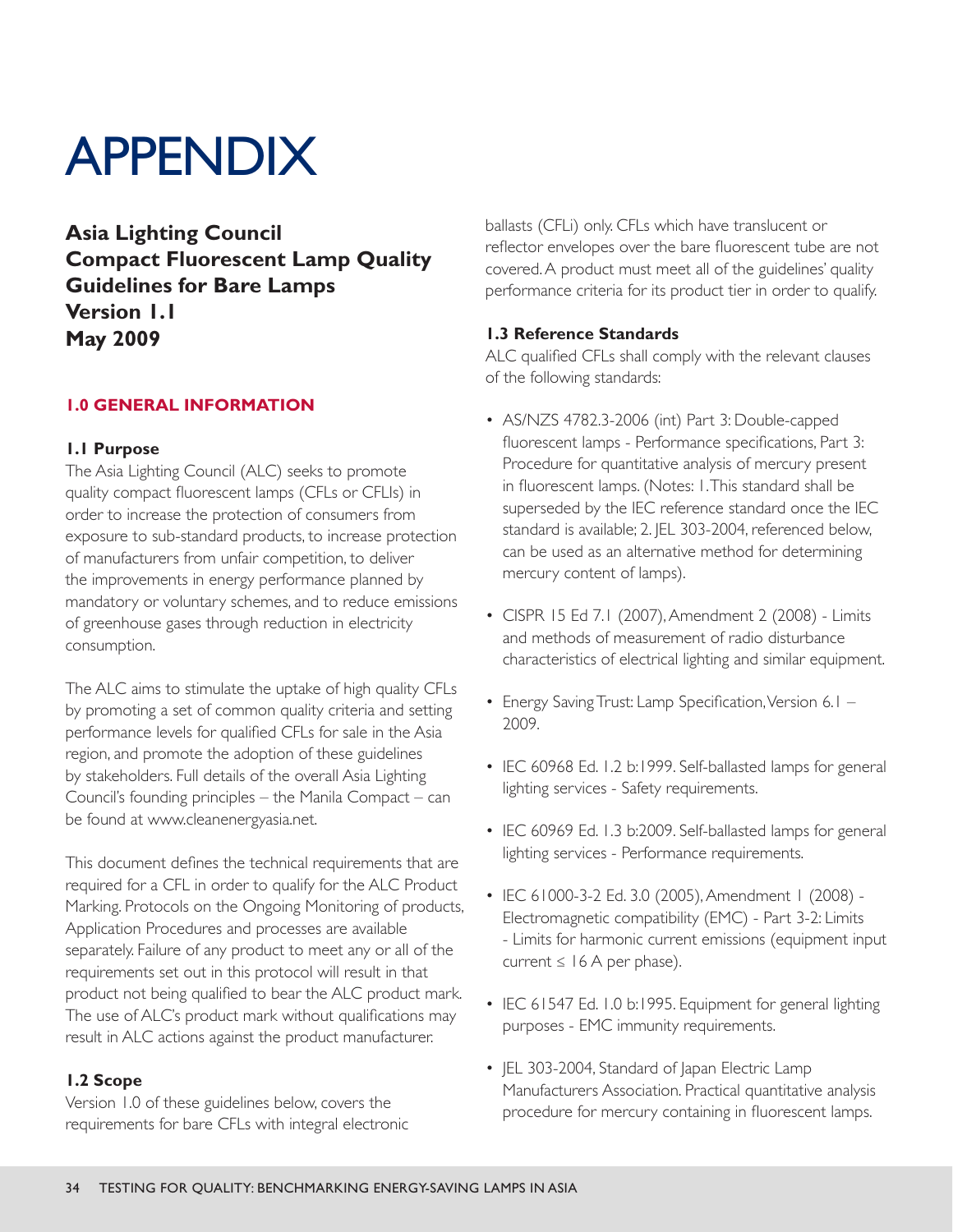# APPENDIX

## Asia Lighting Council Compact Fluorescent Lamp Quality Guidelines for Bare Lamps Version 1.1 May 2009

### 1.0 GENERAL INFORMATION

#### 1.1 Purpose

The Asia Lighting Council (ALC) seeks to promote quality compact fluorescent lamps (CFLs or CFLIs) in order to increase the protection of consumers from exposure to sub-standard products, to increase protection of manufacturers from unfair competition, to deliver the improvements in energy performance planned by mandatory or voluntary schemes, and to reduce emissions of greenhouse gases through reduction in electricity consumption.

The ALC aims to stimulate the uptake of high quality CFLs by promoting a set of common quality criteria and setting performance levels for qualified CFLs for sale in the Asia region, and promote the adoption of these guidelines by stakeholders. Full details of the overall Asia Lighting Council's founding principles – the Manila Compact – can be found at www.cleanenergyasia.net.

This document defines the technical requirements that are required for a CFL in order to qualify for the ALC Product Marking. Protocols on the Ongoing Monitoring of products, Application Procedures and processes are available separately. Failure of any product to meet any or all of the requirements set out in this protocol will result in that product not being qualified to bear the ALC product mark. The use of ALC's product mark without qualifications may result in ALC actions against the product manufacturer.

#### 1.2 Scope

Version 1.0 of these guidelines below, covers the requirements for bare CFLs with integral electronic ballasts (CFLi) only. CFLs which have translucent or reflector envelopes over the bare fluorescent tube are not covered. A product must meet all of the guidelines' quality performance criteria for its product tier in order to qualify.

#### 1.3 Reference Standards

ALC qualified CFLs shall comply with the relevant clauses of the following standards:

- AS/NZS 4782.3-2006 (int) Part 3: Double-capped fluorescent lamps - Performance specifications, Part 3: Procedure for quantitative analysis of mercury present in fluorescent lamps. (Notes: 1. This standard shall be superseded by the IEC reference standard once the IEC standard is available; 2. JEL 303-2004, referenced below, can be used as an alternative method for determining mercury content of lamps).
- CISPR 15 Ed 7.1 (2007), Amendment 2 (2008) - Limits and methods of measurement of radio disturbance characteristics of electrical lighting and similar equipment.
- Energy Saving Trust: Lamp Specification, Version 6.1 – 2009.
- IEC 60968 Ed. 1.2 b:1999. Self-ballasted lamps for general lighting services - Safety requirements.
- IEC 60969 Ed. 1.3 b:2009. Self-ballasted lamps for general lighting services - Performance requirements.
- IEC 61000-3-2 Ed. 3.0 (2005), Amendment 1 (2008) - Electromagnetic compatibility (EMC) - Part 3-2: Limits - Limits for harmonic current emissions (equipment input current ≤ 16 A per phase).
- IEC 61547 Ed. 1.0 b:1995. Equipment for general lighting purposes - EMC immunity requirements.
- JEL 303-2004, Standard of Japan Electric Lamp Manufacturers Association. Practical quantitative analysis procedure for mercury containing in fluorescent lamps.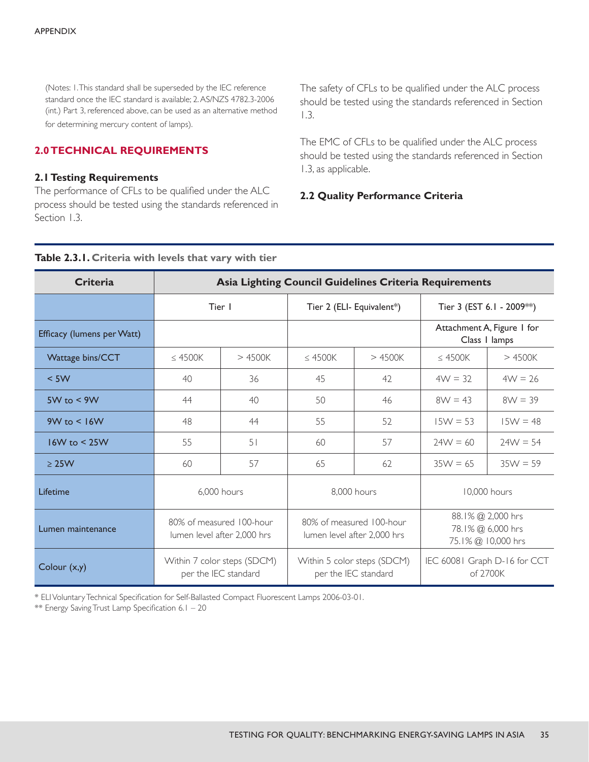(Notes: 1. This standard shall be superseded by the IEC reference standard once the IEC standard is available; 2. AS/NZS 4782.3-2006 (int.) Part 3, referenced above, can be used as an alternative method for determining mercury content of lamps).

## 2.0 TECHNICAL REQUIREMENTS

### 2.1 Testing Requirements

The performance of CFLs to be qualified under the ALC process should be tested using the standards referenced in Section 1.3.

The safety of CFLs to be qualified under the ALC process should be tested using the standards referenced in Section 1.3.

The EMC of CFLs to be qualified under the ALC process should be tested using the standards referenced in Section 1.3, as applicable.

### 2.2 Quality Performance Criteria

**Table 2.3.1. Criteria with levels that vary with tier**

| Criteria | Asia Lighting Council Guidelines Criteria Requirements | | | | | |
|---|---|---|---|---|---|---|
| | Tier 1 | | Tier 2 (ELI- Equivalent*) | | Tier 3 (EST 6.1 - 2009**) | |
| Efficacy (lumens per Watt) | | | | | Attachment A, Figure 1 for Class 1 lamps | |
| Wattage bins/CCT | ≤ 4500K | > 4500K | ≤ 4500K | > 4500K | ≤ 4500K | > 4500K |
| < 5W | 40 | 36 | 45 | 42 | 4W = 32 | 4W = 26 |
| 5W to < 9W | 44 | 40 | 50 | 46 | 8W = 43 | 8W = 39 |
| 9W to < 16W | 48 | 44 | 55 | 52 | 15W = 53 | 15W = 48 |
| 16W to < 25W | 55 | 51 | 60 | 57 | 24W = 60 | 24W = 54 |
| ≥ 25W | 60 | 57 | 65 | 62 | 35W = 65 | 35W = 59 |
| Lifetime | 6,000 hours | | 8,000 hours | | 10,000 hours | |
| Lumen maintenance | 80% of measured 100-hour lumen level after 2,000 hrs | | 80% of measured 100-hour lumen level after 2,000 hrs | | 88.1% @ 2,000 hrs<br>78.1% @ 6,000 hrs<br>75.1% @ 10,000 hrs | |
| Colour (x,y) | Within 7 color steps (SDCM) per the IEC standard | | Within 5 color steps (SDCM) per the IEC standard | | IEC 60081 Graph D-16 for CCT of 2700K | |

* ELI Voluntary Technical Specification for Self-Ballasted Compact Fluorescent Lamps 2006-03-01.

** Energy Saving Trust Lamp Specification 6.1 – 20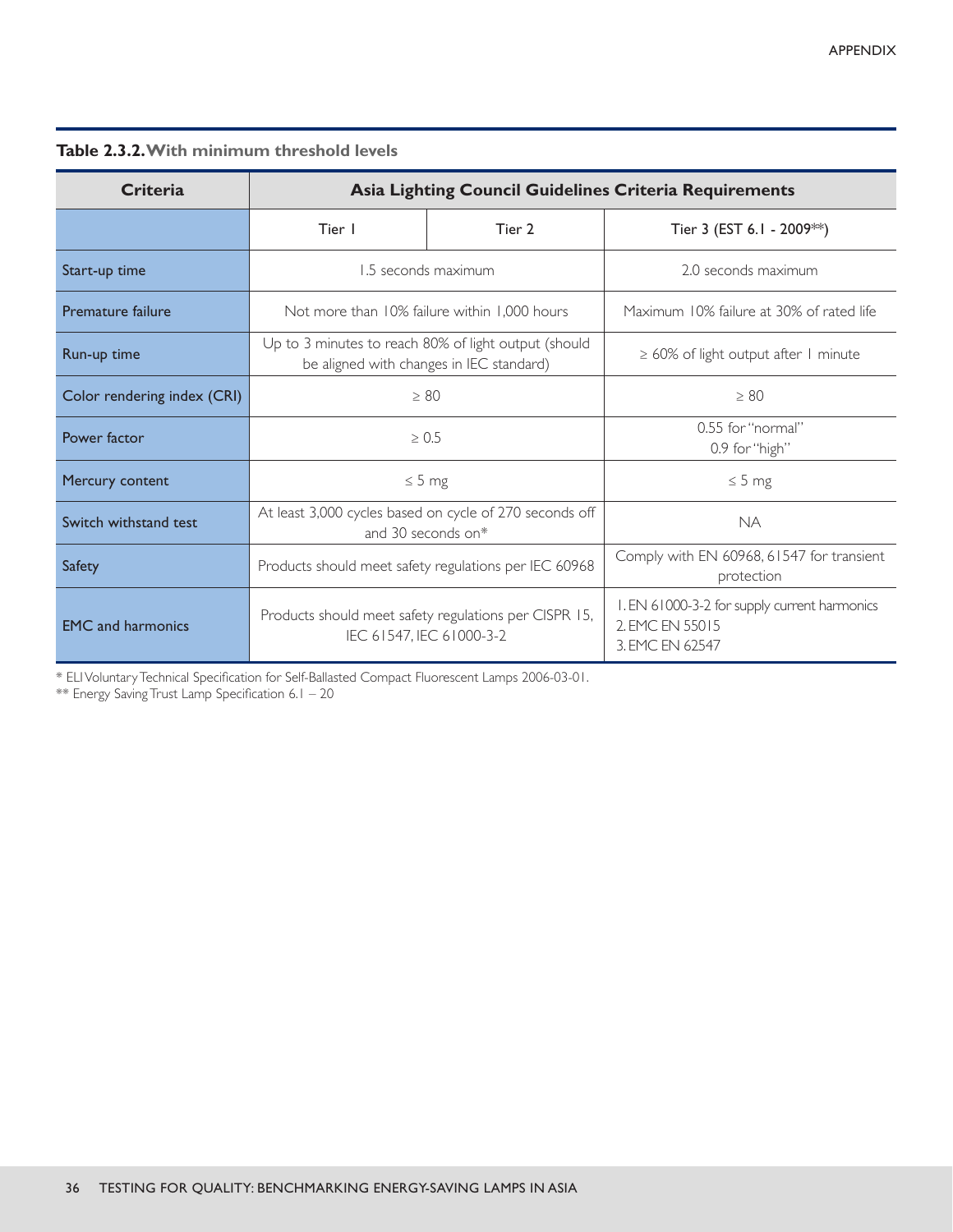**Table 2.3.2. With minimum threshold levels**

| Criteria | Asia Lighting Council Guidelines Criteria Requirements | | |
|---|---|---|---|
| | Tier 1 | Tier 2 | Tier 3 (EST 6.1 - 2009**) |
| Start-up time | 1.5 seconds maximum | | 2.0 seconds maximum |
| Premature failure | Not more than 10% failure within 1,000 hours | | Maximum 10% failure at 30% of rated life |
| Run-up time | Up to 3 minutes to reach 80% of light output (should be aligned with changes in IEC standard) | | ≥ 60% of light output after 1 minute |
| Color rendering index (CRI) | ≥ 80 | | ≥ 80 |
| Power factor | ≥ 0.5 | | 0.55 for "normal"<br>0.9 for "high" |
| Mercury content | ≤ 5 mg | | ≤ 5 mg |
| Switch withstand test | At least 3,000 cycles based on cycle of 270 seconds off and 30 seconds on* | | NA |
| Safety | Products should meet safety regulations per IEC 60968 | | Comply with EN 60968, 61547 for transient protection |
| EMC and harmonics | Products should meet safety regulations per CISPR 15, IEC 61547, IEC 61000-3-2 | | 1. EN 61000-3-2 for supply current harmonics<br>2. EMC EN 55015<br>3. EMC EN 62547 |

\* ELI Voluntary Technical Specification for Self-Ballasted Compact Fluorescent Lamps 2006-03-01.
** Energy Saving Trust Lamp Specification 6.1 – 20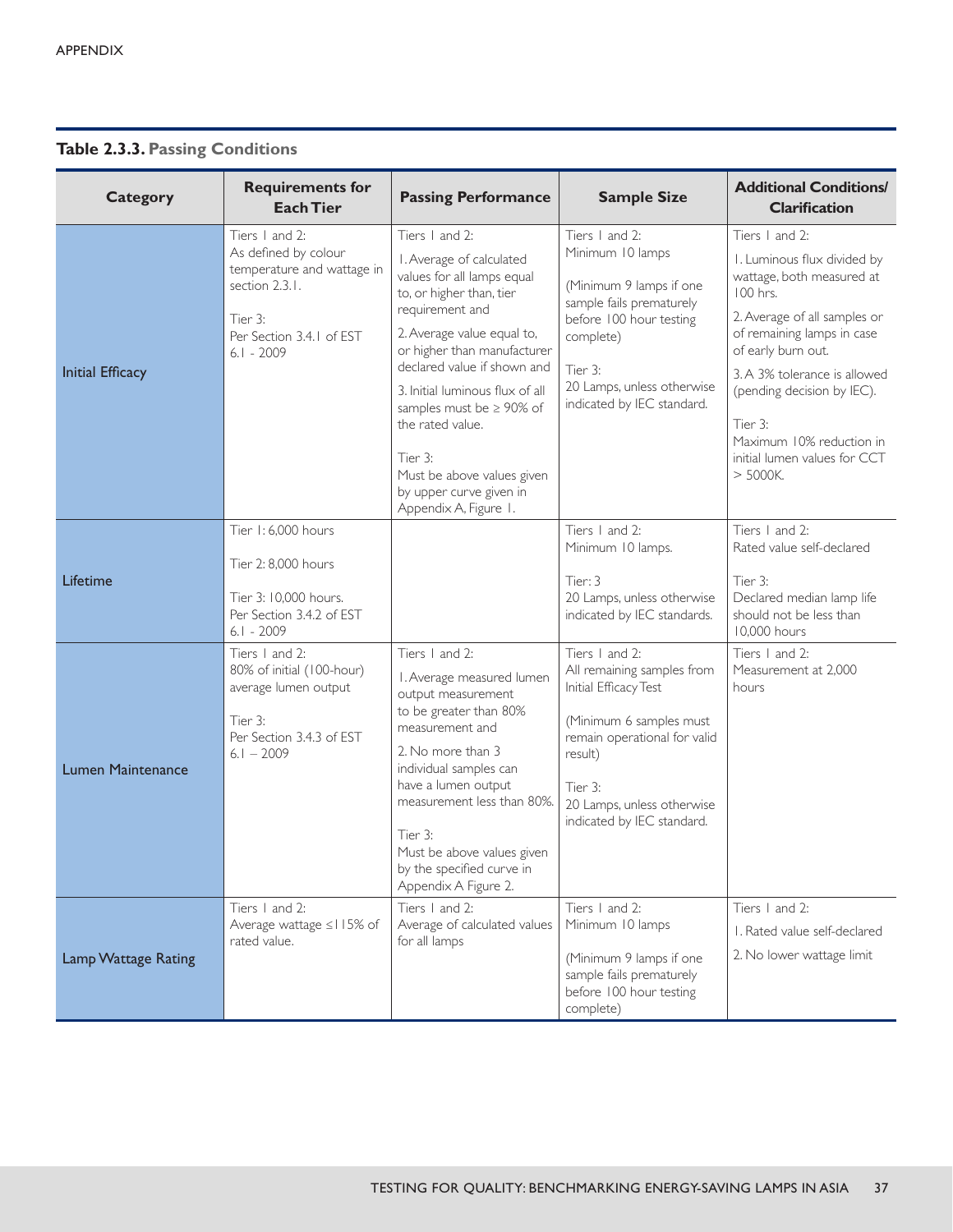**Table 2.3.3. Passing Conditions**

| Category | Requirements for Each Tier | Passing Performance | Sample Size | Additional Conditions/ Clarification |
|---|---|---|---|---|
| Initial Efficacy | Tiers 1 and 2: As defined by colour temperature and wattage in section 2.3.1.<br><br>Tier 3: Per Section 3.4.1 of EST 6.1 - 2009 | Tiers 1 and 2:<br>1. Average of calculated values for all lamps equal to, or higher than, tier requirement and<br>2. Average value equal to, or higher than manufacturer declared value if shown and<br>3. Initial luminous flux of all samples must be ≥ 90% of the rated value.<br><br>Tier 3: Must be above values given by upper curve given in Appendix A, Figure 1. | Tiers 1 and 2: Minimum 10 lamps<br><br>(Minimum 9 lamps if one sample fails prematurely before 100 hour testing complete)<br><br>Tier 3: 20 Lamps, unless otherwise indicated by IEC standard. | Tiers 1 and 2:<br>1. Luminous flux divided by wattage, both measured at 100 hrs.<br>2. Average of all samples or of remaining lamps in case of early burn out.<br>3. A 3% tolerance is allowed (pending decision by IEC).<br><br>Tier 3: Maximum 10% reduction in initial lumen values for CCT > 5000K. |
| Lifetime | Tier 1: 6,000 hours<br><br>Tier 2: 8,000 hours<br><br>Tier 3: 10,000 hours. Per Section 3.4.2 of EST 6.1 - 2009 | | Tiers 1 and 2: Minimum 10 lamps.<br><br>Tier: 3 20 Lamps, unless otherwise indicated by IEC standards. | Tiers 1 and 2: Rated value self-declared<br><br>Tier 3: Declared median lamp life should not be less than 10,000 hours |
| Lumen Maintenance | Tiers 1 and 2: 80% of initial (100-hour) average lumen output<br><br>Tier 3: Per Section 3.4.3 of EST 6.1 – 2009 | Tiers 1 and 2:<br>1. Average measured lumen output measurement to be greater than 80% measurement and<br>2. No more than 3 individual samples can have a lumen output measurement less than 80%.<br><br>Tier 3: Must be above values given by the specified curve in Appendix A Figure 2. | Tiers 1 and 2: All remaining samples from Initial Efficacy Test<br><br>(Minimum 6 samples must remain operational for valid result)<br><br>Tier 3: 20 Lamps, unless otherwise indicated by IEC standard. | Tiers 1 and 2: Measurement at 2,000 hours |
| Lamp Wattage Rating | Tiers 1 and 2: Average wattage ≤115% of rated value. | Tiers 1 and 2: Average of calculated values for all lamps | Tiers 1 and 2: Minimum 10 lamps<br><br>(Minimum 9 lamps if one sample fails prematurely before 100 hour testing complete) | Tiers 1 and 2:<br>1. Rated value self-declared<br>2. No lower wattage limit |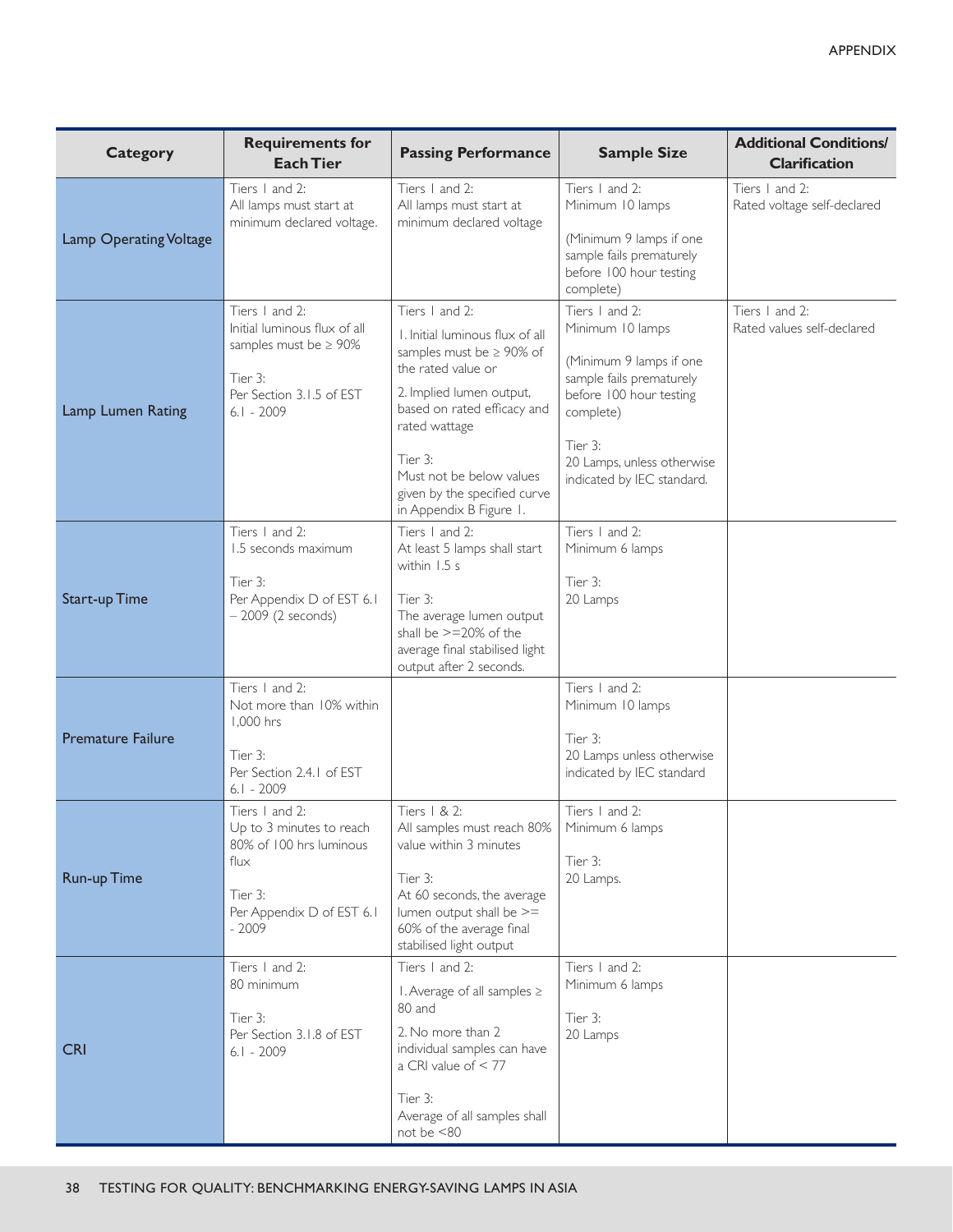| Category | Requirements for Each Tier | Passing Performance | Sample Size | Additional Conditions/ Clarification |
|---|---|---|---|---|
| Lamp Operating Voltage | Tiers 1 and 2:<br>All lamps must start at minimum declared voltage. | Tiers 1 and 2:<br>All lamps must start at minimum declared voltage | Tiers 1 and 2:<br>Minimum 10 lamps<br><br>(Minimum 9 lamps if one sample fails prematurely before 100 hour testing complete) | Tiers 1 and 2:<br>Rated voltage self-declared |
| Lamp Lumen Rating | Tiers 1 and 2:<br>Initial luminous flux of all samples must be ≥ 90%<br><br>Tier 3:<br>Per Section 3.1.5 of EST 6.1 - 2009 | Tiers 1 and 2:<br>1. Initial luminous flux of all samples must be ≥ 90% of the rated value or<br>2. Implied lumen output, based on rated efficacy and rated wattage<br><br>Tier 3:<br>Must not be below values given by the specified curve in Appendix B Figure 1. | Tiers 1 and 2:<br>Minimum 10 lamps<br><br>(Minimum 9 lamps if one sample fails prematurely before 100 hour testing complete)<br><br>Tier 3:<br>20 Lamps, unless otherwise indicated by IEC standard. | Tiers 1 and 2:<br>Rated values self-declared |
| Start-up Time | Tiers 1 and 2:<br>1.5 seconds maximum<br><br>Tier 3:<br>Per Appendix D of EST 6.1 – 2009 (2 seconds) | Tiers 1 and 2:<br>At least 5 lamps shall start within 1.5 s<br><br>Tier 3:<br>The average lumen output shall be >=20% of the average final stabilised light output after 2 seconds. | Tiers 1 and 2:<br>Minimum 6 lamps<br><br>Tier 3:<br>20 Lamps | |
| Premature Failure | Tiers 1 and 2:<br>Not more than 10% within 1,000 hrs<br><br>Tier 3:<br>Per Section 2.4.1 of EST 6.1 - 2009 | | Tiers 1 and 2:<br>Minimum 10 lamps<br><br>Tier 3:<br>20 Lamps unless otherwise indicated by IEC standard | |
| Run-up Time | Tiers 1 and 2:<br>Up to 3 minutes to reach 80% of 100 hrs luminous flux<br><br>Tier 3:<br>Per Appendix D of EST 6.1 - 2009 | Tiers 1 & 2:<br>All samples must reach 80% value within 3 minutes<br><br>Tier 3:<br>At 60 seconds, the average lumen output shall be >= 60% of the average final stabilised light output | Tiers 1 and 2:<br>Minimum 6 lamps<br><br>Tier 3:<br>20 Lamps. | |
| CRI | Tiers 1 and 2:<br>80 minimum<br><br>Tier 3:<br>Per Section 3.1.8 of EST 6.1 - 2009 | Tiers 1 and 2:<br>1. Average of all samples ≥ 80 and<br>2. No more than 2 individual samples can have a CRI value of < 77<br><br>Tier 3:<br>Average of all samples shall not be <80 | Tiers 1 and 2:<br>Minimum 6 lamps<br><br>Tier 3:<br>20 Lamps | |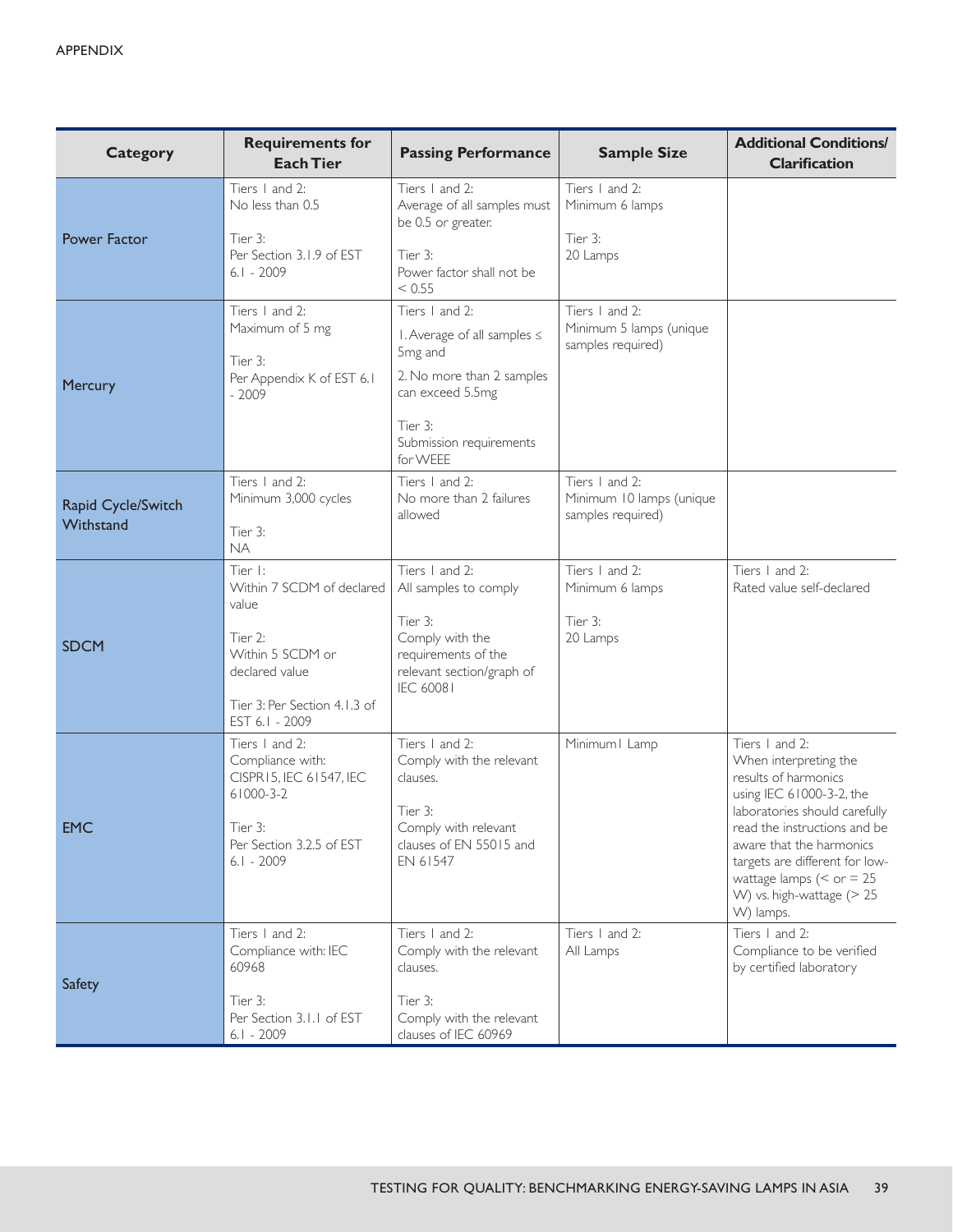APPENDIX

| Category | Requirements for Each Tier | Passing Performance | Sample Size | Additional Conditions/ Clarification |
|---|---|---|---|---|
| Power Factor | Tiers 1 and 2: No less than 0.5<br><br>Tier 3: Per Section 3.1.9 of EST 6.1 - 2009 | Tiers 1 and 2: Average of all samples must be 0.5 or greater.<br><br>Tier 3: Power factor shall not be < 0.55 | Tiers 1 and 2: Minimum 6 lamps<br><br>Tier 3: 20 Lamps | |
| Mercury | Tiers 1 and 2: Maximum of 5 mg<br><br>Tier 3: Per Appendix K of EST 6.1 - 2009 | Tiers 1 and 2:<br>1. Average of all samples ≤ 5mg and<br>2. No more than 2 samples can exceed 5.5mg<br><br>Tier 3: Submission requirements for WEEE | Tiers 1 and 2: Minimum 5 lamps (unique samples required) | |
| Rapid Cycle/Switch Withstand | Tiers 1 and 2: Minimum 3,000 cycles<br><br>Tier 3: NA | Tiers 1 and 2: No more than 2 failures allowed | Tiers 1 and 2: Minimum 10 lamps (unique samples required) | |
| SDCM | Tier 1: Within 7 SCDM of declared value<br><br>Tier 2: Within 5 SCDM or declared value<br><br>Tier 3: Per Section 4.1.3 of EST 6.1 - 2009 | Tiers 1 and 2: All samples to comply<br><br>Tier 3: Comply with the requirements of the relevant section/graph of IEC 60081 | Tiers 1 and 2: Minimum 6 lamps<br><br>Tier 3: 20 Lamps | Tiers 1 and 2: Rated value self-declared |
| EMC | Tiers 1 and 2: Compliance with: CISPR15, IEC 61547, IEC 61000-3-2<br><br>Tier 3: Per Section 3.2.5 of EST 6.1 - 2009 | Tiers 1 and 2: Comply with the relevant clauses.<br><br>Tier 3: Comply with relevant clauses of EN 55015 and EN 61547 | Minimum1 Lamp | Tiers 1 and 2: When interpreting the results of harmonics using IEC 61000-3-2, the laboratories should carefully read the instructions and be aware that the harmonics targets are different for low-wattage lamps (< or = 25 W) vs. high-wattage (> 25 W) lamps. |
| Safety | Tiers 1 and 2: Compliance with: IEC 60968<br><br>Tier 3: Per Section 3.1.1 of EST 6.1 - 2009 | Tiers 1 and 2: Comply with the relevant clauses.<br><br>Tier 3: Comply with the relevant clauses of IEC 60969 | Tiers 1 and 2: All Lamps | Tiers 1 and 2: Compliance to be verified by certified laboratory |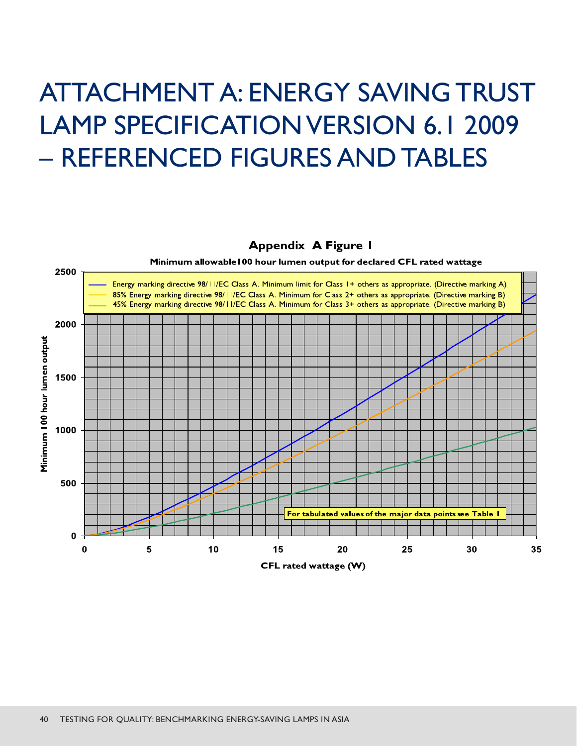# ATTACHMENT A: ENERGY SAVING TRUST LAMP SPECIFICATION VERSION 6.1 2009 – REFERENCED FIGURES AND TABLES

**Appendix A Figure 1**

**Minimum allowable100 hour lumen output for declared CFL rated wattage**

- Energy marking directive 98/11/EC Class A. Minimum limit for Class 1+ others as appropriate. (Directive marking A)
- 85% Energy marking directive 98/11/EC Class A. Minimum for Class 2+ others as appropriate. (Directive marking B)
- 45% Energy marking directive 98/11/EC Class A. Minimum for Class 3+ others as appropriate. (Directive marking B)

For tabulated values of the major data points see Table 1

Y-axis: Minimum 100 hour lumen output (0–2500)

X-axis: CFL rated wattage (W) (0–35)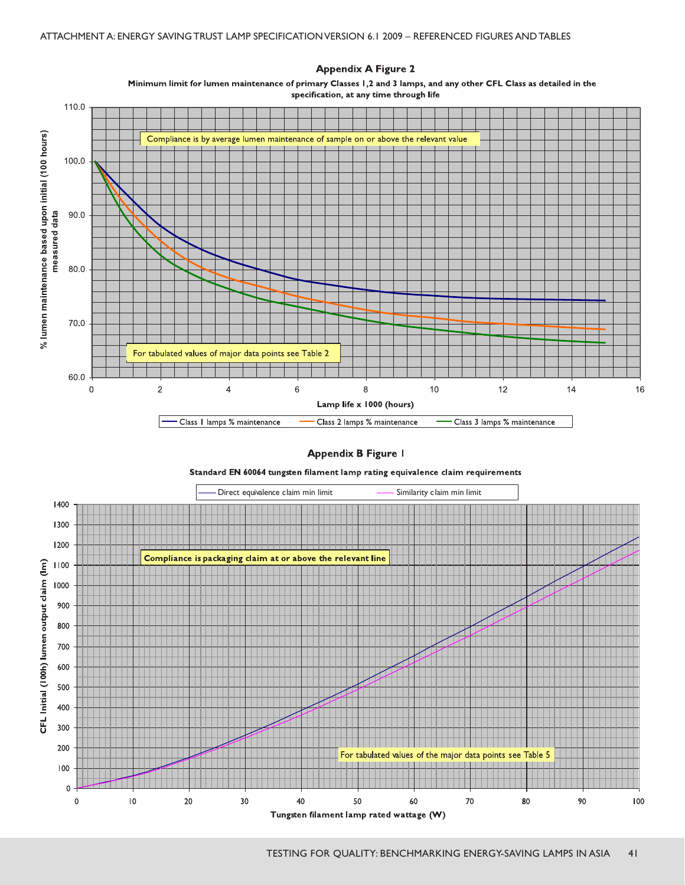Appendix A Figure 2

Minimum limit for lumen maintenance of primary Classes 1,2 and 3 lamps, and any other CFL Class as detailed in the specification, at any time through life

Compliance is by average lumen maintenance of sample on or above the relevant value

For tabulated values of major data points see Table 2

% lumen maintenance based upon initial (100 hours) measured data

Lamp life x 1000 (hours)

Class 1 lamps % maintenance — Class 2 lamps % maintenance — Class 3 lamps % maintenance

Appendix B Figure 1

Standard EN 60064 tungsten filament lamp rating equivalence claim requirements

Direct equivalence claim min limit — Similarity claim min limit

Compliance is packaging claim at or above the relevant line

For tabulated values of the major data points see Table 5

CFL Initial (100h) lumen output claim (lm)

Tungsten filament lamp rated wattage (W)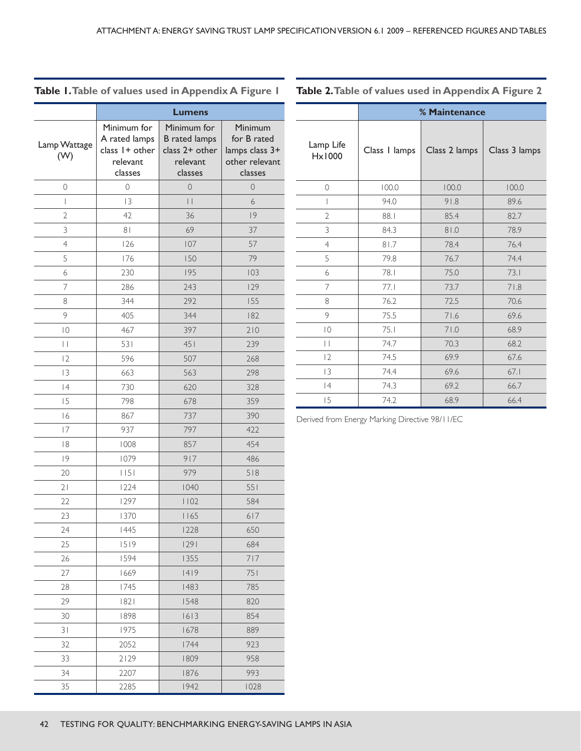ATTACHMENT A: ENERGY SAVING TRUST LAMP SPECIFICATION VERSION 6.1 2009 – REFERENCED FIGURES AND TABLES

**Table 1. Table of values used in Appendix A Figure 1**

| | Lumens | | |
|---|---|---|---|
| Lamp Wattage (W) | Minimum for A rated lamps class 1+ other relevant classes | Minimum for B rated lamps class 2+ other relevant classes | Minimum for B rated lamps class 3+ other relevant classes |
| 0 | 0 | 0 | 0 |
| 1 | 13 | 11 | 6 |
| 2 | 42 | 36 | 19 |
| 3 | 81 | 69 | 37 |
| 4 | 126 | 107 | 57 |
| 5 | 176 | 150 | 79 |
| 6 | 230 | 195 | 103 |
| 7 | 286 | 243 | 129 |
| 8 | 344 | 292 | 155 |
| 9 | 405 | 344 | 182 |
| 10 | 467 | 397 | 210 |
| 11 | 531 | 451 | 239 |
| 12 | 596 | 507 | 268 |
| 13 | 663 | 563 | 298 |
| 14 | 730 | 620 | 328 |
| 15 | 798 | 678 | 359 |
| 16 | 867 | 737 | 390 |
| 17 | 937 | 797 | 422 |
| 18 | 1008 | 857 | 454 |
| 19 | 1079 | 917 | 486 |
| 20 | 1151 | 979 | 518 |
| 21 | 1224 | 1040 | 551 |
| 22 | 1297 | 1102 | 584 |
| 23 | 1370 | 1165 | 617 |
| 24 | 1445 | 1228 | 650 |
| 25 | 1519 | 1291 | 684 |
| 26 | 1594 | 1355 | 717 |
| 27 | 1669 | 1419 | 751 |
| 28 | 1745 | 1483 | 785 |
| 29 | 1821 | 1548 | 820 |
| 30 | 1898 | 1613 | 854 |
| 31 | 1975 | 1678 | 889 |
| 32 | 2052 | 1744 | 923 |
| 33 | 2129 | 1809 | 958 |
| 34 | 2207 | 1876 | 993 |
| 35 | 2285 | 1942 | 1028 |

**Table 2. Table of values used in Appendix A Figure 2**

| | % Maintenance | | |
|---|---|---|---|
| Lamp Life Hx1000 | Class 1 lamps | Class 2 lamps | Class 3 lamps |
| 0 | 100.0 | 100.0 | 100.0 |
| 1 | 94.0 | 91.8 | 89.6 |
| 2 | 88.1 | 85.4 | 82.7 |
| 3 | 84.3 | 81.0 | 78.9 |
| 4 | 81.7 | 78.4 | 76.4 |
| 5 | 79.8 | 76.7 | 74.4 |
| 6 | 78.1 | 75.0 | 73.1 |
| 7 | 77.1 | 73.7 | 71.8 |
| 8 | 76.2 | 72.5 | 70.6 |
| 9 | 75.5 | 71.6 | 69.6 |
| 10 | 75.1 | 71.0 | 68.9 |
| 11 | 74.7 | 70.3 | 68.2 |
| 12 | 74.5 | 69.9 | 67.6 |
| 13 | 74.4 | 69.6 | 67.1 |
| 14 | 74.3 | 69.2 | 66.7 |
| 15 | 74.2 | 68.9 | 66.4 |

Derived from Energy Marking Directive 98/11/EC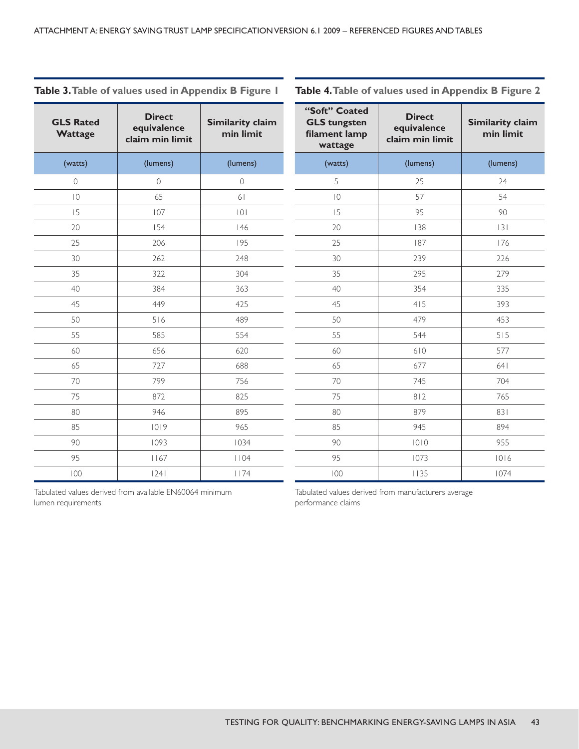ATTACHMENT A: ENERGY SAVING TRUST LAMP SPECIFICATION VERSION 6.1 2009 – REFERENCED FIGURES AND TABLES

**Table 3. Table of values used in Appendix B Figure 1**

| GLS Rated Wattage | Direct equivalence claim min limit | Similarity claim min limit |
|---|---|---|
| (watts) | (lumens) | (lumens) |
| 0 | 0 | 0 |
| 10 | 65 | 61 |
| 15 | 107 | 101 |
| 20 | 154 | 146 |
| 25 | 206 | 195 |
| 30 | 262 | 248 |
| 35 | 322 | 304 |
| 40 | 384 | 363 |
| 45 | 449 | 425 |
| 50 | 516 | 489 |
| 55 | 585 | 554 |
| 60 | 656 | 620 |
| 65 | 727 | 688 |
| 70 | 799 | 756 |
| 75 | 872 | 825 |
| 80 | 946 | 895 |
| 85 | 1019 | 965 |
| 90 | 1093 | 1034 |
| 95 | 1167 | 1104 |
| 100 | 1241 | 1174 |

Tabulated values derived from available EN60064 minimum lumen requirements

**Table 4. Table of values used in Appendix B Figure 2**

| "Soft" Coated GLS tungsten filament lamp wattage | Direct equivalence claim min limit | Similarity claim min limit |
|---|---|---|
| (watts) | (lumens) | (lumens) |
| 5 | 25 | 24 |
| 10 | 57 | 54 |
| 15 | 95 | 90 |
| 20 | 138 | 131 |
| 25 | 187 | 176 |
| 30 | 239 | 226 |
| 35 | 295 | 279 |
| 40 | 354 | 335 |
| 45 | 415 | 393 |
| 50 | 479 | 453 |
| 55 | 544 | 515 |
| 60 | 610 | 577 |
| 65 | 677 | 641 |
| 70 | 745 | 704 |
| 75 | 812 | 765 |
| 80 | 879 | 831 |
| 85 | 945 | 894 |
| 90 | 1010 | 955 |
| 95 | 1073 | 1016 |
| 100 | 1135 | 1074 |

Tabulated values derived from manufacturers average performance claims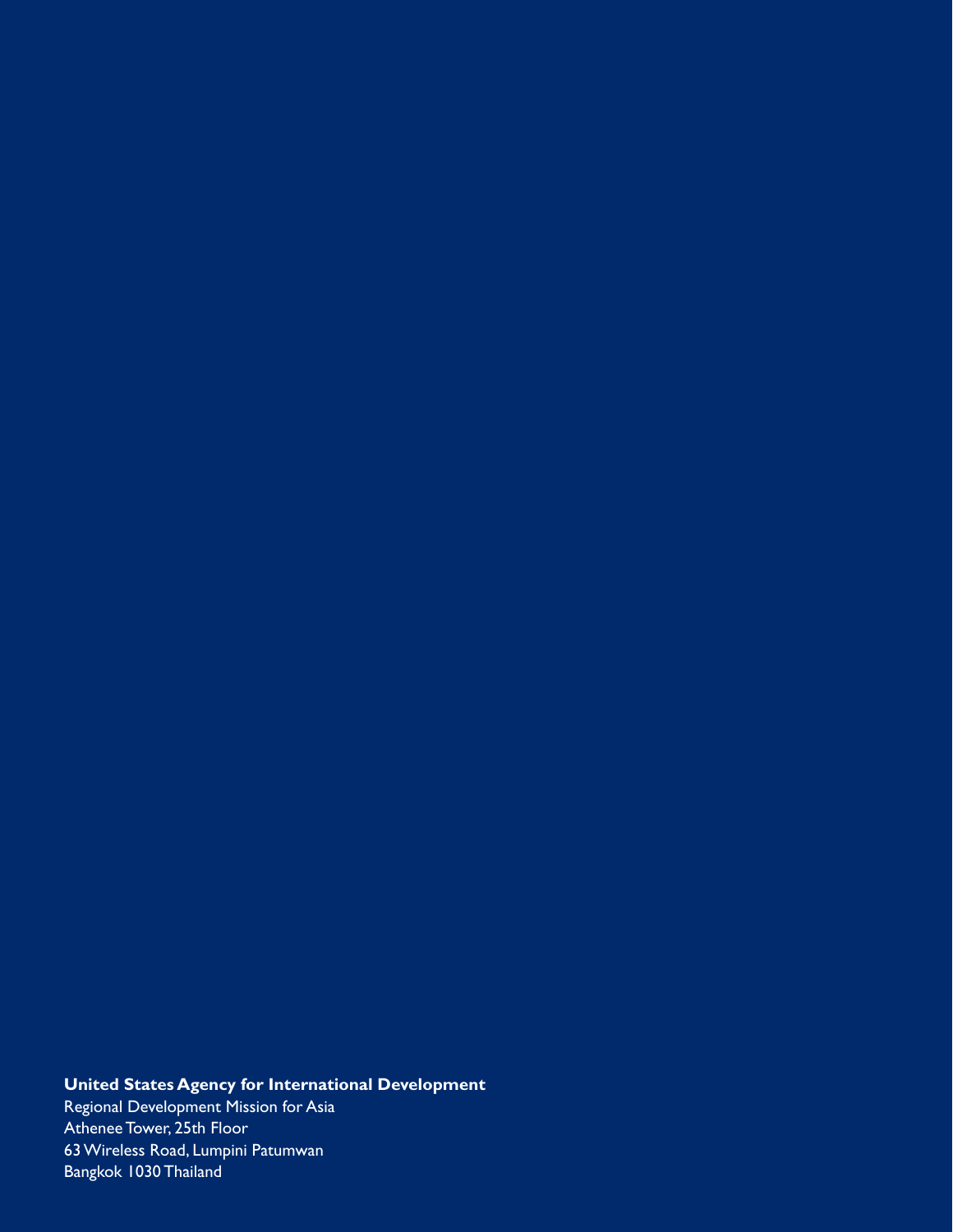**United States Agency for International Development**

Regional Development Mission for Asia
Athenee Tower, 25th Floor
63 Wireless Road, Lumpini Patumwan
Bangkok 1030 Thailand